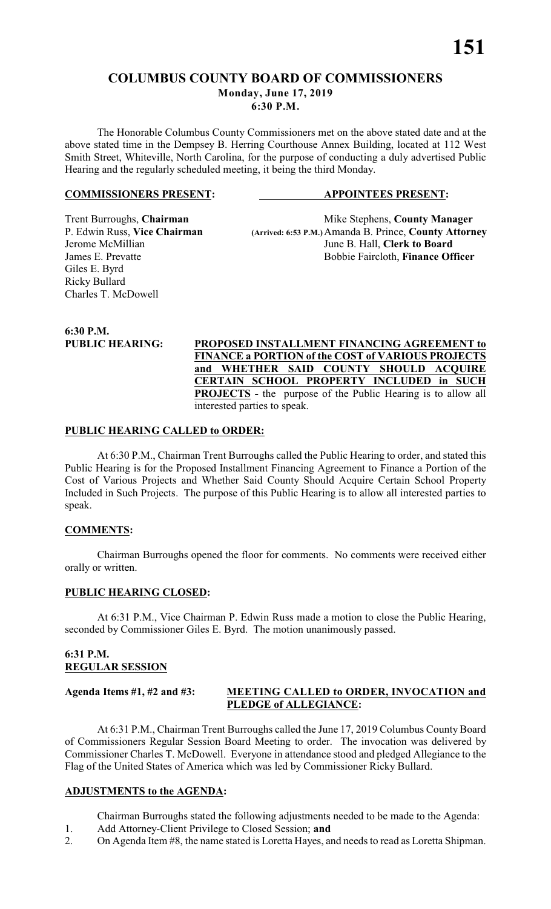# COLUMBUS COUNTY BOARD OF COMMISSIONERS

**Monday, June 17, 2019**
**6:30 P.M.**

The Honorable Columbus County Commissioners met on the above stated date and at the above stated time in the Dempsey B. Herring Courthouse Annex Building, located at 112 West Smith Street, Whiteville, North Carolina, for the purpose of conducting a duly advertised Public Hearing and the regularly scheduled meeting, it being the third Monday.

| **COMMISSIONERS PRESENT:** | **APPOINTEES PRESENT:** |
|---|---|
| Trent Burroughs, **Chairman** | Mike Stephens, **County Manager** |
| P. Edwin Russ, **Vice Chairman** | (Arrived: 6:53 P.M.) Amanda B. Prince, **County Attorney** |
| Jerome McMillian | June B. Hall, **Clerk to Board** |
| James E. Prevatte | Bobbie Faircloth, **Finance Officer** |
| Giles E. Byrd | |
| Ricky Bullard | |
| Charles T. McDowell | |

**6:30 P.M.**

**PUBLIC HEARING:** **PROPOSED INSTALLMENT FINANCING AGREEMENT to FINANCE a PORTION of the COST of VARIOUS PROJECTS and WHETHER SAID COUNTY SHOULD ACQUIRE CERTAIN SCHOOL PROPERTY INCLUDED in SUCH PROJECTS -** the purpose of the Public Hearing is to allow all interested parties to speak.

**PUBLIC HEARING CALLED to ORDER:**

At 6:30 P.M., Chairman Trent Burroughs called the Public Hearing to order, and stated this Public Hearing is for the Proposed Installment Financing Agreement to Finance a Portion of the Cost of Various Projects and Whether Said County Should Acquire Certain School Property Included in Such Projects. The purpose of this Public Hearing is to allow all interested parties to speak.

**COMMENTS:**

Chairman Burroughs opened the floor for comments. No comments were received either orally or written.

**PUBLIC HEARING CLOSED:**

At 6:31 P.M., Vice Chairman P. Edwin Russ made a motion to close the Public Hearing, seconded by Commissioner Giles E. Byrd. The motion unanimously passed.

**6:31 P.M.**
**REGULAR SESSION**

**Agenda Items #1, #2 and #3:** **MEETING CALLED to ORDER, INVOCATION and PLEDGE of ALLEGIANCE:**

At 6:31 P.M., Chairman Trent Burroughs called the June 17, 2019 Columbus County Board of Commissioners Regular Session Board Meeting to order. The invocation was delivered by Commissioner Charles T. McDowell. Everyone in attendance stood and pledged Allegiance to the Flag of the United States of America which was led by Commissioner Ricky Bullard.

**ADJUSTMENTS to the AGENDA:**

Chairman Burroughs stated the following adjustments needed to be made to the Agenda:

1. Add Attorney-Client Privilege to Closed Session; **and**
2. On Agenda Item #8, the name stated is Loretta Hayes, and needs to read as Loretta Shipman.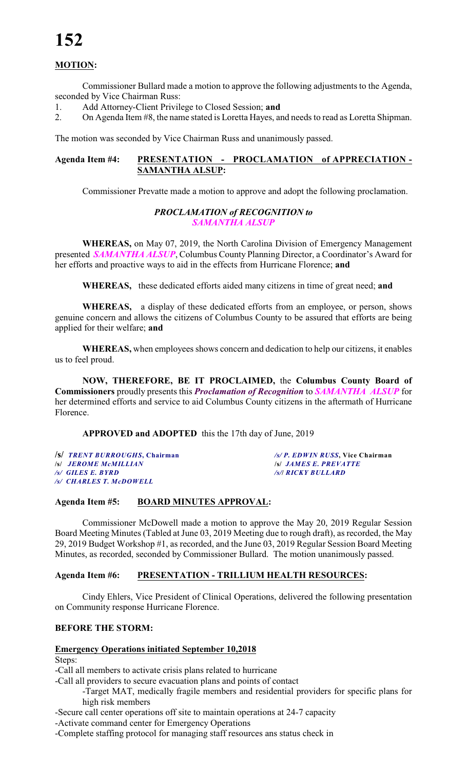**MOTION:**

Commissioner Bullard made a motion to approve the following adjustments to the Agenda, seconded by Vice Chairman Russ:

1. Add Attorney-Client Privilege to Closed Session; **and**
2. On Agenda Item #8, the name stated is Loretta Hayes, and needs to read as Loretta Shipman.

The motion was seconded by Vice Chairman Russ and unanimously passed.

**Agenda Item #4: PRESENTATION - PROCLAMATION of APPRECIATION - SAMANTHA ALSUP:**

Commissioner Prevatte made a motion to approve and adopt the following proclamation.

***PROCLAMATION of RECOGNITION to***
***SAMANTHA ALSUP***

**WHEREAS,** on May 07, 2019, the North Carolina Division of Emergency Management presented ***SAMANTHA ALSUP***, Columbus County Planning Director, a Coordinator's Award for her efforts and proactive ways to aid in the effects from Hurricane Florence; **and**

**WHEREAS,** these dedicated efforts aided many citizens in time of great need; **and**

**WHEREAS,** a display of these dedicated efforts from an employee, or person, shows genuine concern and allows the citizens of Columbus County to be assured that efforts are being applied for their welfare; **and**

**WHEREAS,** when employees shows concern and dedication to help our citizens, it enables us to feel proud.

**NOW, THEREFORE, BE IT PROCLAIMED,** the **Columbus County Board of Commissioners** proudly presents this ***Proclamation of Recognition*** to ***SAMANTHA ALSUP*** for her determined efforts and service to aid Columbus County citizens in the aftermath of Hurricane Florence.

**APPROVED and ADOPTED** this the 17th day of June, 2019

/s/ *TRENT BURROUGHS*, **Chairman** /s/ *P. EDWIN RUSS*, **Vice Chairman**
/s/ *JEROME McMILLIAN* /s/ *JAMES E. PREVATTE*
/s/ *GILES E. BYRD* /s/ *RICKY BULLARD*
/s/ *CHARLES T. McDOWELL*

**Agenda Item #5: BOARD MINUTES APPROVAL:**

Commissioner McDowell made a motion to approve the May 20, 2019 Regular Session Board Meeting Minutes (Tabled at June 03, 2019 Meeting due to rough draft), as recorded, the May 29, 2019 Budget Workshop #1, as recorded, and the June 03, 2019 Regular Session Board Meeting Minutes, as recorded, seconded by Commissioner Bullard. The motion unanimously passed.

**Agenda Item #6: PRESENTATION - TRILLIUM HEALTH RESOURCES:**

Cindy Ehlers, Vice President of Clinical Operations, delivered the following presentation on Community response Hurricane Florence.

**BEFORE THE STORM:**

**Emergency Operations initiated September 10,2018**

Steps:

- Call all members to activate crisis plans related to hurricane
- Call all providers to secure evacuation plans and points of contact
  - Target MAT, medically fragile members and residential providers for specific plans for high risk members
- Secure call center operations off site to maintain operations at 24-7 capacity
- Activate command center for Emergency Operations
- Complete staffing protocol for managing staff resources ans status check in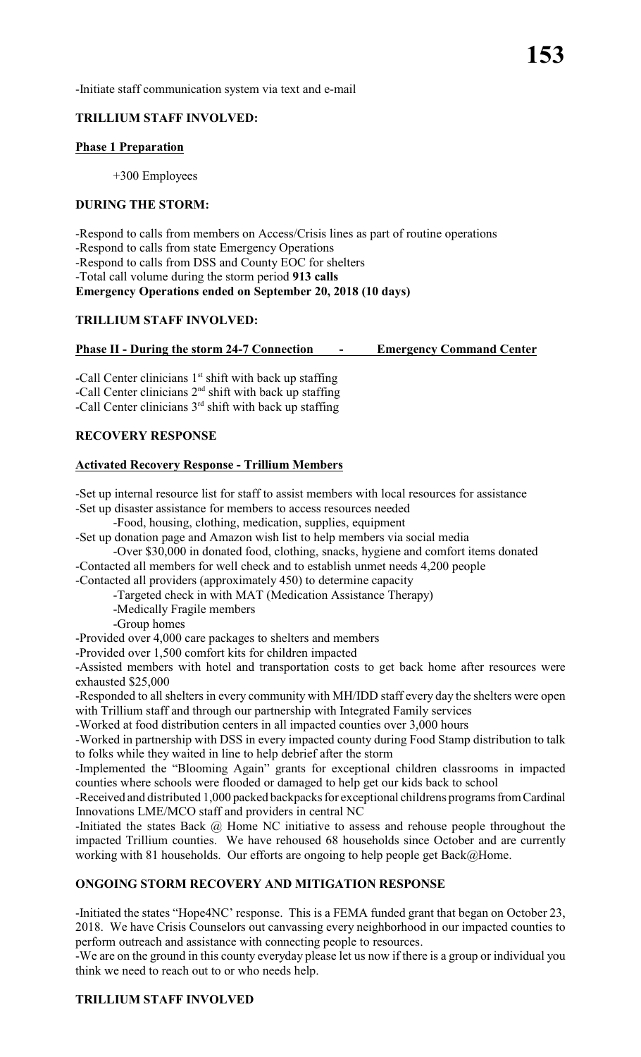-Initiate staff communication system via text and e-mail

**TRILLIUM STAFF INVOLVED:**

**Phase 1 Preparation**

+300 Employees

**DURING THE STORM:**

-Respond to calls from members on Access/Crisis lines as part of routine operations
-Respond to calls from state Emergency Operations
-Respond to calls from DSS and County EOC for shelters
-Total call volume during the storm period **913 calls**
**Emergency Operations ended on September 20, 2018 (10 days)**

**TRILLIUM STAFF INVOLVED:**

**Phase II - During the storm 24-7 Connection - Emergency Command Center**

-Call Center clinicians 1st shift with back up staffing
-Call Center clinicians 2nd shift with back up staffing
-Call Center clinicians 3rd shift with back up staffing

**RECOVERY RESPONSE**

**Activated Recovery Response - Trillium Members**

-Set up internal resource list for staff to assist members with local resources for assistance
-Set up disaster assistance for members to access resources needed
  -Food, housing, clothing, medication, supplies, equipment
-Set up donation page and Amazon wish list to help members via social media
  -Over $30,000 in donated food, clothing, snacks, hygiene and comfort items donated
-Contacted all members for well check and to establish unmet needs 4,200 people
-Contacted all providers (approximately 450) to determine capacity
  -Targeted check in with MAT (Medication Assistance Therapy)
  -Medically Fragile members
  -Group homes
-Provided over 4,000 care packages to shelters and members
-Provided over 1,500 comfort kits for children impacted
-Assisted members with hotel and transportation costs to get back home after resources were exhausted $25,000
-Responded to all shelters in every community with MH/IDD staff every day the shelters were open with Trillium staff and through our partnership with Integrated Family services
-Worked at food distribution centers in all impacted counties over 3,000 hours
-Worked in partnership with DSS in every impacted county during Food Stamp distribution to talk to folks while they waited in line to help debrief after the storm
-Implemented the "Blooming Again" grants for exceptional children classrooms in impacted counties where schools were flooded or damaged to help get our kids back to school
-Received and distributed 1,000 packed backpacks for exceptional childrens programs from Cardinal Innovations LME/MCO staff and providers in central NC
-Initiated the states Back @ Home NC initiative to assess and rehouse people throughout the impacted Trillium counties. We have rehoused 68 households since October and are currently working with 81 households. Our efforts are ongoing to help people get Back@Home.

**ONGOING STORM RECOVERY AND MITIGATION RESPONSE**

-Initiated the states "Hope4NC' response. This is a FEMA funded grant that began on October 23, 2018. We have Crisis Counselors out canvassing every neighborhood in our impacted counties to perform outreach and assistance with connecting people to resources.
-We are on the ground in this county everyday please let us now if there is a group or individual you think we need to reach out to or who needs help.

**TRILLIUM STAFF INVOLVED**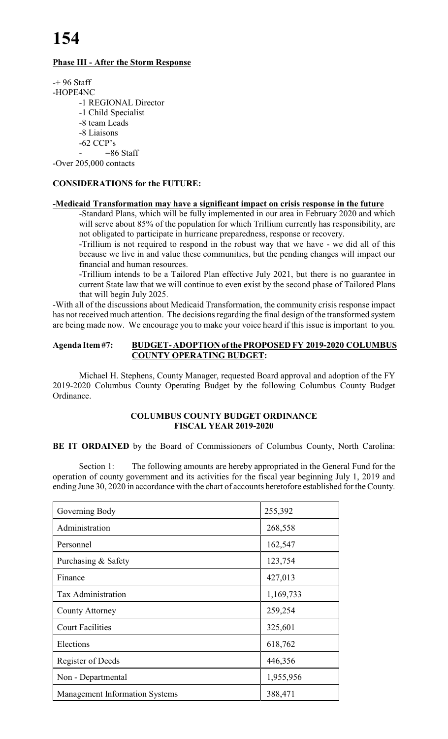**Phase III - After the Storm Response**

-+ 96 Staff

-HOPE4NC

- -1 REGIONAL Director
- -1 Child Specialist
- -8 team Leads
- -8 Liaisons
- -62 CCP's
- =86 Staff

-Over 205,000 contacts

**CONSIDERATIONS for the FUTURE:**

**-Medicaid Transformation may have a significant impact on crisis response in the future**

-Standard Plans, which will be fully implemented in our area in February 2020 and which will serve about 85% of the population for which Trillium currently has responsibility, are not obligated to participate in hurricane preparedness, response or recovery.

-Trillium is not required to respond in the robust way that we have - we did all of this because we live in and value these communities, but the pending changes will impact our financial and human resources.

-Trillium intends to be a Tailored Plan effective July 2021, but there is no guarantee in current State law that we will continue to even exist by the second phase of Tailored Plans that will begin July 2025.

-With all of the discussions about Medicaid Transformation, the community crisis response impact has not received much attention. The decisions regarding the final design of the transformed system are being made now. We encourage you to make your voice heard if this issue is important to you.

**Agenda Item #7: BUDGET- ADOPTION of the PROPOSED FY 2019-2020 COLUMBUS COUNTY OPERATING BUDGET:**

Michael H. Stephens, County Manager, requested Board approval and adoption of the FY 2019-2020 Columbus County Operating Budget by the following Columbus County Budget Ordinance.

**COLUMBUS COUNTY BUDGET ORDINANCE**
**FISCAL YEAR 2019-2020**

**BE IT ORDAINED** by the Board of Commissioners of Columbus County, North Carolina:

Section 1: The following amounts are hereby appropriated in the General Fund for the operation of county government and its activities for the fiscal year beginning July 1, 2019 and ending June 30, 2020 in accordance with the chart of accounts heretofore established for the County.

| | |
|---|---|
| Governing Body | 255,392 |
| Administration | 268,558 |
| Personnel | 162,547 |
| Purchasing & Safety | 123,754 |
| Finance | 427,013 |
| Tax Administration | 1,169,733 |
| County Attorney | 259,254 |
| Court Facilities | 325,601 |
| Elections | 618,762 |
| Register of Deeds | 446,356 |
| Non - Departmental | 1,955,956 |
| Management Information Systems | 388,471 |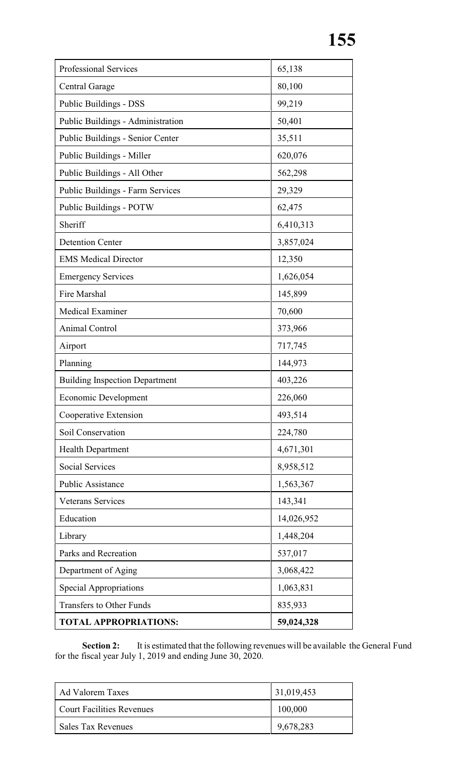| Professional Services | 65,138 |
|---|---|
| Central Garage | 80,100 |
| Public Buildings - DSS | 99,219 |
| Public Buildings - Administration | 50,401 |
| Public Buildings - Senior Center | 35,511 |
| Public Buildings - Miller | 620,076 |
| Public Buildings - All Other | 562,298 |
| Public Buildings - Farm Services | 29,329 |
| Public Buildings - POTW | 62,475 |
| Sheriff | 6,410,313 |
| Detention Center | 3,857,024 |
| EMS Medical Director | 12,350 |
| Emergency Services | 1,626,054 |
| Fire Marshal | 145,899 |
| Medical Examiner | 70,600 |
| Animal Control | 373,966 |
| Airport | 717,745 |
| Planning | 144,973 |
| Building Inspection Department | 403,226 |
| Economic Development | 226,060 |
| Cooperative Extension | 493,514 |
| Soil Conservation | 224,780 |
| Health Department | 4,671,301 |
| Social Services | 8,958,512 |
| Public Assistance | 1,563,367 |
| Veterans Services | 143,341 |
| Education | 14,026,952 |
| Library | 1,448,204 |
| Parks and Recreation | 537,017 |
| Department of Aging | 3,068,422 |
| Special Appropriations | 1,063,831 |
| Transfers to Other Funds | 835,933 |
| **TOTAL APPROPRIATIONS:** | **59,024,328** |

**Section 2:** It is estimated that the following revenues will be available the General Fund for the fiscal year July 1, 2019 and ending June 30, 2020.

| Ad Valorem Taxes | 31,019,453 |
|---|---|
| Court Facilities Revenues | 100,000 |
| Sales Tax Revenues | 9,678,283 |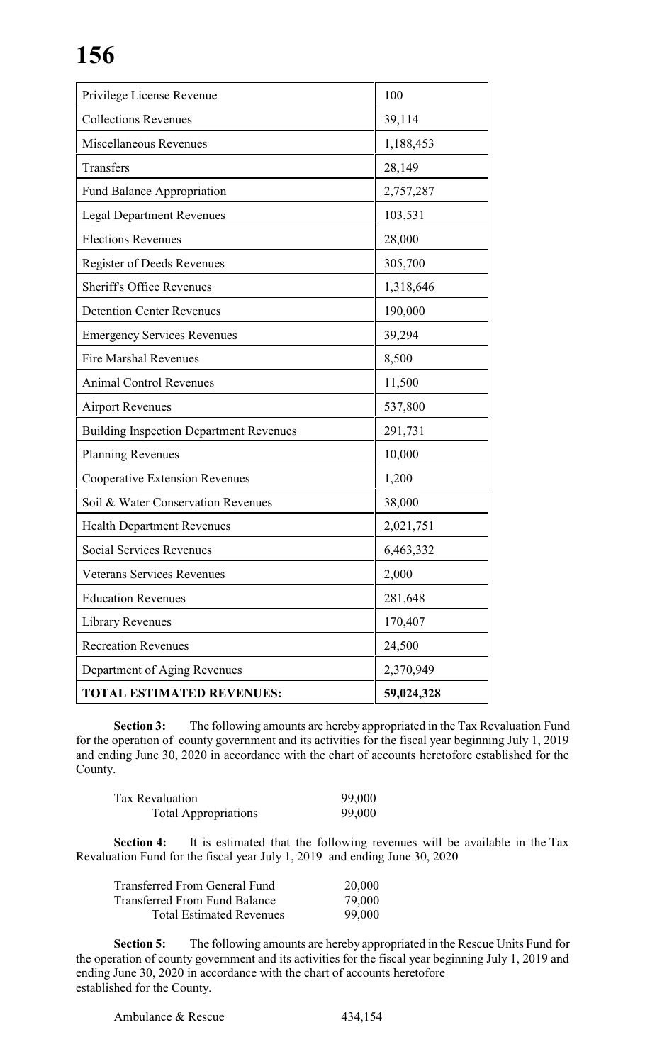| Privilege License Revenue | 100 |
|---|---|
| Collections Revenues | 39,114 |
| Miscellaneous Revenues | 1,188,453 |
| Transfers | 28,149 |
| Fund Balance Appropriation | 2,757,287 |
| Legal Department Revenues | 103,531 |
| Elections Revenues | 28,000 |
| Register of Deeds Revenues | 305,700 |
| Sheriff's Office Revenues | 1,318,646 |
| Detention Center Revenues | 190,000 |
| Emergency Services Revenues | 39,294 |
| Fire Marshal Revenues | 8,500 |
| Animal Control Revenues | 11,500 |
| Airport Revenues | 537,800 |
| Building Inspection Department Revenues | 291,731 |
| Planning Revenues | 10,000 |
| Cooperative Extension Revenues | 1,200 |
| Soil & Water Conservation Revenues | 38,000 |
| Health Department Revenues | 2,021,751 |
| Social Services Revenues | 6,463,332 |
| Veterans Services Revenues | 2,000 |
| Education Revenues | 281,648 |
| Library Revenues | 170,407 |
| Recreation Revenues | 24,500 |
| Department of Aging Revenues | 2,370,949 |
| **TOTAL ESTIMATED REVENUES:** | **59,024,328** |

**Section 3:** The following amounts are hereby appropriated in the Tax Revaluation Fund for the operation of county government and its activities for the fiscal year beginning July 1, 2019 and ending June 30, 2020 in accordance with the chart of accounts heretofore established for the County.

| | |
|---|---|
| Tax Revaluation | 99,000 |
| Total Appropriations | 99,000 |

**Section 4:** It is estimated that the following revenues will be available in the Tax Revaluation Fund for the fiscal year July 1, 2019 and ending June 30, 2020

| | |
|---|---|
| Transferred From General Fund | 20,000 |
| Transferred From Fund Balance | 79,000 |
| Total Estimated Revenues | 99,000 |

**Section 5:** The following amounts are hereby appropriated in the Rescue Units Fund for the operation of county government and its activities for the fiscal year beginning July 1, 2019 and ending June 30, 2020 in accordance with the chart of accounts heretofore established for the County.

| | |
|---|---|
| Ambulance & Rescue | 434,154 |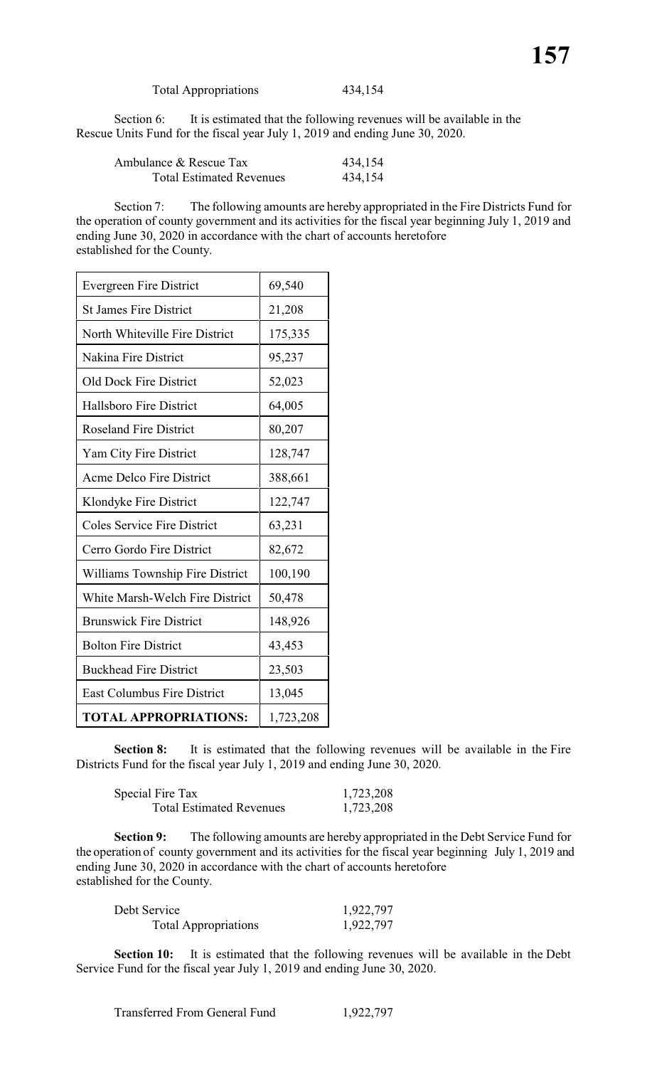Total Appropriations 434,154

Section 6: It is estimated that the following revenues will be available in the Rescue Units Fund for the fiscal year July 1, 2019 and ending June 30, 2020.

| | |
|---|---|
| Ambulance & Rescue Tax | 434,154 |
| Total Estimated Revenues | 434,154 |

Section 7: The following amounts are hereby appropriated in the Fire Districts Fund for the operation of county government and its activities for the fiscal year beginning July 1, 2019 and ending June 30, 2020 in accordance with the chart of accounts heretofore established for the County.

| | |
|---|---|
| Evergreen Fire District | 69,540 |
| St James Fire District | 21,208 |
| North Whiteville Fire District | 175,335 |
| Nakina Fire District | 95,237 |
| Old Dock Fire District | 52,023 |
| Hallsboro Fire District | 64,005 |
| Roseland Fire District | 80,207 |
| Yam City Fire District | 128,747 |
| Acme Delco Fire District | 388,661 |
| Klondyke Fire District | 122,747 |
| Coles Service Fire District | 63,231 |
| Cerro Gordo Fire District | 82,672 |
| Williams Township Fire District | 100,190 |
| White Marsh-Welch Fire District | 50,478 |
| Brunswick Fire District | 148,926 |
| Bolton Fire District | 43,453 |
| Buckhead Fire District | 23,503 |
| East Columbus Fire District | 13,045 |
| **TOTAL APPROPRIATIONS:** | 1,723,208 |

**Section 8:** It is estimated that the following revenues will be available in the Fire Districts Fund for the fiscal year July 1, 2019 and ending June 30, 2020.

| | |
|---|---|
| Special Fire Tax | 1,723,208 |
| Total Estimated Revenues | 1,723,208 |

**Section 9:** The following amounts are hereby appropriated in the Debt Service Fund for the operation of county government and its activities for the fiscal year beginning July 1, 2019 and ending June 30, 2020 in accordance with the chart of accounts heretofore established for the County.

| | |
|---|---|
| Debt Service | 1,922,797 |
| Total Appropriations | 1,922,797 |

**Section 10:** It is estimated that the following revenues will be available in the Debt Service Fund for the fiscal year July 1, 2019 and ending June 30, 2020.

| | |
|---|---|
| Transferred From General Fund | 1,922,797 |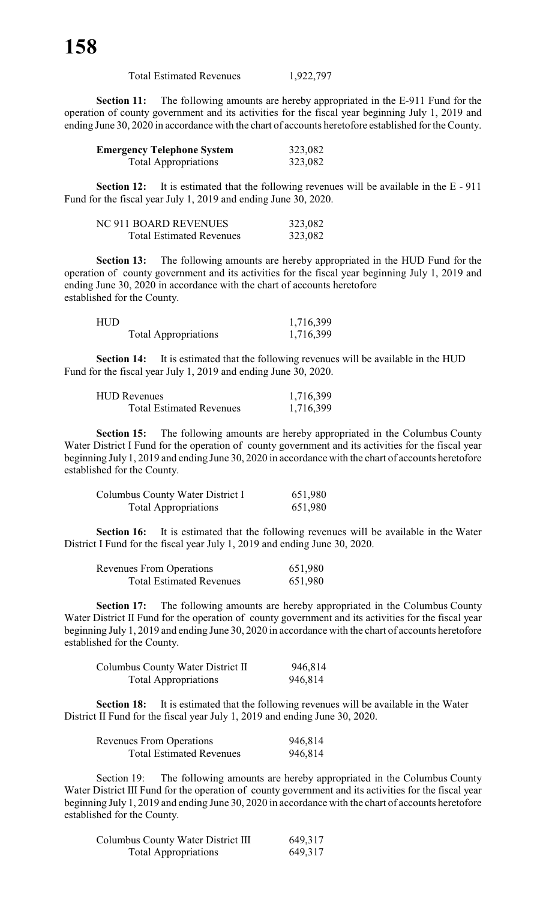| | |
|---|---|
| Total Estimated Revenues | 1,922,797 |

**Section 11:** The following amounts are hereby appropriated in the E-911 Fund for the operation of county government and its activities for the fiscal year beginning July 1, 2019 and ending June 30, 2020 in accordance with the chart of accounts heretofore established for the County.

| | |
|---|---|
| **Emergency Telephone System** | 323,082 |
| Total Appropriations | 323,082 |

**Section 12:** It is estimated that the following revenues will be available in the E - 911 Fund for the fiscal year July 1, 2019 and ending June 30, 2020.

| | |
|---|---|
| NC 911 BOARD REVENUES | 323,082 |
| Total Estimated Revenues | 323,082 |

**Section 13:** The following amounts are hereby appropriated in the HUD Fund for the operation of county government and its activities for the fiscal year beginning July 1, 2019 and ending June 30, 2020 in accordance with the chart of accounts heretofore established for the County.

| | |
|---|---|
| HUD | 1,716,399 |
| Total Appropriations | 1,716,399 |

**Section 14:** It is estimated that the following revenues will be available in the HUD Fund for the fiscal year July 1, 2019 and ending June 30, 2020.

| | |
|---|---|
| HUD Revenues | 1,716,399 |
| Total Estimated Revenues | 1,716,399 |

**Section 15:** The following amounts are hereby appropriated in the Columbus County Water District I Fund for the operation of county government and its activities for the fiscal year beginning July 1, 2019 and ending June 30, 2020 in accordance with the chart of accounts heretofore established for the County.

| | |
|---|---|
| Columbus County Water District I | 651,980 |
| Total Appropriations | 651,980 |

**Section 16:** It is estimated that the following revenues will be available in the Water District I Fund for the fiscal year July 1, 2019 and ending June 30, 2020.

| | |
|---|---|
| Revenues From Operations | 651,980 |
| Total Estimated Revenues | 651,980 |

**Section 17:** The following amounts are hereby appropriated in the Columbus County Water District II Fund for the operation of county government and its activities for the fiscal year beginning July 1, 2019 and ending June 30, 2020 in accordance with the chart of accounts heretofore established for the County.

| | |
|---|---|
| Columbus County Water District II | 946,814 |
| Total Appropriations | 946,814 |

**Section 18:** It is estimated that the following revenues will be available in the Water District II Fund for the fiscal year July 1, 2019 and ending June 30, 2020.

| | |
|---|---|
| Revenues From Operations | 946,814 |
| Total Estimated Revenues | 946,814 |

Section 19: The following amounts are hereby appropriated in the Columbus County Water District III Fund for the operation of county government and its activities for the fiscal year beginning July 1, 2019 and ending June 30, 2020 in accordance with the chart of accounts heretofore established for the County.

| | |
|---|---|
| Columbus County Water District III | 649,317 |
| Total Appropriations | 649,317 |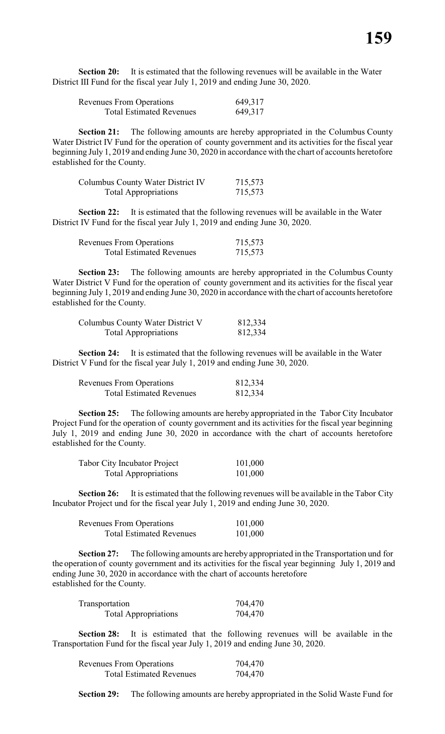**Section 20:** It is estimated that the following revenues will be available in the Water District III Fund for the fiscal year July 1, 2019 and ending June 30, 2020.

| | |
|---|---|
| Revenues From Operations | 649,317 |
| Total Estimated Revenues | 649,317 |

**Section 21:** The following amounts are hereby appropriated in the Columbus County Water District IV Fund for the operation of county government and its activities for the fiscal year beginning July 1, 2019 and ending June 30, 2020 in accordance with the chart of accounts heretofore established for the County.

| | |
|---|---|
| Columbus County Water District IV | 715,573 |
| Total Appropriations | 715,573 |

**Section 22:** It is estimated that the following revenues will be available in the Water District IV Fund for the fiscal year July 1, 2019 and ending June 30, 2020.

| | |
|---|---|
| Revenues From Operations | 715,573 |
| Total Estimated Revenues | 715,573 |

**Section 23:** The following amounts are hereby appropriated in the Columbus County Water District V Fund for the operation of county government and its activities for the fiscal year beginning July 1, 2019 and ending June 30, 2020 in accordance with the chart of accounts heretofore established for the County.

| | |
|---|---|
| Columbus County Water District V | 812,334 |
| Total Appropriations | 812,334 |

**Section 24:** It is estimated that the following revenues will be available in the Water District V Fund for the fiscal year July 1, 2019 and ending June 30, 2020.

| | |
|---|---|
| Revenues From Operations | 812,334 |
| Total Estimated Revenues | 812,334 |

**Section 25:** The following amounts are hereby appropriated in the Tabor City Incubator Project Fund for the operation of county government and its activities for the fiscal year beginning July 1, 2019 and ending June 30, 2020 in accordance with the chart of accounts heretofore established for the County.

| | |
|---|---|
| Tabor City Incubator Project | 101,000 |
| Total Appropriations | 101,000 |

**Section 26:** It is estimated that the following revenues will be available in the Tabor City Incubator Project und for the fiscal year July 1, 2019 and ending June 30, 2020.

| | |
|---|---|
| Revenues From Operations | 101,000 |
| Total Estimated Revenues | 101,000 |

**Section 27:** The following amounts are hereby appropriated in the Transportation und for the operation of county government and its activities for the fiscal year beginning July 1, 2019 and ending June 30, 2020 in accordance with the chart of accounts heretofore established for the County.

| | |
|---|---|
| Transportation | 704,470 |
| Total Appropriations | 704,470 |

**Section 28:** It is estimated that the following revenues will be available in the Transportation Fund for the fiscal year July 1, 2019 and ending June 30, 2020.

| | |
|---|---|
| Revenues From Operations | 704,470 |
| Total Estimated Revenues | 704,470 |

**Section 29:** The following amounts are hereby appropriated in the Solid Waste Fund for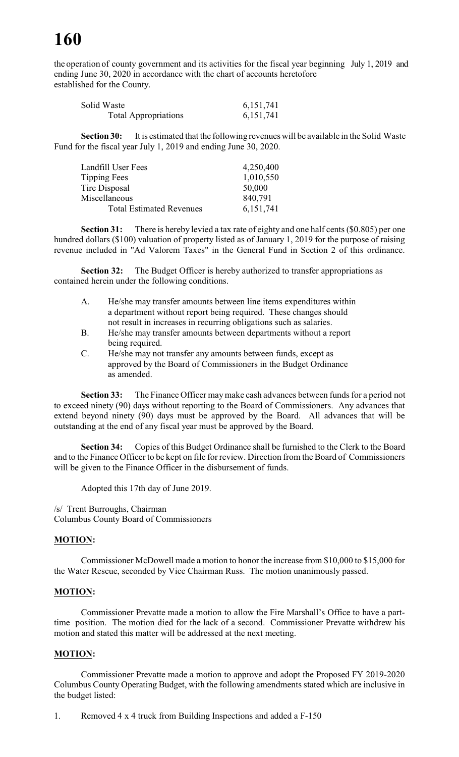the operation of county government and its activities for the fiscal year beginning July 1, 2019 and ending June 30, 2020 in accordance with the chart of accounts heretofore established for the County.

| | |
|---|---|
| Solid Waste | 6,151,741 |
| Total Appropriations | 6,151,741 |

**Section 30:** It is estimated that the following revenues will be available in the Solid Waste Fund for the fiscal year July 1, 2019 and ending June 30, 2020.

| | |
|---|---|
| Landfill User Fees | 4,250,400 |
| Tipping Fees | 1,010,550 |
| Tire Disposal | 50,000 |
| Miscellaneous | 840,791 |
| Total Estimated Revenues | 6,151,741 |

**Section 31:** There is hereby levied a tax rate of eighty and one half cents ($0.805) per one hundred dollars ($100) valuation of property listed as of January 1, 2019 for the purpose of raising revenue included in "Ad Valorem Taxes" in the General Fund in Section 2 of this ordinance.

**Section 32:** The Budget Officer is hereby authorized to transfer appropriations as contained herein under the following conditions.

A. He/she may transfer amounts between line items expenditures within a department without report being required. These changes should not result in increases in recurring obligations such as salaries.

B. He/she may transfer amounts between departments without a report being required.

C. He/she may not transfer any amounts between funds, except as approved by the Board of Commissioners in the Budget Ordinance as amended.

**Section 33:** The Finance Officer may make cash advances between funds for a period not to exceed ninety (90) days without reporting to the Board of Commissioners. Any advances that extend beyond ninety (90) days must be approved by the Board. All advances that will be outstanding at the end of any fiscal year must be approved by the Board.

**Section 34:** Copies of this Budget Ordinance shall be furnished to the Clerk to the Board and to the Finance Officer to be kept on file for review. Direction from the Board of Commissioners will be given to the Finance Officer in the disbursement of funds.

Adopted this 17th day of June 2019.

/s/ Trent Burroughs, Chairman
Columbus County Board of Commissioners

**MOTION:**

Commissioner McDowell made a motion to honor the increase from $10,000 to $15,000 for the Water Rescue, seconded by Vice Chairman Russ. The motion unanimously passed.

**MOTION:**

Commissioner Prevatte made a motion to allow the Fire Marshall's Office to have a part-time position. The motion died for the lack of a second. Commissioner Prevatte withdrew his motion and stated this matter will be addressed at the next meeting.

**MOTION:**

Commissioner Prevatte made a motion to approve and adopt the Proposed FY 2019-2020 Columbus County Operating Budget, with the following amendments stated which are inclusive in the budget listed:

1. Removed 4 x 4 truck from Building Inspections and added a F-150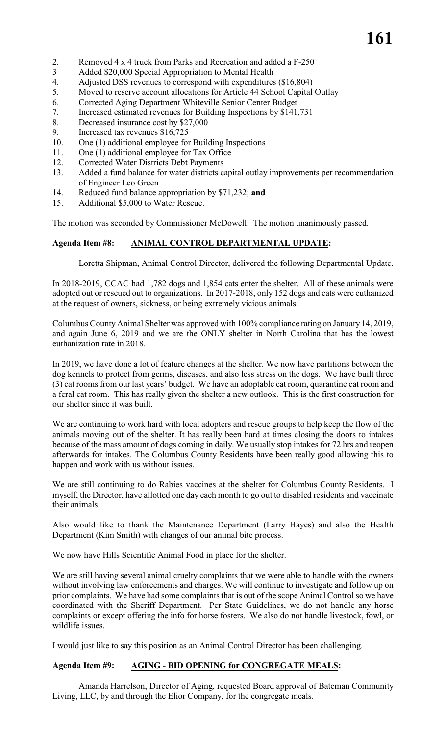2. Removed 4 x 4 truck from Parks and Recreation and added a F-250
3 Added $20,000 Special Appropriation to Mental Health
4. Adjusted DSS revenues to correspond with expenditures ($16,804)
5. Moved to reserve account allocations for Article 44 School Capital Outlay
6. Corrected Aging Department Whiteville Senior Center Budget
7. Increased estimated revenues for Building Inspections by $141,731
8. Decreased insurance cost by $27,000
9. Increased tax revenues $16,725
10. One (1) additional employee for Building Inspections
11. One (1) additional employee for Tax Office
12. Corrected Water Districts Debt Payments
13. Added a fund balance for water districts capital outlay improvements per recommendation of Engineer Leo Green
14. Reduced fund balance appropriation by $71,232; **and**
15. Additional $5,000 to Water Rescue.

The motion was seconded by Commissioner McDowell. The motion unanimously passed.

**Agenda Item #8: ANIMAL CONTROL DEPARTMENTAL UPDATE:**

Loretta Shipman, Animal Control Director, delivered the following Departmental Update.

In 2018-2019, CCAC had 1,782 dogs and 1,854 cats enter the shelter. All of these animals were adopted out or rescued out to organizations. In 2017-2018, only 152 dogs and cats were euthanized at the request of owners, sickness, or being extremely vicious animals.

Columbus County Animal Shelter was approved with 100% compliance rating on January 14, 2019, and again June 6, 2019 and we are the ONLY shelter in North Carolina that has the lowest euthanization rate in 2018.

In 2019, we have done a lot of feature changes at the shelter. We now have partitions between the dog kennels to protect from germs, diseases, and also less stress on the dogs. We have built three (3) cat rooms from our last years' budget. We have an adoptable cat room, quarantine cat room and a feral cat room. This has really given the shelter a new outlook. This is the first construction for our shelter since it was built.

We are continuing to work hard with local adopters and rescue groups to help keep the flow of the animals moving out of the shelter. It has really been hard at times closing the doors to intakes because of the mass amount of dogs coming in daily. We usually stop intakes for 72 hrs and reopen afterwards for intakes. The Columbus County Residents have been really good allowing this to happen and work with us without issues.

We are still continuing to do Rabies vaccines at the shelter for Columbus County Residents. I myself, the Director, have allotted one day each month to go out to disabled residents and vaccinate their animals.

Also would like to thank the Maintenance Department (Larry Hayes) and also the Health Department (Kim Smith) with changes of our animal bite process.

We now have Hills Scientific Animal Food in place for the shelter.

We are still having several animal cruelty complaints that we were able to handle with the owners without involving law enforcements and charges. We will continue to investigate and follow up on prior complaints. We have had some complaints that is out of the scope Animal Control so we have coordinated with the Sheriff Department. Per State Guidelines, we do not handle any horse complaints or except offering the info for horse fosters. We also do not handle livestock, fowl, or wildlife issues.

I would just like to say this position as an Animal Control Director has been challenging.

**Agenda Item #9: AGING - BID OPENING for CONGREGATE MEALS:**

Amanda Harrelson, Director of Aging, requested Board approval of Bateman Community Living, LLC, by and through the Elior Company, for the congregate meals.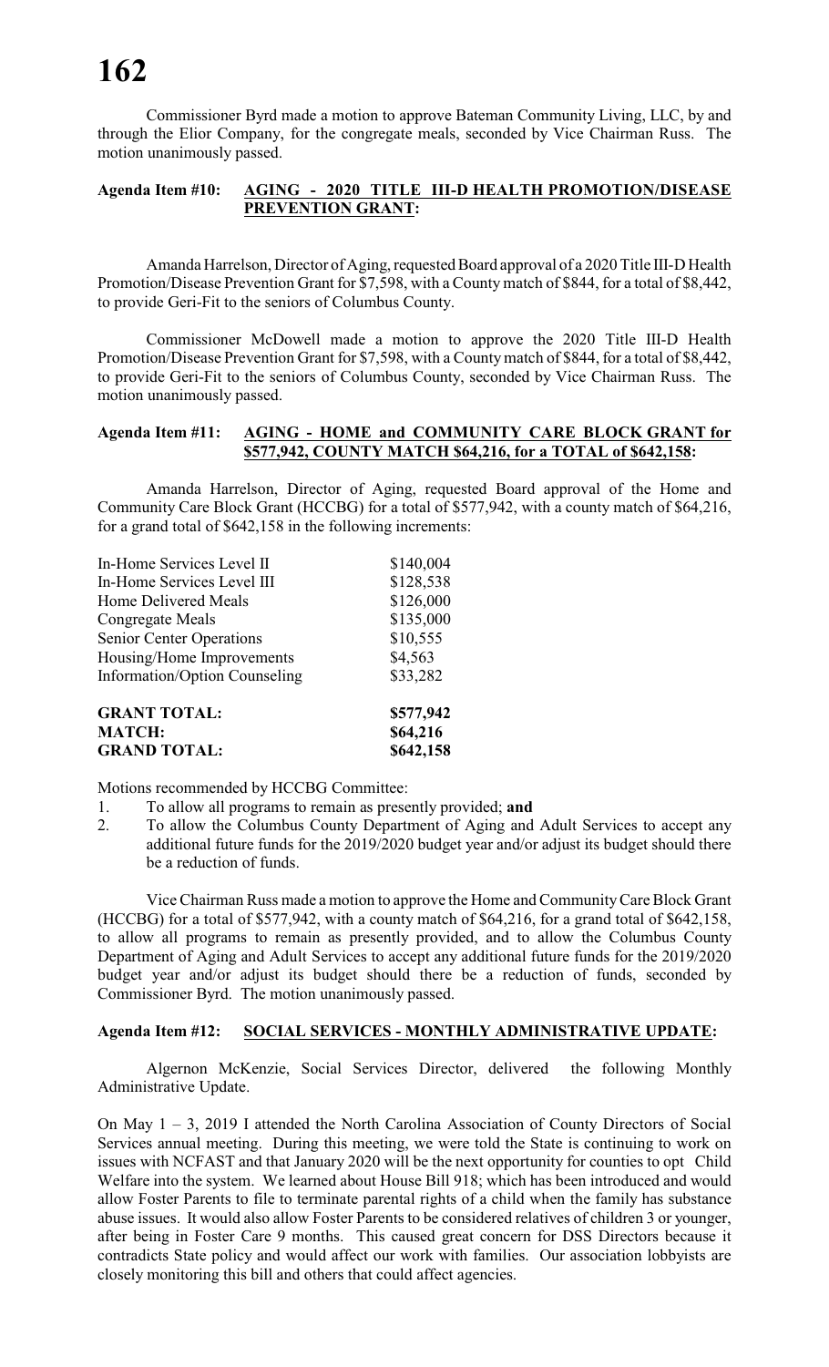Commissioner Byrd made a motion to approve Bateman Community Living, LLC, by and through the Elior Company, for the congregate meals, seconded by Vice Chairman Russ. The motion unanimously passed.

**Agenda Item #10: AGING - 2020 TITLE III-D HEALTH PROMOTION/DISEASE PREVENTION GRANT:**

Amanda Harrelson, Director of Aging, requested Board approval of a 2020 Title III-D Health Promotion/Disease Prevention Grant for $7,598, with a County match of $844, for a total of $8,442, to provide Geri-Fit to the seniors of Columbus County.

Commissioner McDowell made a motion to approve the 2020 Title III-D Health Promotion/Disease Prevention Grant for $7,598, with a County match of $844, for a total of $8,442, to provide Geri-Fit to the seniors of Columbus County, seconded by Vice Chairman Russ. The motion unanimously passed.

**Agenda Item #11: AGING - HOME and COMMUNITY CARE BLOCK GRANT for $577,942, COUNTY MATCH $64,216, for a TOTAL of $642,158:**

Amanda Harrelson, Director of Aging, requested Board approval of the Home and Community Care Block Grant (HCCBG) for a total of $577,942, with a county match of $64,216, for a grand total of $642,158 in the following increments:

| | |
|---|---|
| In-Home Services Level II | $140,004 |
| In-Home Services Level III | $128,538 |
| Home Delivered Meals | $126,000 |
| Congregate Meals | $135,000 |
| Senior Center Operations | $10,555 |
| Housing/Home Improvements | $4,563 |
| Information/Option Counseling | $33,282 |
| **GRANT TOTAL:** | **$577,942** |
| **MATCH:** | **$64,216** |
| **GRAND TOTAL:** | **$642,158** |

Motions recommended by HCCBG Committee:

1. To allow all programs to remain as presently provided; **and**
2. To allow the Columbus County Department of Aging and Adult Services to accept any additional future funds for the 2019/2020 budget year and/or adjust its budget should there be a reduction of funds.

Vice Chairman Russ made a motion to approve the Home and Community Care Block Grant (HCCBG) for a total of $577,942, with a county match of $64,216, for a grand total of $642,158, to allow all programs to remain as presently provided, and to allow the Columbus County Department of Aging and Adult Services to accept any additional future funds for the 2019/2020 budget year and/or adjust its budget should there be a reduction of funds, seconded by Commissioner Byrd. The motion unanimously passed.

**Agenda Item #12: SOCIAL SERVICES - MONTHLY ADMINISTRATIVE UPDATE:**

Algernon McKenzie, Social Services Director, delivered the following Monthly Administrative Update.

On May 1 – 3, 2019 I attended the North Carolina Association of County Directors of Social Services annual meeting. During this meeting, we were told the State is continuing to work on issues with NCFAST and that January 2020 will be the next opportunity for counties to opt Child Welfare into the system. We learned about House Bill 918; which has been introduced and would allow Foster Parents to file to terminate parental rights of a child when the family has substance abuse issues. It would also allow Foster Parents to be considered relatives of children 3 or younger, after being in Foster Care 9 months. This caused great concern for DSS Directors because it contradicts State policy and would affect our work with families. Our association lobbyists are closely monitoring this bill and others that could affect agencies.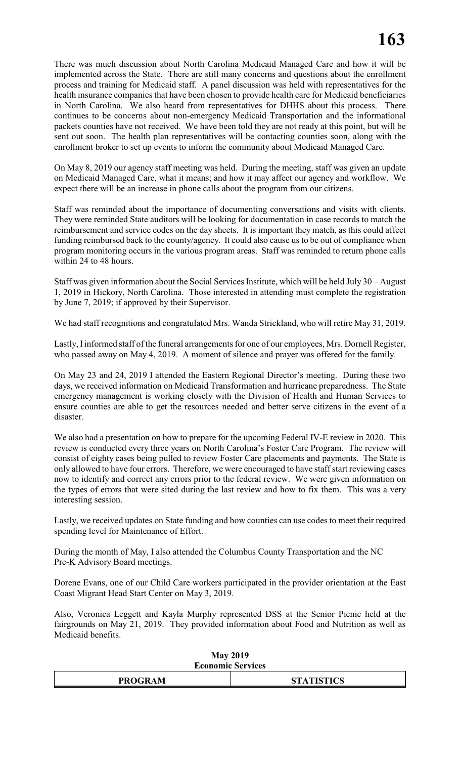There was much discussion about North Carolina Medicaid Managed Care and how it will be implemented across the State. There are still many concerns and questions about the enrollment process and training for Medicaid staff. A panel discussion was held with representatives for the health insurance companies that have been chosen to provide health care for Medicaid beneficiaries in North Carolina. We also heard from representatives for DHHS about this process. There continues to be concerns about non-emergency Medicaid Transportation and the informational packets counties have not received. We have been told they are not ready at this point, but will be sent out soon. The health plan representatives will be contacting counties soon, along with the enrollment broker to set up events to inform the community about Medicaid Managed Care.

On May 8, 2019 our agency staff meeting was held. During the meeting, staff was given an update on Medicaid Managed Care, what it means; and how it may affect our agency and workflow. We expect there will be an increase in phone calls about the program from our citizens.

Staff was reminded about the importance of documenting conversations and visits with clients. They were reminded State auditors will be looking for documentation in case records to match the reimbursement and service codes on the day sheets. It is important they match, as this could affect funding reimbursed back to the county/agency. It could also cause us to be out of compliance when program monitoring occurs in the various program areas. Staff was reminded to return phone calls within 24 to 48 hours.

Staff was given information about the Social Services Institute, which will be held July 30 – August 1, 2019 in Hickory, North Carolina. Those interested in attending must complete the registration by June 7, 2019; if approved by their Supervisor.

We had staff recognitions and congratulated Mrs. Wanda Strickland, who will retire May 31, 2019.

Lastly, I informed staff of the funeral arrangements for one of our employees, Mrs. Dornell Register, who passed away on May 4, 2019. A moment of silence and prayer was offered for the family.

On May 23 and 24, 2019 I attended the Eastern Regional Director's meeting. During these two days, we received information on Medicaid Transformation and hurricane preparedness. The State emergency management is working closely with the Division of Health and Human Services to ensure counties are able to get the resources needed and better serve citizens in the event of a disaster.

We also had a presentation on how to prepare for the upcoming Federal IV-E review in 2020. This review is conducted every three years on North Carolina's Foster Care Program. The review will consist of eighty cases being pulled to review Foster Care placements and payments. The State is only allowed to have four errors. Therefore, we were encouraged to have staff start reviewing cases now to identify and correct any errors prior to the federal review. We were given information on the types of errors that were sited during the last review and how to fix them. This was a very interesting session.

Lastly, we received updates on State funding and how counties can use codes to meet their required spending level for Maintenance of Effort.

During the month of May, I also attended the Columbus County Transportation and the NC Pre-K Advisory Board meetings.

Dorene Evans, one of our Child Care workers participated in the provider orientation at the East Coast Migrant Head Start Center on May 3, 2019.

Also, Veronica Leggett and Kayla Murphy represented DSS at the Senior Picnic held at the fairgrounds on May 21, 2019. They provided information about Food and Nutrition as well as Medicaid benefits.

**May 2019**
**Economic Services**

| PROGRAM | STATISTICS |
|---|---|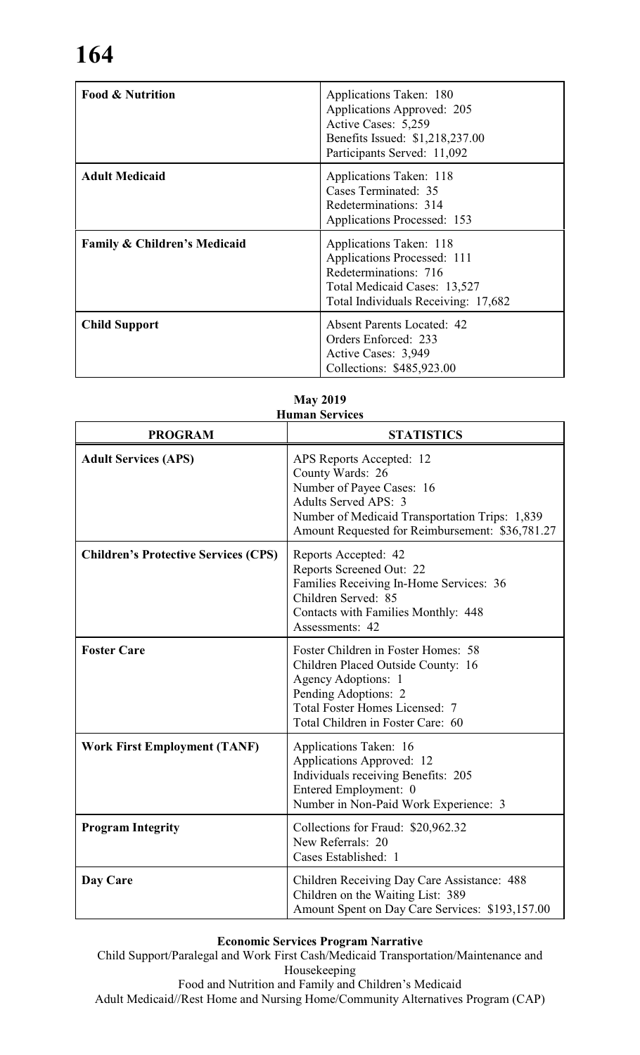| | |
|---|---|
| **Food & Nutrition** | Applications Taken: 180<br>Applications Approved: 205<br>Active Cases: 5,259<br>Benefits Issued: $1,218,237.00<br>Participants Served: 11,092 |
| **Adult Medicaid** | Applications Taken: 118<br>Cases Terminated: 35<br>Redeterminations: 314<br>Applications Processed: 153 |
| **Family & Children's Medicaid** | Applications Taken: 118<br>Applications Processed: 111<br>Redeterminations: 716<br>Total Medicaid Cases: 13,527<br>Total Individuals Receiving: 17,682 |
| **Child Support** | Absent Parents Located: 42<br>Orders Enforced: 233<br>Active Cases: 3,949<br>Collections: $485,923.00 |

**May 2019**
**Human Services**

| PROGRAM | STATISTICS |
|---|---|
| **Adult Services (APS)** | APS Reports Accepted: 12<br>County Wards: 26<br>Number of Payee Cases: 16<br>Adults Served APS: 3<br>Number of Medicaid Transportation Trips: 1,839<br>Amount Requested for Reimbursement: $36,781.27 |
| **Children's Protective Services (CPS)** | Reports Accepted: 42<br>Reports Screened Out: 22<br>Families Receiving In-Home Services: 36<br>Children Served: 85<br>Contacts with Families Monthly: 448<br>Assessments: 42 |
| **Foster Care** | Foster Children in Foster Homes: 58<br>Children Placed Outside County: 16<br>Agency Adoptions: 1<br>Pending Adoptions: 2<br>Total Foster Homes Licensed: 7<br>Total Children in Foster Care: 60 |
| **Work First Employment (TANF)** | Applications Taken: 16<br>Applications Approved: 12<br>Individuals receiving Benefits: 205<br>Entered Employment: 0<br>Number in Non-Paid Work Experience: 3 |
| **Program Integrity** | Collections for Fraud: $20,962.32<br>New Referrals: 20<br>Cases Established: 1 |
| **Day Care** | Children Receiving Day Care Assistance: 488<br>Children on the Waiting List: 389<br>Amount Spent on Day Care Services: $193,157.00 |

**Economic Services Program Narrative**

Child Support/Paralegal and Work First Cash/Medicaid Transportation/Maintenance and Housekeeping

Food and Nutrition and Family and Children's Medicaid

Adult Medicaid//Rest Home and Nursing Home/Community Alternatives Program (CAP)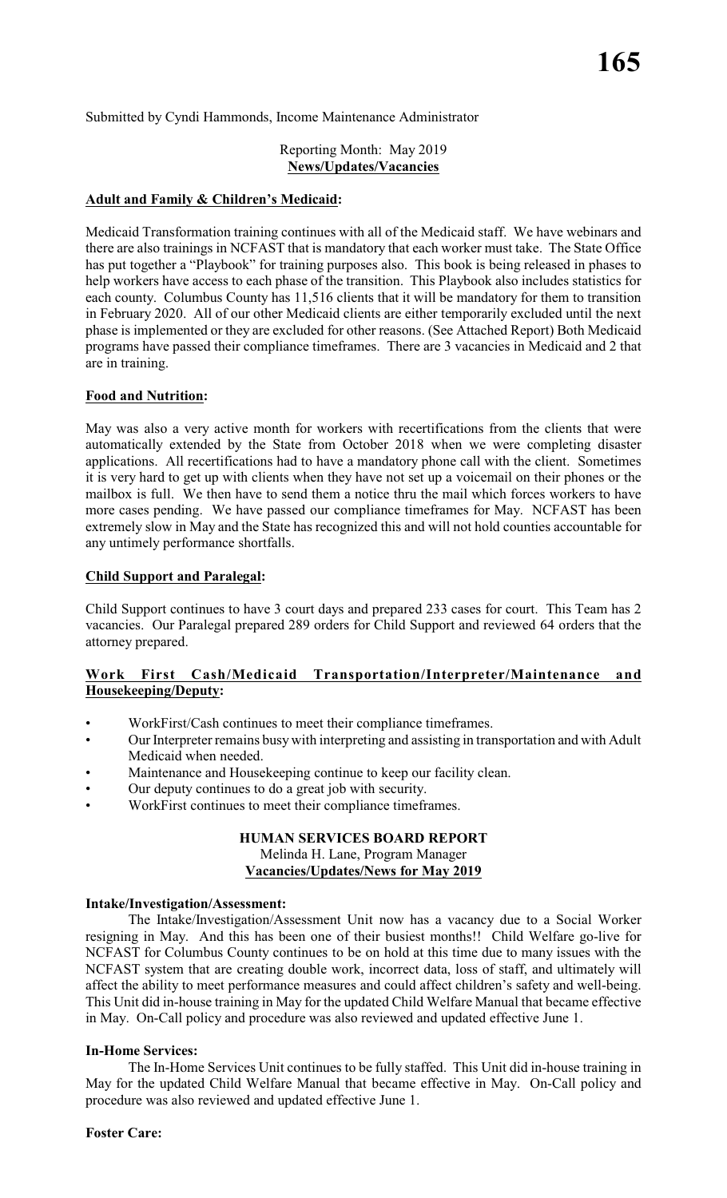Submitted by Cyndi Hammonds, Income Maintenance Administrator

Reporting Month: May 2019
**News/Updates/Vacancies**

**Adult and Family & Children's Medicaid:**

Medicaid Transformation training continues with all of the Medicaid staff. We have webinars and there are also trainings in NCFAST that is mandatory that each worker must take. The State Office has put together a "Playbook" for training purposes also. This book is being released in phases to help workers have access to each phase of the transition. This Playbook also includes statistics for each county. Columbus County has 11,516 clients that it will be mandatory for them to transition in February 2020. All of our other Medicaid clients are either temporarily excluded until the next phase is implemented or they are excluded for other reasons. (See Attached Report) Both Medicaid programs have passed their compliance timeframes. There are 3 vacancies in Medicaid and 2 that are in training.

**Food and Nutrition:**

May was also a very active month for workers with recertifications from the clients that were automatically extended by the State from October 2018 when we were completing disaster applications. All recertifications had to have a mandatory phone call with the client. Sometimes it is very hard to get up with clients when they have not set up a voicemail on their phones or the mailbox is full. We then have to send them a notice thru the mail which forces workers to have more cases pending. We have passed our compliance timeframes for May. NCFAST has been extremely slow in May and the State has recognized this and will not hold counties accountable for any untimely performance shortfalls.

**Child Support and Paralegal:**

Child Support continues to have 3 court days and prepared 233 cases for court. This Team has 2 vacancies. Our Paralegal prepared 289 orders for Child Support and reviewed 64 orders that the attorney prepared.

**Work First Cash/Medicaid Transportation/Interpreter/Maintenance and Housekeeping/Deputy:**

- WorkFirst/Cash continues to meet their compliance timeframes.
- Our Interpreter remains busy with interpreting and assisting in transportation and with Adult Medicaid when needed.
- Maintenance and Housekeeping continue to keep our facility clean.
- Our deputy continues to do a great job with security.
- WorkFirst continues to meet their compliance timeframes.

**HUMAN SERVICES BOARD REPORT**
Melinda H. Lane, Program Manager
**Vacancies/Updates/News for May 2019**

**Intake/Investigation/Assessment:**

The Intake/Investigation/Assessment Unit now has a vacancy due to a Social Worker resigning in May. And this has been one of their busiest months!! Child Welfare go-live for NCFAST for Columbus County continues to be on hold at this time due to many issues with the NCFAST system that are creating double work, incorrect data, loss of staff, and ultimately will affect the ability to meet performance measures and could affect children's safety and well-being. This Unit did in-house training in May for the updated Child Welfare Manual that became effective in May. On-Call policy and procedure was also reviewed and updated effective June 1.

**In-Home Services:**

The In-Home Services Unit continues to be fully staffed. This Unit did in-house training in May for the updated Child Welfare Manual that became effective in May. On-Call policy and procedure was also reviewed and updated effective June 1.

**Foster Care:**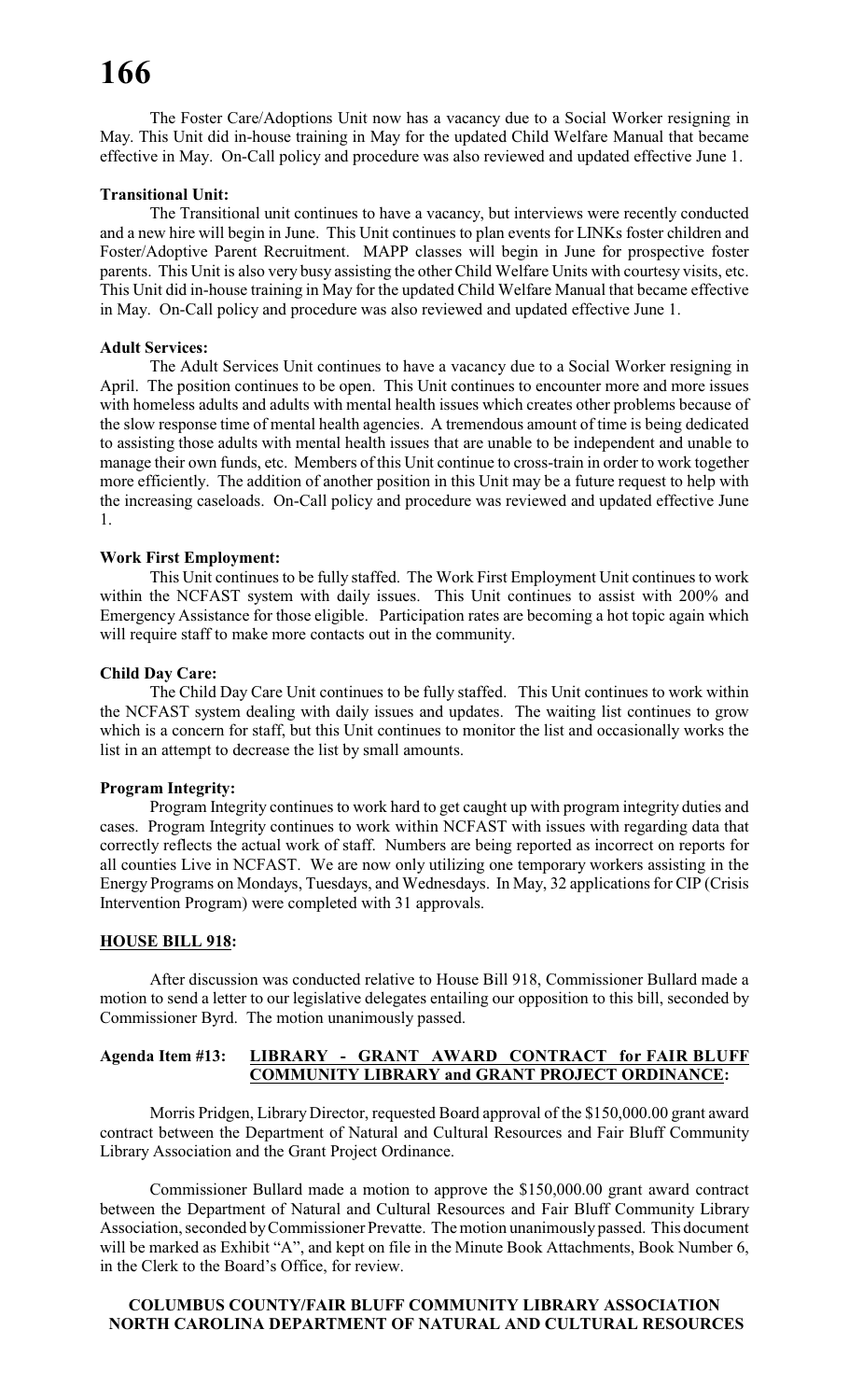The Foster Care/Adoptions Unit now has a vacancy due to a Social Worker resigning in May. This Unit did in-house training in May for the updated Child Welfare Manual that became effective in May. On-Call policy and procedure was also reviewed and updated effective June 1.

**Transitional Unit:**

The Transitional unit continues to have a vacancy, but interviews were recently conducted and a new hire will begin in June. This Unit continues to plan events for LINKs foster children and Foster/Adoptive Parent Recruitment. MAPP classes will begin in June for prospective foster parents. This Unit is also very busy assisting the other Child Welfare Units with courtesy visits, etc. This Unit did in-house training in May for the updated Child Welfare Manual that became effective in May. On-Call policy and procedure was also reviewed and updated effective June 1.

**Adult Services:**

The Adult Services Unit continues to have a vacancy due to a Social Worker resigning in April. The position continues to be open. This Unit continues to encounter more and more issues with homeless adults and adults with mental health issues which creates other problems because of the slow response time of mental health agencies. A tremendous amount of time is being dedicated to assisting those adults with mental health issues that are unable to be independent and unable to manage their own funds, etc. Members of this Unit continue to cross-train in order to work together more efficiently. The addition of another position in this Unit may be a future request to help with the increasing caseloads. On-Call policy and procedure was reviewed and updated effective June 1.

**Work First Employment:**

This Unit continues to be fully staffed. The Work First Employment Unit continues to work within the NCFAST system with daily issues. This Unit continues to assist with 200% and Emergency Assistance for those eligible. Participation rates are becoming a hot topic again which will require staff to make more contacts out in the community.

**Child Day Care:**

The Child Day Care Unit continues to be fully staffed. This Unit continues to work within the NCFAST system dealing with daily issues and updates. The waiting list continues to grow which is a concern for staff, but this Unit continues to monitor the list and occasionally works the list in an attempt to decrease the list by small amounts.

**Program Integrity:**

Program Integrity continues to work hard to get caught up with program integrity duties and cases. Program Integrity continues to work within NCFAST with issues with regarding data that correctly reflects the actual work of staff. Numbers are being reported as incorrect on reports for all counties Live in NCFAST. We are now only utilizing one temporary workers assisting in the Energy Programs on Mondays, Tuesdays, and Wednesdays. In May, 32 applications for CIP (Crisis Intervention Program) were completed with 31 approvals.

**HOUSE BILL 918:**

After discussion was conducted relative to House Bill 918, Commissioner Bullard made a motion to send a letter to our legislative delegates entailing our opposition to this bill, seconded by Commissioner Byrd. The motion unanimously passed.

**Agenda Item #13: LIBRARY - GRANT AWARD CONTRACT for FAIR BLUFF COMMUNITY LIBRARY and GRANT PROJECT ORDINANCE:**

Morris Pridgen, Library Director, requested Board approval of the $150,000.00 grant award contract between the Department of Natural and Cultural Resources and Fair Bluff Community Library Association and the Grant Project Ordinance.

Commissioner Bullard made a motion to approve the $150,000.00 grant award contract between the Department of Natural and Cultural Resources and Fair Bluff Community Library Association, seconded by Commissioner Prevatte. The motion unanimously passed. This document will be marked as Exhibit "A", and kept on file in the Minute Book Attachments, Book Number 6, in the Clerk to the Board's Office, for review.

**COLUMBUS COUNTY/FAIR BLUFF COMMUNITY LIBRARY ASSOCIATION**
**NORTH CAROLINA DEPARTMENT OF NATURAL AND CULTURAL RESOURCES**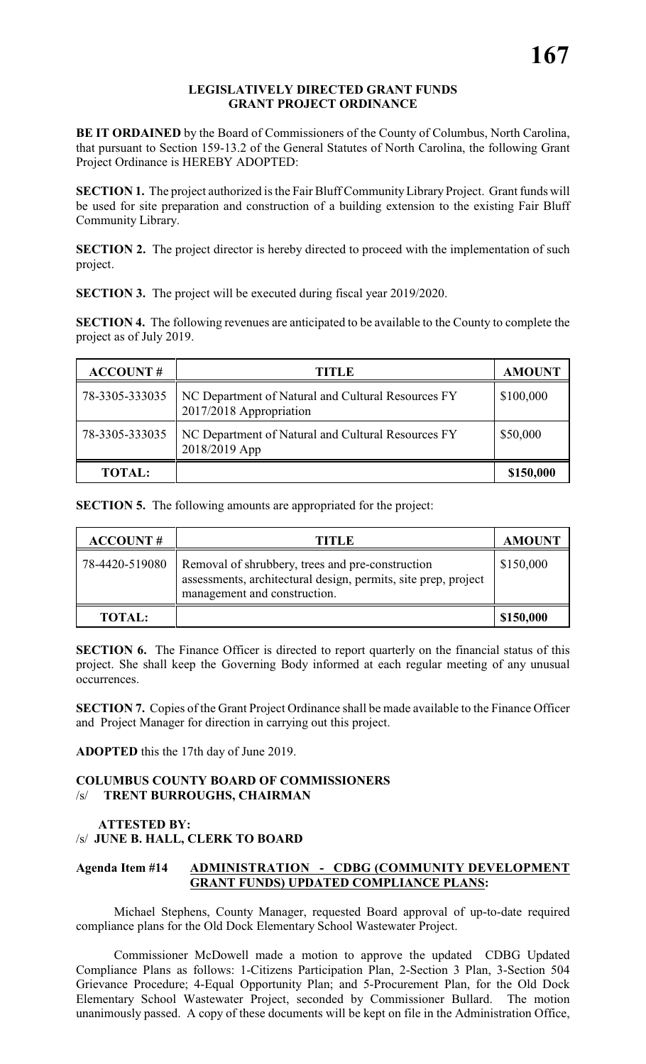## LEGISLATIVELY DIRECTED GRANT FUNDS
## GRANT PROJECT ORDINANCE

**BE IT ORDAINED** by the Board of Commissioners of the County of Columbus, North Carolina, that pursuant to Section 159-13.2 of the General Statutes of North Carolina, the following Grant Project Ordinance is HEREBY ADOPTED:

**SECTION 1.** The project authorized is the Fair Bluff Community Library Project. Grant funds will be used for site preparation and construction of a building extension to the existing Fair Bluff Community Library.

**SECTION 2.** The project director is hereby directed to proceed with the implementation of such project.

**SECTION 3.** The project will be executed during fiscal year 2019/2020.

**SECTION 4.** The following revenues are anticipated to be available to the County to complete the project as of July 2019.

| ACCOUNT # | TITLE | AMOUNT |
|---|---|---|
| 78-3305-333035 | NC Department of Natural and Cultural Resources FY 2017/2018 Appropriation | $100,000 |
| 78-3305-333035 | NC Department of Natural and Cultural Resources FY 2018/2019 App | $50,000 |
| **TOTAL:** | | **$150,000** |

**SECTION 5.** The following amounts are appropriated for the project:

| ACCOUNT # | TITLE | AMOUNT |
|---|---|---|
| 78-4420-519080 | Removal of shrubbery, trees and pre-construction assessments, architectural design, permits, site prep, project management and construction. | $150,000 |
| **TOTAL:** | | **$150,000** |

**SECTION 6.** The Finance Officer is directed to report quarterly on the financial status of this project. She shall keep the Governing Body informed at each regular meeting of any unusual occurrences.

**SECTION 7.** Copies of the Grant Project Ordinance shall be made available to the Finance Officer and Project Manager for direction in carrying out this project.

**ADOPTED** this the 17th day of June 2019.

**COLUMBUS COUNTY BOARD OF COMMISSIONERS**
/s/ **TRENT BURROUGHS, CHAIRMAN**

**ATTESTED BY:**
/s/ **JUNE B. HALL, CLERK TO BOARD**

**Agenda Item #14 ADMINISTRATION - CDBG (COMMUNITY DEVELOPMENT GRANT FUNDS) UPDATED COMPLIANCE PLANS:**

Michael Stephens, County Manager, requested Board approval of up-to-date required compliance plans for the Old Dock Elementary School Wastewater Project.

Commissioner McDowell made a motion to approve the updated CDBG Updated Compliance Plans as follows: 1-Citizens Participation Plan, 2-Section 3 Plan, 3-Section 504 Grievance Procedure; 4-Equal Opportunity Plan; and 5-Procurement Plan, for the Old Dock Elementary School Wastewater Project, seconded by Commissioner Bullard. The motion unanimously passed. A copy of these documents will be kept on file in the Administration Office,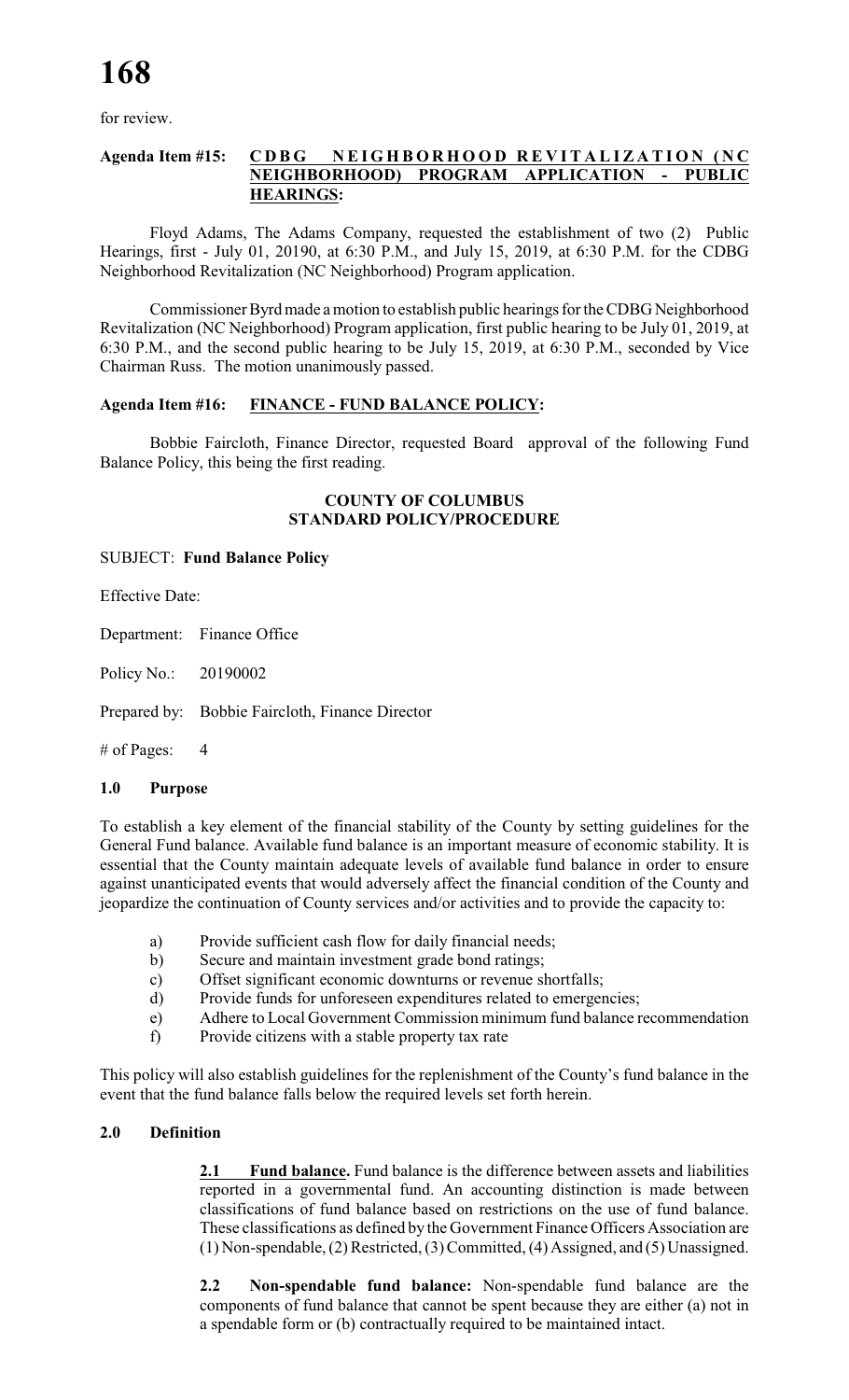for review.

**Agenda Item #15: CDBG NEIGHBORHOOD REVITALIZATION (NC NEIGHBORHOOD) PROGRAM APPLICATION - PUBLIC HEARINGS:**

Floyd Adams, The Adams Company, requested the establishment of two (2) Public Hearings, first - July 01, 20190, at 6:30 P.M., and July 15, 2019, at 6:30 P.M. for the CDBG Neighborhood Revitalization (NC Neighborhood) Program application.

Commissioner Byrd made a motion to establish public hearings for the CDBG Neighborhood Revitalization (NC Neighborhood) Program application, first public hearing to be July 01, 2019, at 6:30 P.M., and the second public hearing to be July 15, 2019, at 6:30 P.M., seconded by Vice Chairman Russ. The motion unanimously passed.

**Agenda Item #16: FINANCE - FUND BALANCE POLICY:**

Bobbie Faircloth, Finance Director, requested Board approval of the following Fund Balance Policy, this being the first reading.

**COUNTY OF COLUMBUS**
**STANDARD POLICY/PROCEDURE**

SUBJECT: **Fund Balance Policy**

Effective Date:

Department: Finance Office

Policy No.: 20190002

Prepared by: Bobbie Faircloth, Finance Director

# of Pages: 4

**1.0 Purpose**

To establish a key element of the financial stability of the County by setting guidelines for the General Fund balance. Available fund balance is an important measure of economic stability. It is essential that the County maintain adequate levels of available fund balance in order to ensure against unanticipated events that would adversely affect the financial condition of the County and jeopardize the continuation of County services and/or activities and to provide the capacity to:

a) Provide sufficient cash flow for daily financial needs;
b) Secure and maintain investment grade bond ratings;
c) Offset significant economic downturns or revenue shortfalls;
d) Provide funds for unforeseen expenditures related to emergencies;
e) Adhere to Local Government Commission minimum fund balance recommendation
f) Provide citizens with a stable property tax rate

This policy will also establish guidelines for the replenishment of the County's fund balance in the event that the fund balance falls below the required levels set forth herein.

**2.0 Definition**

**2.1 Fund balance.** Fund balance is the difference between assets and liabilities reported in a governmental fund. An accounting distinction is made between classifications of fund balance based on restrictions on the use of fund balance. These classifications as defined by the Government Finance Officers Association are (1) Non-spendable, (2) Restricted, (3) Committed, (4) Assigned, and (5) Unassigned.

**2.2 Non-spendable fund balance:** Non-spendable fund balance are the components of fund balance that cannot be spent because they are either (a) not in a spendable form or (b) contractually required to be maintained intact.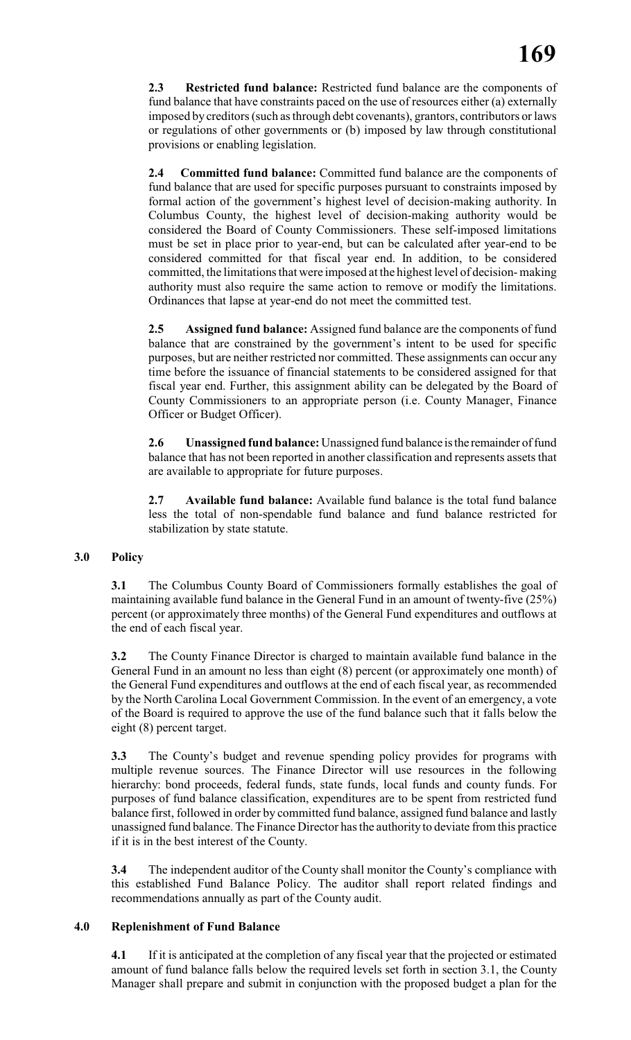**2.3 Restricted fund balance:** Restricted fund balance are the components of fund balance that have constraints paced on the use of resources either (a) externally imposed by creditors (such as through debt covenants), grantors, contributors or laws or regulations of other governments or (b) imposed by law through constitutional provisions or enabling legislation.

**2.4 Committed fund balance:** Committed fund balance are the components of fund balance that are used for specific purposes pursuant to constraints imposed by formal action of the government's highest level of decision-making authority. In Columbus County, the highest level of decision-making authority would be considered the Board of County Commissioners. These self-imposed limitations must be set in place prior to year-end, but can be calculated after year-end to be considered committed for that fiscal year end. In addition, to be considered committed, the limitations that were imposed at the highest level of decision- making authority must also require the same action to remove or modify the limitations. Ordinances that lapse at year-end do not meet the committed test.

**2.5 Assigned fund balance:** Assigned fund balance are the components of fund balance that are constrained by the government's intent to be used for specific purposes, but are neither restricted nor committed. These assignments can occur any time before the issuance of financial statements to be considered assigned for that fiscal year end. Further, this assignment ability can be delegated by the Board of County Commissioners to an appropriate person (i.e. County Manager, Finance Officer or Budget Officer).

**2.6 Unassigned fund balance:** Unassigned fund balance is the remainder of fund balance that has not been reported in another classification and represents assets that are available to appropriate for future purposes.

**2.7 Available fund balance:** Available fund balance is the total fund balance less the total of non-spendable fund balance and fund balance restricted for stabilization by state statute.

## 3.0 Policy

**3.1** The Columbus County Board of Commissioners formally establishes the goal of maintaining available fund balance in the General Fund in an amount of twenty-five (25%) percent (or approximately three months) of the General Fund expenditures and outflows at the end of each fiscal year.

**3.2** The County Finance Director is charged to maintain available fund balance in the General Fund in an amount no less than eight (8) percent (or approximately one month) of the General Fund expenditures and outflows at the end of each fiscal year, as recommended by the North Carolina Local Government Commission. In the event of an emergency, a vote of the Board is required to approve the use of the fund balance such that it falls below the eight (8) percent target.

**3.3** The County's budget and revenue spending policy provides for programs with multiple revenue sources. The Finance Director will use resources in the following hierarchy: bond proceeds, federal funds, state funds, local funds and county funds. For purposes of fund balance classification, expenditures are to be spent from restricted fund balance first, followed in order by committed fund balance, assigned fund balance and lastly unassigned fund balance. The Finance Director has the authority to deviate from this practice if it is in the best interest of the County.

**3.4** The independent auditor of the County shall monitor the County's compliance with this established Fund Balance Policy. The auditor shall report related findings and recommendations annually as part of the County audit.

## 4.0 Replenishment of Fund Balance

**4.1** If it is anticipated at the completion of any fiscal year that the projected or estimated amount of fund balance falls below the required levels set forth in section 3.1, the County Manager shall prepare and submit in conjunction with the proposed budget a plan for the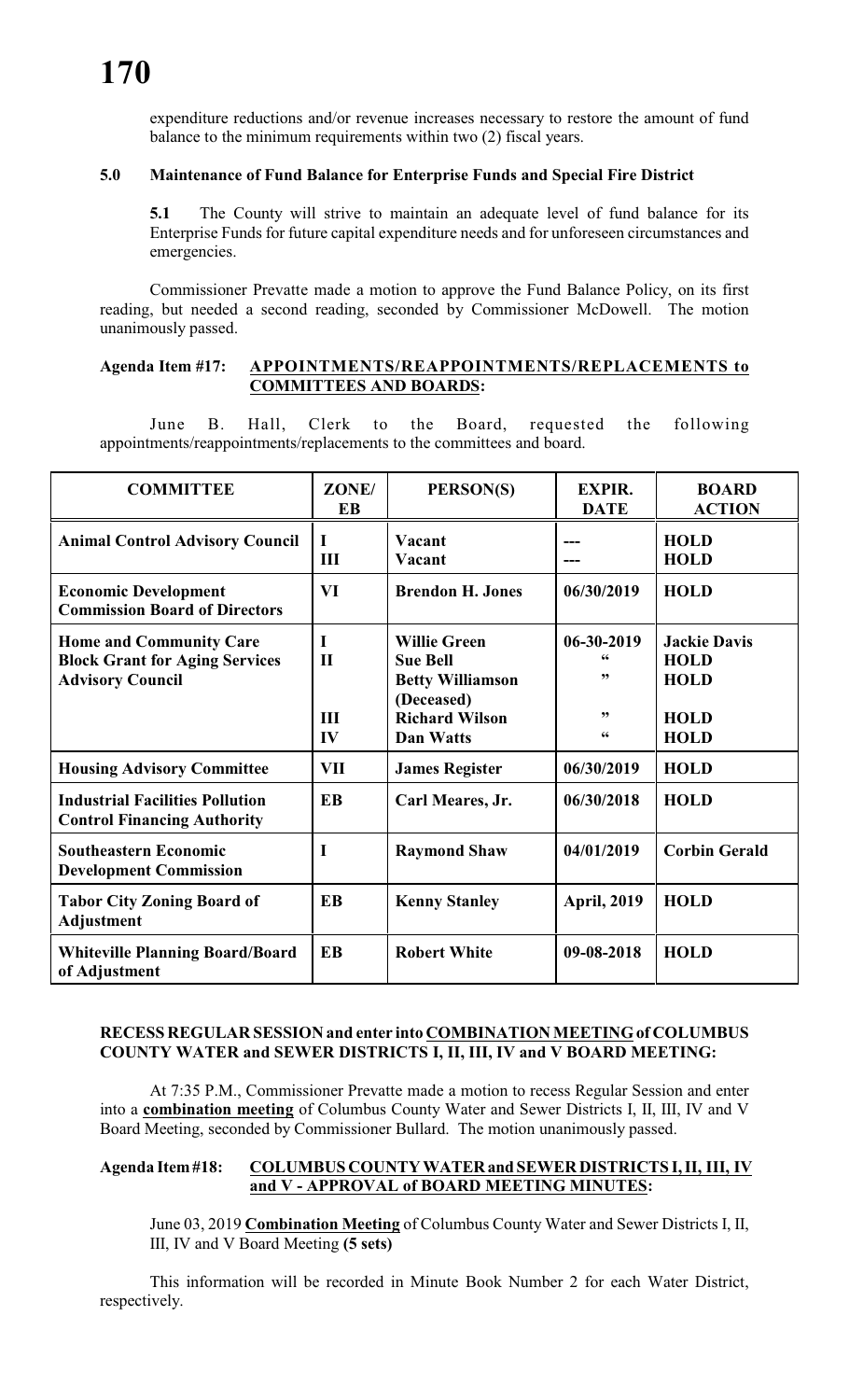expenditure reductions and/or revenue increases necessary to restore the amount of fund balance to the minimum requirements within two (2) fiscal years.

**5.0 Maintenance of Fund Balance for Enterprise Funds and Special Fire District**

**5.1** The County will strive to maintain an adequate level of fund balance for its Enterprise Funds for future capital expenditure needs and for unforeseen circumstances and emergencies.

Commissioner Prevatte made a motion to approve the Fund Balance Policy, on its first reading, but needed a second reading, seconded by Commissioner McDowell. The motion unanimously passed.

**Agenda Item #17: APPOINTMENTS/REAPPOINTMENTS/REPLACEMENTS to COMMITTEES AND BOARDS:**

June B. Hall, Clerk to the Board, requested the following appointments/reappointments/replacements to the committees and board.

| COMMITTEE | ZONE/ EB | PERSON(S) | EXPIR. DATE | BOARD ACTION |
|---|---|---|---|---|
| **Animal Control Advisory Council** | **I**<br>**III** | **Vacant**<br>**Vacant** | **---**<br>**---** | **HOLD**<br>**HOLD** |
| **Economic Development Commission Board of Directors** | **VI** | **Brendon H. Jones** | **06/30/2019** | **HOLD** |
| **Home and Community Care Block Grant for Aging Services Advisory Council** | **I**<br>**II**<br><br>**III**<br>**IV** | **Willie Green**<br>**Sue Bell**<br>**Betty Williamson (Deceased)**<br>**Richard Wilson**<br>**Dan Watts** | **06-30-2019**<br>**"**<br>**"**<br>**"**<br>**"** | **Jackie Davis**<br>**HOLD**<br>**HOLD**<br>**HOLD**<br>**HOLD** |
| **Housing Advisory Committee** | **VII** | **James Register** | **06/30/2019** | **HOLD** |
| **Industrial Facilities Pollution Control Financing Authority** | **EB** | **Carl Meares, Jr.** | **06/30/2018** | **HOLD** |
| **Southeastern Economic Development Commission** | **I** | **Raymond Shaw** | **04/01/2019** | **Corbin Gerald** |
| **Tabor City Zoning Board of Adjustment** | **EB** | **Kenny Stanley** | **April, 2019** | **HOLD** |
| **Whiteville Planning Board/Board of Adjustment** | **EB** | **Robert White** | **09-08-2018** | **HOLD** |

**RECESS REGULAR SESSION and enter into COMBINATION MEETING of COLUMBUS COUNTY WATER and SEWER DISTRICTS I, II, III, IV and V BOARD MEETING:**

At 7:35 P.M., Commissioner Prevatte made a motion to recess Regular Session and enter into a **combination meeting** of Columbus County Water and Sewer Districts I, II, III, IV and V Board Meeting, seconded by Commissioner Bullard. The motion unanimously passed.

**Agenda Item #18: COLUMBUS COUNTY WATER and SEWER DISTRICTS I, II, III, IV and V - APPROVAL of BOARD MEETING MINUTES:**

June 03, 2019 **Combination Meeting** of Columbus County Water and Sewer Districts I, II, III, IV and V Board Meeting **(5 sets)**

This information will be recorded in Minute Book Number 2 for each Water District, respectively.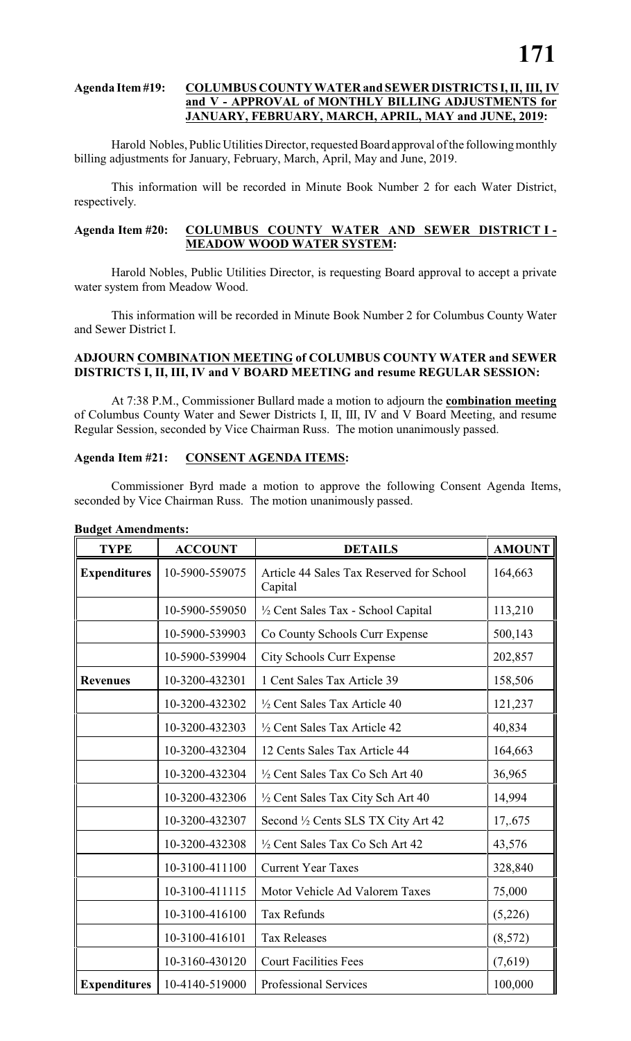**Agenda Item #19: COLUMBUS COUNTY WATER and SEWER DISTRICTS I, II, III, IV and V - APPROVAL of MONTHLY BILLING ADJUSTMENTS for JANUARY, FEBRUARY, MARCH, APRIL, MAY and JUNE, 2019:**

Harold Nobles, Public Utilities Director, requested Board approval of the following monthly billing adjustments for January, February, March, April, May and June, 2019.

This information will be recorded in Minute Book Number 2 for each Water District, respectively.

**Agenda Item #20: COLUMBUS COUNTY WATER AND SEWER DISTRICT I - MEADOW WOOD WATER SYSTEM:**

Harold Nobles, Public Utilities Director, is requesting Board approval to accept a private water system from Meadow Wood.

This information will be recorded in Minute Book Number 2 for Columbus County Water and Sewer District I.

**ADJOURN COMBINATION MEETING of COLUMBUS COUNTY WATER and SEWER DISTRICTS I, II, III, IV and V BOARD MEETING and resume REGULAR SESSION:**

At 7:38 P.M., Commissioner Bullard made a motion to adjourn the **combination meeting** of Columbus County Water and Sewer Districts I, II, III, IV and V Board Meeting, and resume Regular Session, seconded by Vice Chairman Russ. The motion unanimously passed.

**Agenda Item #21: CONSENT AGENDA ITEMS:**

Commissioner Byrd made a motion to approve the following Consent Agenda Items, seconded by Vice Chairman Russ. The motion unanimously passed.

**Budget Amendments:**

| TYPE | ACCOUNT | DETAILS | AMOUNT |
|---|---|---|---|
| **Expenditures** | 10-5900-559075 | Article 44 Sales Tax Reserved for School Capital | 164,663 |
| | 10-5900-559050 | ½ Cent Sales Tax - School Capital | 113,210 |
| | 10-5900-539903 | Co County Schools Curr Expense | 500,143 |
| | 10-5900-539904 | City Schools Curr Expense | 202,857 |
| **Revenues** | 10-3200-432301 | 1 Cent Sales Tax Article 39 | 158,506 |
| | 10-3200-432302 | ½ Cent Sales Tax Article 40 | 121,237 |
| | 10-3200-432303 | ½ Cent Sales Tax Article 42 | 40,834 |
| | 10-3200-432304 | 12 Cents Sales Tax Article 44 | 164,663 |
| | 10-3200-432304 | ½ Cent Sales Tax Co Sch Art 40 | 36,965 |
| | 10-3200-432306 | ½ Cent Sales Tax City Sch Art 40 | 14,994 |
| | 10-3200-432307 | Second ½ Cents SLS TX City Art 42 | 17,.675 |
| | 10-3200-432308 | ½ Cent Sales Tax Co Sch Art 42 | 43,576 |
| | 10-3100-411100 | Current Year Taxes | 328,840 |
| | 10-3100-411115 | Motor Vehicle Ad Valorem Taxes | 75,000 |
| | 10-3100-416100 | Tax Refunds | (5,226) |
| | 10-3100-416101 | Tax Releases | (8,572) |
| | 10-3160-430120 | Court Facilities Fees | (7,619) |
| **Expenditures** | 10-4140-519000 | Professional Services | 100,000 |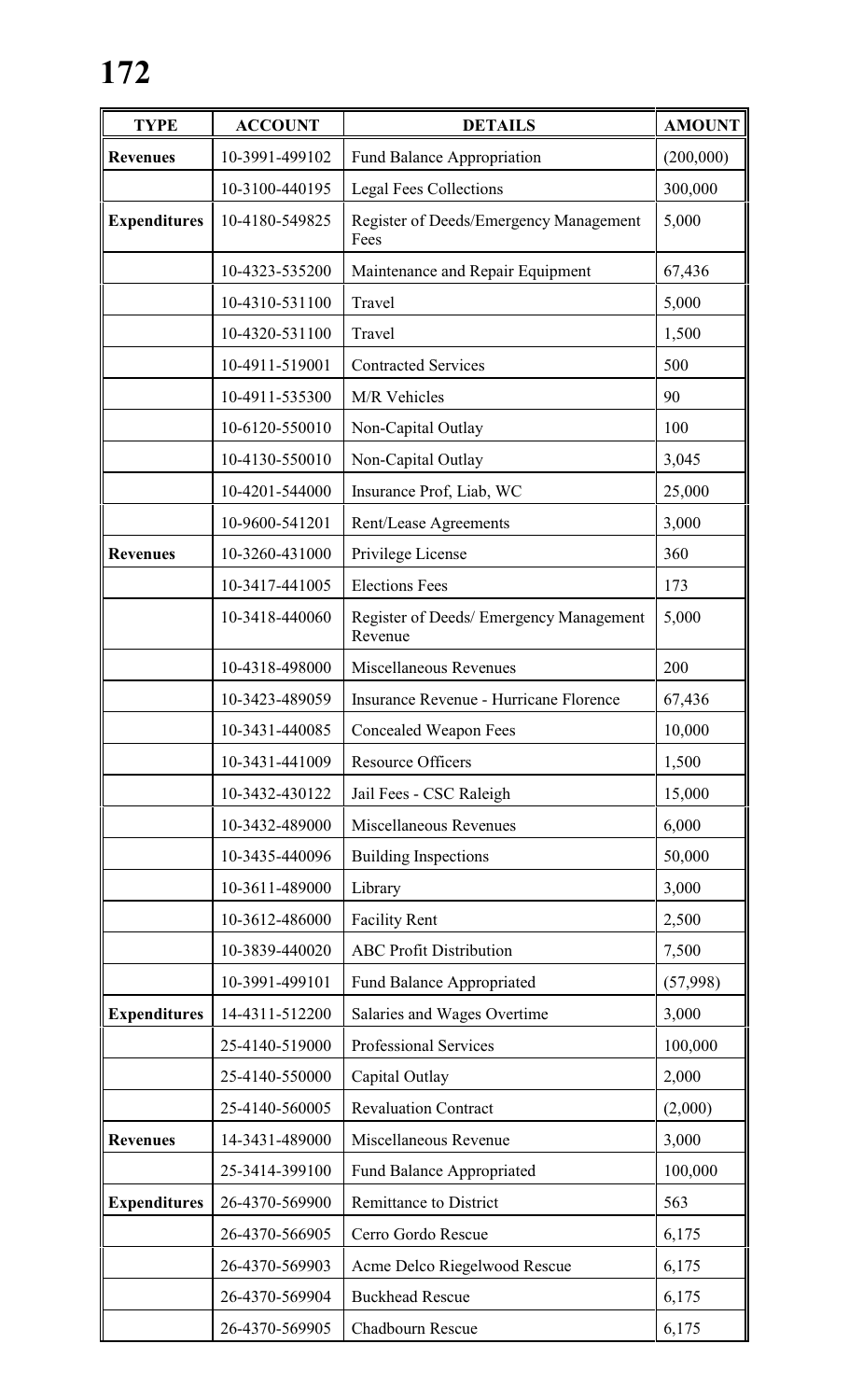| TYPE | ACCOUNT | DETAILS | AMOUNT |
|---|---|---|---|
| **Revenues** | 10-3991-499102 | Fund Balance Appropriation | (200,000) |
| | 10-3100-440195 | Legal Fees Collections | 300,000 |
| **Expenditures** | 10-4180-549825 | Register of Deeds/Emergency Management Fees | 5,000 |
| | 10-4323-535200 | Maintenance and Repair Equipment | 67,436 |
| | 10-4310-531100 | Travel | 5,000 |
| | 10-4320-531100 | Travel | 1,500 |
| | 10-4911-519001 | Contracted Services | 500 |
| | 10-4911-535300 | M/R Vehicles | 90 |
| | 10-6120-550010 | Non-Capital Outlay | 100 |
| | 10-4130-550010 | Non-Capital Outlay | 3,045 |
| | 10-4201-544000 | Insurance Prof, Liab, WC | 25,000 |
| | 10-9600-541201 | Rent/Lease Agreements | 3,000 |
| **Revenues** | 10-3260-431000 | Privilege License | 360 |
| | 10-3417-441005 | Elections Fees | 173 |
| | 10-3418-440060 | Register of Deeds/ Emergency Management Revenue | 5,000 |
| | 10-4318-498000 | Miscellaneous Revenues | 200 |
| | 10-3423-489059 | Insurance Revenue - Hurricane Florence | 67,436 |
| | 10-3431-440085 | Concealed Weapon Fees | 10,000 |
| | 10-3431-441009 | Resource Officers | 1,500 |
| | 10-3432-430122 | Jail Fees - CSC Raleigh | 15,000 |
| | 10-3432-489000 | Miscellaneous Revenues | 6,000 |
| | 10-3435-440096 | Building Inspections | 50,000 |
| | 10-3611-489000 | Library | 3,000 |
| | 10-3612-486000 | Facility Rent | 2,500 |
| | 10-3839-440020 | ABC Profit Distribution | 7,500 |
| | 10-3991-499101 | Fund Balance Appropriated | (57,998) |
| **Expenditures** | 14-4311-512200 | Salaries and Wages Overtime | 3,000 |
| | 25-4140-519000 | Professional Services | 100,000 |
| | 25-4140-550000 | Capital Outlay | 2,000 |
| | 25-4140-560005 | Revaluation Contract | (2,000) |
| **Revenues** | 14-3431-489000 | Miscellaneous Revenue | 3,000 |
| | 25-3414-399100 | Fund Balance Appropriated | 100,000 |
| **Expenditures** | 26-4370-569900 | Remittance to District | 563 |
| | 26-4370-566905 | Cerro Gordo Rescue | 6,175 |
| | 26-4370-569903 | Acme Delco Riegelwood Rescue | 6,175 |
| | 26-4370-569904 | Buckhead Rescue | 6,175 |
| | 26-4370-569905 | Chadbourn Rescue | 6,175 |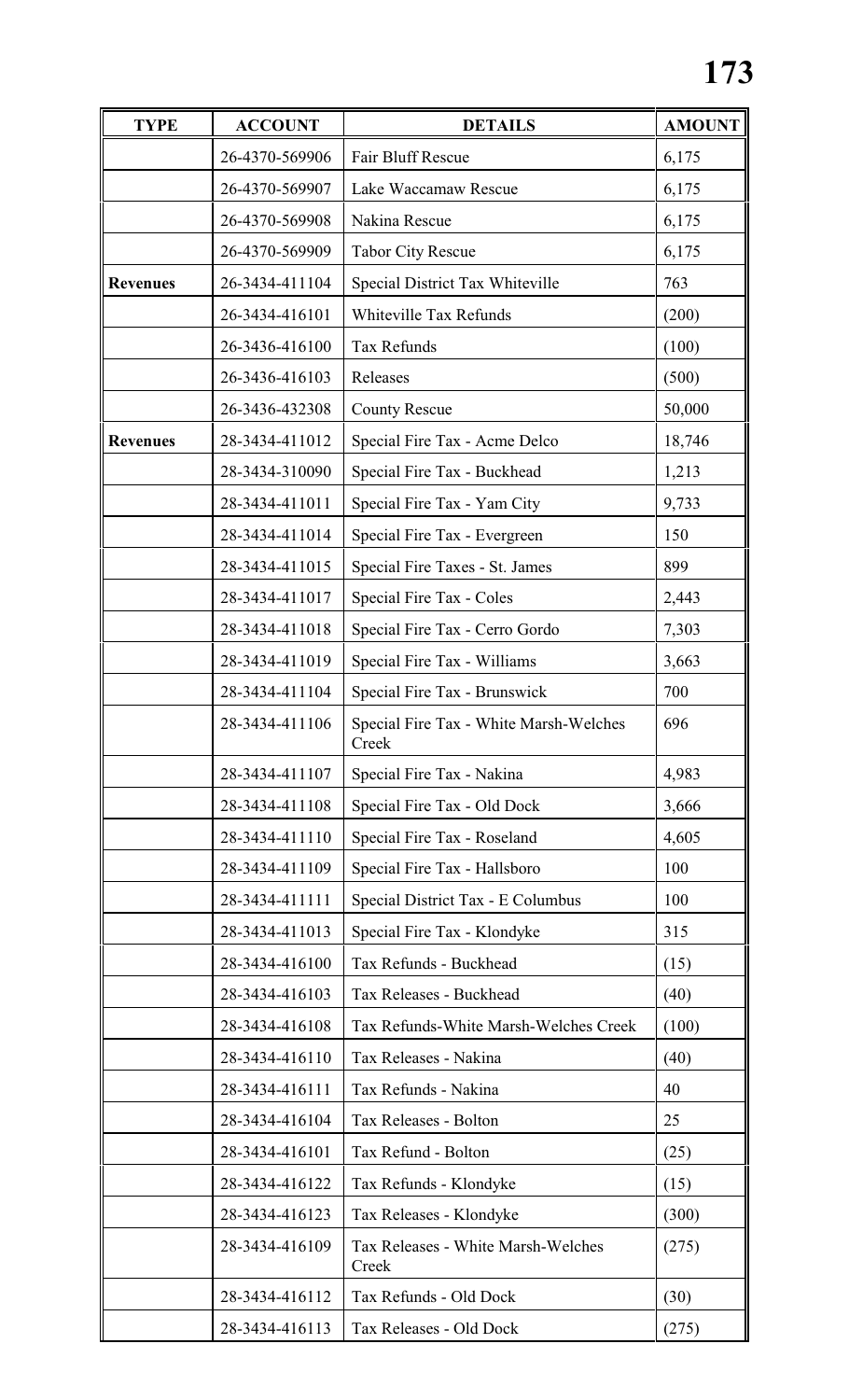| TYPE | ACCOUNT | DETAILS | AMOUNT |
|---|---|---|---|
| | 26-4370-569906 | Fair Bluff Rescue | 6,175 |
| | 26-4370-569907 | Lake Waccamaw Rescue | 6,175 |
| | 26-4370-569908 | Nakina Rescue | 6,175 |
| | 26-4370-569909 | Tabor City Rescue | 6,175 |
| **Revenues** | 26-3434-411104 | Special District Tax Whiteville | 763 |
| | 26-3434-416101 | Whiteville Tax Refunds | (200) |
| | 26-3436-416100 | Tax Refunds | (100) |
| | 26-3436-416103 | Releases | (500) |
| | 26-3436-432308 | County Rescue | 50,000 |
| **Revenues** | 28-3434-411012 | Special Fire Tax - Acme Delco | 18,746 |
| | 28-3434-310090 | Special Fire Tax - Buckhead | 1,213 |
| | 28-3434-411011 | Special Fire Tax - Yam City | 9,733 |
| | 28-3434-411014 | Special Fire Tax - Evergreen | 150 |
| | 28-3434-411015 | Special Fire Taxes - St. James | 899 |
| | 28-3434-411017 | Special Fire Tax - Coles | 2,443 |
| | 28-3434-411018 | Special Fire Tax - Cerro Gordo | 7,303 |
| | 28-3434-411019 | Special Fire Tax - Williams | 3,663 |
| | 28-3434-411104 | Special Fire Tax - Brunswick | 700 |
| | 28-3434-411106 | Special Fire Tax - White Marsh-Welches Creek | 696 |
| | 28-3434-411107 | Special Fire Tax - Nakina | 4,983 |
| | 28-3434-411108 | Special Fire Tax - Old Dock | 3,666 |
| | 28-3434-411110 | Special Fire Tax - Roseland | 4,605 |
| | 28-3434-411109 | Special Fire Tax - Hallsboro | 100 |
| | 28-3434-411111 | Special District Tax - E Columbus | 100 |
| | 28-3434-411013 | Special Fire Tax - Klondyke | 315 |
| | 28-3434-416100 | Tax Refunds - Buckhead | (15) |
| | 28-3434-416103 | Tax Releases - Buckhead | (40) |
| | 28-3434-416108 | Tax Refunds-White Marsh-Welches Creek | (100) |
| | 28-3434-416110 | Tax Releases - Nakina | (40) |
| | 28-3434-416111 | Tax Refunds - Nakina | 40 |
| | 28-3434-416104 | Tax Releases - Bolton | 25 |
| | 28-3434-416101 | Tax Refund - Bolton | (25) |
| | 28-3434-416122 | Tax Refunds - Klondyke | (15) |
| | 28-3434-416123 | Tax Releases - Klondyke | (300) |
| | 28-3434-416109 | Tax Releases - White Marsh-Welches Creek | (275) |
| | 28-3434-416112 | Tax Refunds - Old Dock | (30) |
| | 28-3434-416113 | Tax Releases - Old Dock | (275) |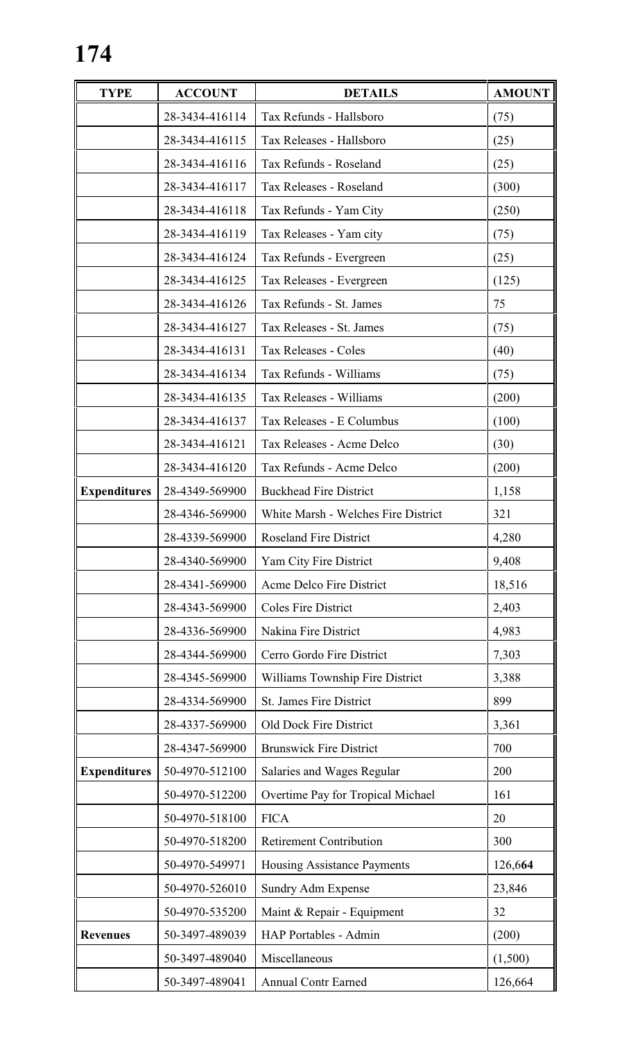| TYPE | ACCOUNT | DETAILS | AMOUNT |
|---|---|---|---|
| | 28-3434-416114 | Tax Refunds - Hallsboro | (75) |
| | 28-3434-416115 | Tax Releases - Hallsboro | (25) |
| | 28-3434-416116 | Tax Refunds - Roseland | (25) |
| | 28-3434-416117 | Tax Releases - Roseland | (300) |
| | 28-3434-416118 | Tax Refunds - Yam City | (250) |
| | 28-3434-416119 | Tax Releases - Yam city | (75) |
| | 28-3434-416124 | Tax Refunds - Evergreen | (25) |
| | 28-3434-416125 | Tax Releases - Evergreen | (125) |
| | 28-3434-416126 | Tax Refunds - St. James | 75 |
| | 28-3434-416127 | Tax Releases - St. James | (75) |
| | 28-3434-416131 | Tax Releases - Coles | (40) |
| | 28-3434-416134 | Tax Refunds - Williams | (75) |
| | 28-3434-416135 | Tax Releases - Williams | (200) |
| | 28-3434-416137 | Tax Releases - E Columbus | (100) |
| | 28-3434-416121 | Tax Releases - Acme Delco | (30) |
| | 28-3434-416120 | Tax Refunds - Acme Delco | (200) |
| **Expenditures** | 28-4349-569900 | Buckhead Fire District | 1,158 |
| | 28-4346-569900 | White Marsh - Welches Fire District | 321 |
| | 28-4339-569900 | Roseland Fire District | 4,280 |
| | 28-4340-569900 | Yam City Fire District | 9,408 |
| | 28-4341-569900 | Acme Delco Fire District | 18,516 |
| | 28-4343-569900 | Coles Fire District | 2,403 |
| | 28-4336-569900 | Nakina Fire District | 4,983 |
| | 28-4344-569900 | Cerro Gordo Fire District | 7,303 |
| | 28-4345-569900 | Williams Township Fire District | 3,388 |
| | 28-4334-569900 | St. James Fire District | 899 |
| | 28-4337-569900 | Old Dock Fire District | 3,361 |
| | 28-4347-569900 | Brunswick Fire District | 700 |
| **Expenditures** | 50-4970-512100 | Salaries and Wages Regular | 200 |
| | 50-4970-512200 | Overtime Pay for Tropical Michael | 161 |
| | 50-4970-518100 | FICA | 20 |
| | 50-4970-518200 | Retirement Contribution | 300 |
| | 50-4970-549971 | Housing Assistance Payments | 126,6**64** |
| | 50-4970-526010 | Sundry Adm Expense | 23,846 |
| | 50-4970-535200 | Maint & Repair - Equipment | 32 |
| **Revenues** | 50-3497-489039 | HAP Portables - Admin | (200) |
| | 50-3497-489040 | Miscellaneous | (1,500) |
| | 50-3497-489041 | Annual Contr Earned | 126,664 |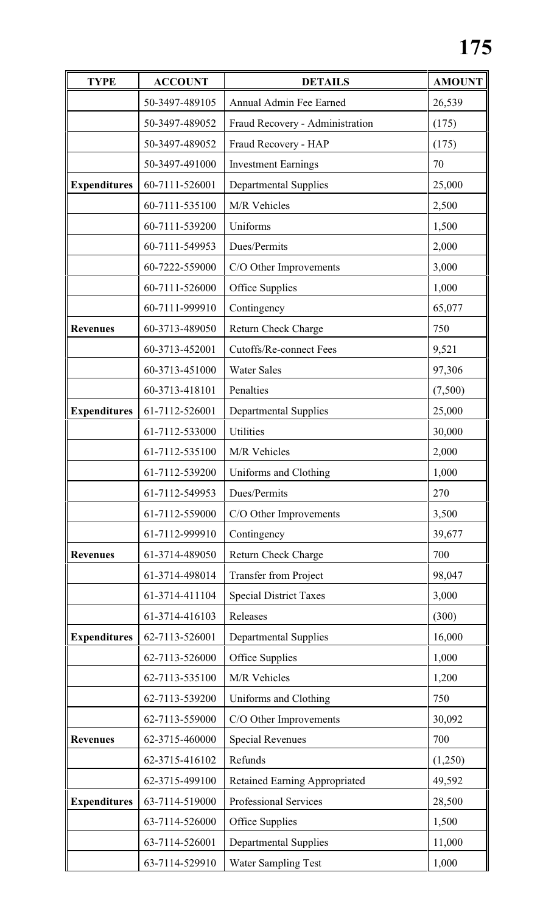| TYPE | ACCOUNT | DETAILS | AMOUNT |
|---|---|---|---|
| | 50-3497-489105 | Annual Admin Fee Earned | 26,539 |
| | 50-3497-489052 | Fraud Recovery - Administration | (175) |
| | 50-3497-489052 | Fraud Recovery - HAP | (175) |
| | 50-3497-491000 | Investment Earnings | 70 |
| **Expenditures** | 60-7111-526001 | Departmental Supplies | 25,000 |
| | 60-7111-535100 | M/R Vehicles | 2,500 |
| | 60-7111-539200 | Uniforms | 1,500 |
| | 60-7111-549953 | Dues/Permits | 2,000 |
| | 60-7222-559000 | C/O Other Improvements | 3,000 |
| | 60-7111-526000 | Office Supplies | 1,000 |
| | 60-7111-999910 | Contingency | 65,077 |
| **Revenues** | 60-3713-489050 | Return Check Charge | 750 |
| | 60-3713-452001 | Cutoffs/Re-connect Fees | 9,521 |
| | 60-3713-451000 | Water Sales | 97,306 |
| | 60-3713-418101 | Penalties | (7,500) |
| **Expenditures** | 61-7112-526001 | Departmental Supplies | 25,000 |
| | 61-7112-533000 | Utilities | 30,000 |
| | 61-7112-535100 | M/R Vehicles | 2,000 |
| | 61-7112-539200 | Uniforms and Clothing | 1,000 |
| | 61-7112-549953 | Dues/Permits | 270 |
| | 61-7112-559000 | C/O Other Improvements | 3,500 |
| | 61-7112-999910 | Contingency | 39,677 |
| **Revenues** | 61-3714-489050 | Return Check Charge | 700 |
| | 61-3714-498014 | Transfer from Project | 98,047 |
| | 61-3714-411104 | Special District Taxes | 3,000 |
| | 61-3714-416103 | Releases | (300) |
| **Expenditures** | 62-7113-526001 | Departmental Supplies | 16,000 |
| | 62-7113-526000 | Office Supplies | 1,000 |
| | 62-7113-535100 | M/R Vehicles | 1,200 |
| | 62-7113-539200 | Uniforms and Clothing | 750 |
| | 62-7113-559000 | C/O Other Improvements | 30,092 |
| **Revenues** | 62-3715-460000 | Special Revenues | 700 |
| | 62-3715-416102 | Refunds | (1,250) |
| | 62-3715-499100 | Retained Earning Appropriated | 49,592 |
| **Expenditures** | 63-7114-519000 | Professional Services | 28,500 |
| | 63-7114-526000 | Office Supplies | 1,500 |
| | 63-7114-526001 | Departmental Supplies | 11,000 |
| | 63-7114-529910 | Water Sampling Test | 1,000 |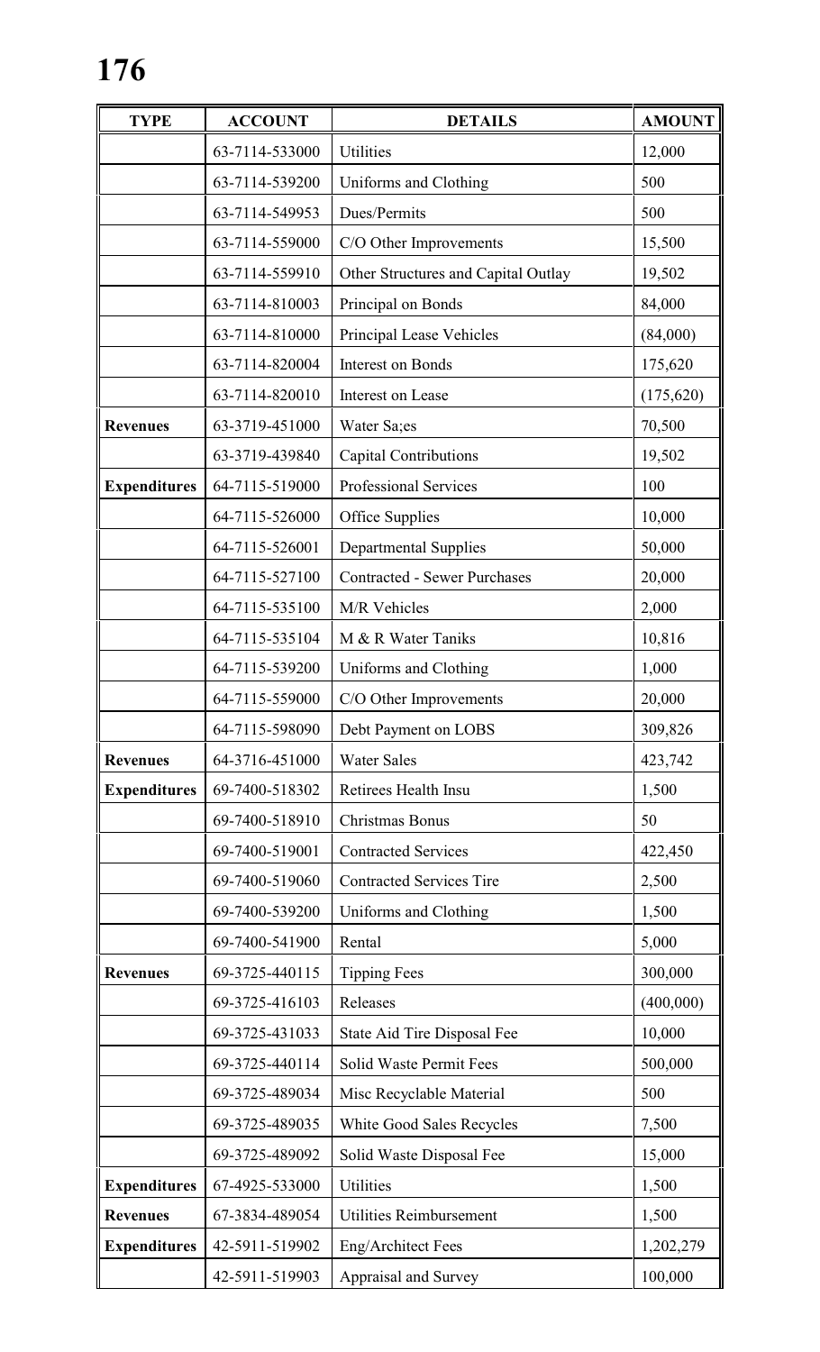| TYPE | ACCOUNT | DETAILS | AMOUNT |
|---|---|---|---|
| | 63-7114-533000 | Utilities | 12,000 |
| | 63-7114-539200 | Uniforms and Clothing | 500 |
| | 63-7114-549953 | Dues/Permits | 500 |
| | 63-7114-559000 | C/O Other Improvements | 15,500 |
| | 63-7114-559910 | Other Structures and Capital Outlay | 19,502 |
| | 63-7114-810003 | Principal on Bonds | 84,000 |
| | 63-7114-810000 | Principal Lease Vehicles | (84,000) |
| | 63-7114-820004 | Interest on Bonds | 175,620 |
| | 63-7114-820010 | Interest on Lease | (175,620) |
| **Revenues** | 63-3719-451000 | Water Sa;es | 70,500 |
| | 63-3719-439840 | Capital Contributions | 19,502 |
| **Expenditures** | 64-7115-519000 | Professional Services | 100 |
| | 64-7115-526000 | Office Supplies | 10,000 |
| | 64-7115-526001 | Departmental Supplies | 50,000 |
| | 64-7115-527100 | Contracted - Sewer Purchases | 20,000 |
| | 64-7115-535100 | M/R Vehicles | 2,000 |
| | 64-7115-535104 | M & R Water Taniks | 10,816 |
| | 64-7115-539200 | Uniforms and Clothing | 1,000 |
| | 64-7115-559000 | C/O Other Improvements | 20,000 |
| | 64-7115-598090 | Debt Payment on LOBS | 309,826 |
| **Revenues** | 64-3716-451000 | Water Sales | 423,742 |
| **Expenditures** | 69-7400-518302 | Retirees Health Insu | 1,500 |
| | 69-7400-518910 | Christmas Bonus | 50 |
| | 69-7400-519001 | Contracted Services | 422,450 |
| | 69-7400-519060 | Contracted Services Tire | 2,500 |
| | 69-7400-539200 | Uniforms and Clothing | 1,500 |
| | 69-7400-541900 | Rental | 5,000 |
| **Revenues** | 69-3725-440115 | Tipping Fees | 300,000 |
| | 69-3725-416103 | Releases | (400,000) |
| | 69-3725-431033 | State Aid Tire Disposal Fee | 10,000 |
| | 69-3725-440114 | Solid Waste Permit Fees | 500,000 |
| | 69-3725-489034 | Misc Recyclable Material | 500 |
| | 69-3725-489035 | White Good Sales Recycles | 7,500 |
| | 69-3725-489092 | Solid Waste Disposal Fee | 15,000 |
| **Expenditures** | 67-4925-533000 | Utilities | 1,500 |
| **Revenues** | 67-3834-489054 | Utilities Reimbursement | 1,500 |
| **Expenditures** | 42-5911-519902 | Eng/Architect Fees | 1,202,279 |
| | 42-5911-519903 | Appraisal and Survey | 100,000 |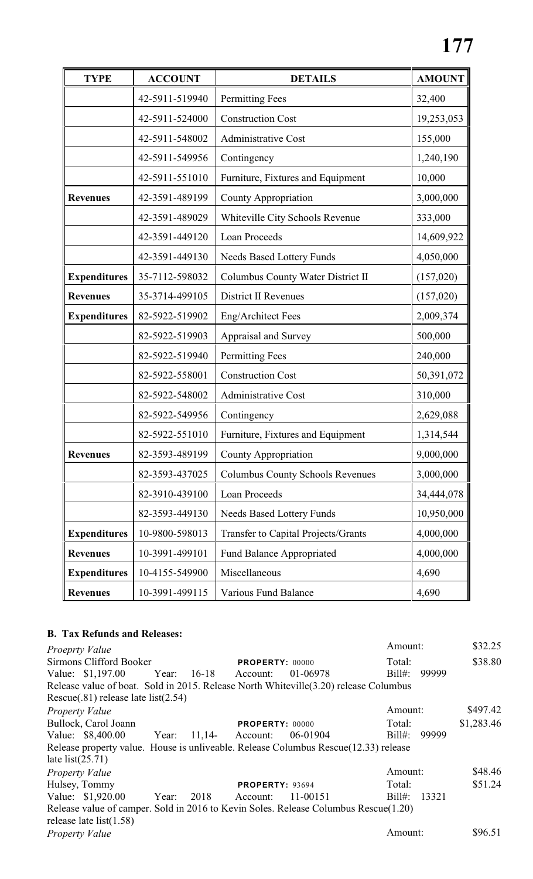| TYPE | ACCOUNT | DETAILS | AMOUNT |
|---|---|---|---|
| | 42-5911-519940 | Permitting Fees | 32,400 |
| | 42-5911-524000 | Construction Cost | 19,253,053 |
| | 42-5911-548002 | Administrative Cost | 155,000 |
| | 42-5911-549956 | Contingency | 1,240,190 |
| | 42-5911-551010 | Furniture, Fixtures and Equipment | 10,000 |
| **Revenues** | 42-3591-489199 | County Appropriation | 3,000,000 |
| | 42-3591-489029 | Whiteville City Schools Revenue | 333,000 |
| | 42-3591-449120 | Loan Proceeds | 14,609,922 |
| | 42-3591-449130 | Needs Based Lottery Funds | 4,050,000 |
| **Expenditures** | 35-7112-598032 | Columbus County Water District II | (157,020) |
| **Revenues** | 35-3714-499105 | District II Revenues | (157,020) |
| **Expenditures** | 82-5922-519902 | Eng/Architect Fees | 2,009,374 |
| | 82-5922-519903 | Appraisal and Survey | 500,000 |
| | 82-5922-519940 | Permitting Fees | 240,000 |
| | 82-5922-558001 | Construction Cost | 50,391,072 |
| | 82-5922-548002 | Administrative Cost | 310,000 |
| | 82-5922-549956 | Contingency | 2,629,088 |
| | 82-5922-551010 | Furniture, Fixtures and Equipment | 1,314,544 |
| **Revenues** | 82-3593-489199 | County Appropriation | 9,000,000 |
| | 82-3593-437025 | Columbus County Schools Revenues | 3,000,000 |
| | 82-3910-439100 | Loan Proceeds | 34,444,078 |
| | 82-3593-449130 | Needs Based Lottery Funds | 10,950,000 |
| **Expenditures** | 10-9800-598013 | Transfer to Capital Projects/Grants | 4,000,000 |
| **Revenues** | 10-3991-499101 | Fund Balance Appropriated | 4,000,000 |
| **Expenditures** | 10-4155-549900 | Miscellaneous | 4,690 |
| **Revenues** | 10-3991-499115 | Various Fund Balance | 4,690 |

**B. Tax Refunds and Releases:**

*Proeprty Value* Amount: $32.25
Sirmons Clifford Booker **PROPERTY:** 00000 Total: $38.80
Value: $1,197.00 Year: 16-18 Account: 01-06978 Bill#: 99999
Release value of boat. Sold in 2015. Release North Whiteville(3.20) release Columbus Rescue(.81) release late list(2.54)

*Property Value* Amount: $497.42
Bullock, Carol Joann **PROPERTY:** 00000 Total: $1,283.46
Value: $8,400.00 Year: 11,14- Account: 06-01904 Bill#: 99999
Release property value. House is unliveable. Release Columbus Rescue(12.33) release late list(25.71)

*Property Value* Amount: $48.46
Hulsey, Tommy **PROPERTY:** 93694 Total: $51.24
Value: $1,920.00 Year: 2018 Account: 11-00151 Bill#: 13321
Release value of camper. Sold in 2016 to Kevin Soles. Release Columbus Rescue(1.20) release late list(1.58)

*Property Value* Amount: $96.51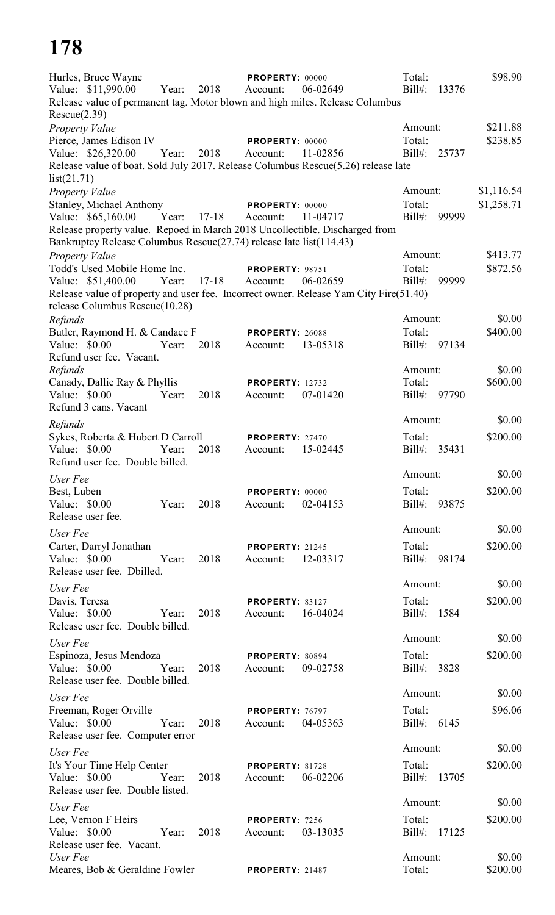Hurles, Bruce Wayne PROPERTY: 00000 Total: $98.90
Value: $11,990.00 Year: 2018 Account: 06-02649 Bill#: 13376
Release value of permanent tag. Motor blown and high miles. Release Columbus Rescue(2.39)

*Property Value* Amount: $211.88
Pierce, James Edison IV PROPERTY: 00000 Total: $238.85
Value: $26,320.00 Year: 2018 Account: 11-02856 Bill#: 25737
Release value of boat. Sold July 2017. Release Columbus Rescue(5.26) release late list(21.71)

*Property Value* Amount: $1,116.54
Stanley, Michael Anthony PROPERTY: 00000 Total: $1,258.71
Value: $65,160.00 Year: 17-18 Account: 11-04717 Bill#: 99999
Release property value. Repoed in March 2018 Uncollectible. Discharged from Bankruptcy Release Columbus Rescue(27.74) release late list(114.43)

*Property Value* Amount: $413.77
Todd's Used Mobile Home Inc. PROPERTY: 98751 Total: $872.56
Value: $51,400.00 Year: 17-18 Account: 06-02659 Bill#: 99999
Release value of property and user fee. Incorrect owner. Release Yam City Fire(51.40) release Columbus Rescue(10.28)

*Refunds* Amount: $0.00
Butler, Raymond H. & Candace F PROPERTY: 26088 Total: $400.00
Value: $0.00 Year: 2018 Account: 13-05318 Bill#: 97134
Refund user fee. Vacant.

*Refunds* Amount: $0.00
Canady, Dallie Ray & Phyllis PROPERTY: 12732 Total: $600.00
Value: $0.00 Year: 2018 Account: 07-01420 Bill#: 97790
Refund 3 cans. Vacant

*Refunds* Amount: $0.00
Sykes, Roberta & Hubert D Carroll PROPERTY: 27470 Total: $200.00
Value: $0.00 Year: 2018 Account: 15-02445 Bill#: 35431
Refund user fee. Double billed.

*User Fee* Amount: $0.00
Best, Luben PROPERTY: 00000 Total: $200.00
Value: $0.00 Year: 2018 Account: 02-04153 Bill#: 93875
Release user fee.

*User Fee* Amount: $0.00
Carter, Darryl Jonathan PROPERTY: 21245 Total: $200.00
Value: $0.00 Year: 2018 Account: 12-03317 Bill#: 98174
Release user fee. Dbilled.

*User Fee* Amount: $0.00
Davis, Teresa PROPERTY: 83127 Total: $200.00
Value: $0.00 Year: 2018 Account: 16-04024 Bill#: 1584
Release user fee. Double billed.

*User Fee* Amount: $0.00
Espinoza, Jesus Mendoza PROPERTY: 80894 Total: $200.00
Value: $0.00 Year: 2018 Account: 09-02758 Bill#: 3828
Release user fee. Double billed.

*User Fee* Amount: $0.00
Freeman, Roger Orville PROPERTY: 76797 Total: $96.06
Value: $0.00 Year: 2018 Account: 04-05363 Bill#: 6145
Release user fee. Computer error

*User Fee* Amount: $0.00
It's Your Time Help Center PROPERTY: 81728 Total: $200.00
Value: $0.00 Year: 2018 Account: 06-02206 Bill#: 13705
Release user fee. Double listed.

*User Fee* Amount: $0.00
Lee, Vernon F Heirs PROPERTY: 7256 Total: $200.00
Value: $0.00 Year: 2018 Account: 03-13035 Bill#: 17125
Release user fee. Vacant.

*User Fee* Amount: $0.00
Meares, Bob & Geraldine Fowler PROPERTY: 21487 Total: $200.00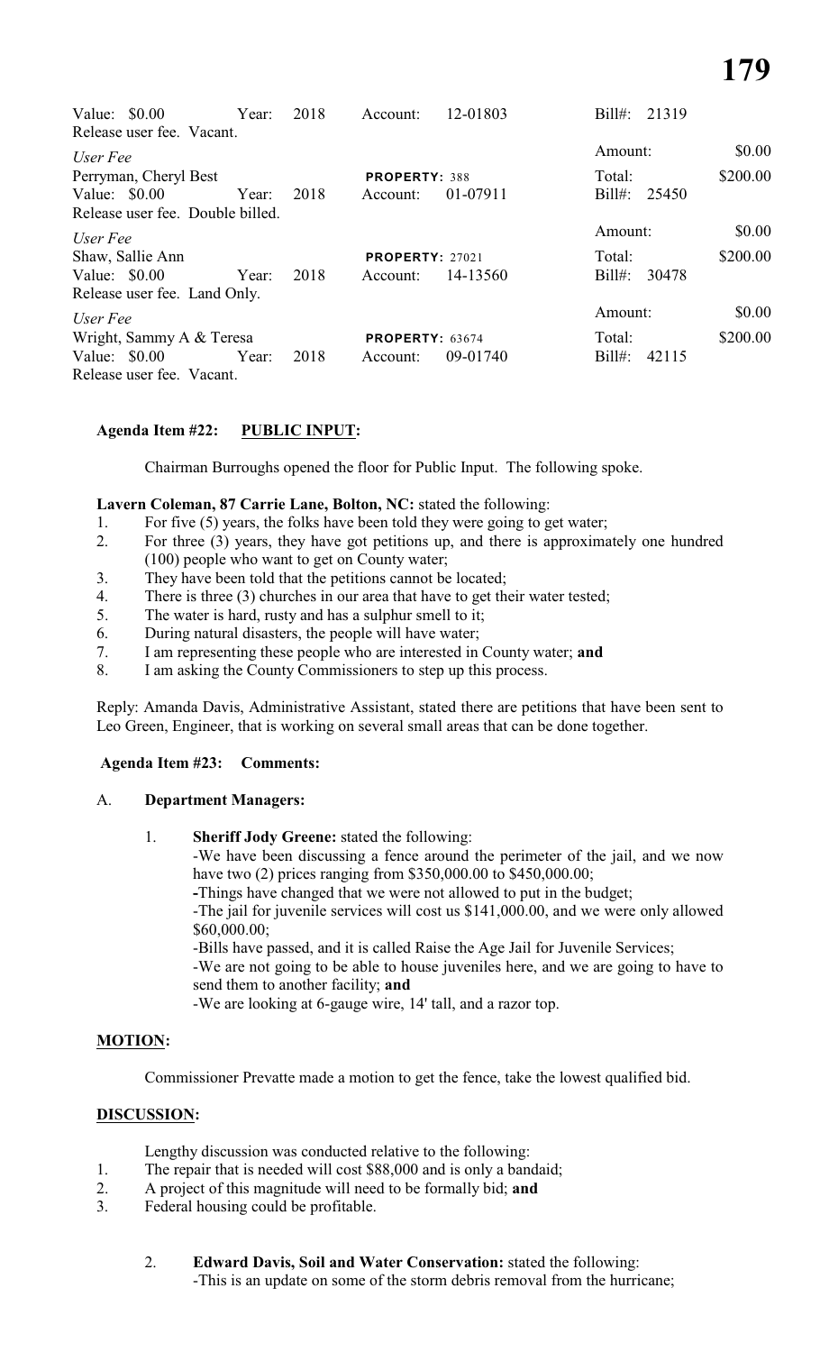Value: $0.00 Year: 2018 Account: 12-01803 Bill#: 21319
Release user fee. Vacant.

*User Fee* Amount: $0.00
Perryman, Cheryl Best **PROPERTY:** 388 Total: $200.00
Value: $0.00 Year: 2018 Account: 01-07911 Bill#: 25450
Release user fee. Double billed.

*User Fee* Amount: $0.00
Shaw, Sallie Ann **PROPERTY:** 27021 Total: $200.00
Value: $0.00 Year: 2018 Account: 14-13560 Bill#: 30478
Release user fee. Land Only.

*User Fee* Amount: $0.00
Wright, Sammy A & Teresa **PROPERTY:** 63674 Total: $200.00
Value: $0.00 Year: 2018 Account: 09-01740 Bill#: 42115
Release user fee. Vacant.

**Agenda Item #22: PUBLIC INPUT:**

Chairman Burroughs opened the floor for Public Input. The following spoke.

**Lavern Coleman, 87 Carrie Lane, Bolton, NC:** stated the following:

1. For five (5) years, the folks have been told they were going to get water;
2. For three (3) years, they have got petitions up, and there is approximately one hundred (100) people who want to get on County water;
3. They have been told that the petitions cannot be located;
4. There is three (3) churches in our area that have to get their water tested;
5. The water is hard, rusty and has a sulphur smell to it;
6. During natural disasters, the people will have water;
7. I am representing these people who are interested in County water; **and**
8. I am asking the County Commissioners to step up this process.

Reply: Amanda Davis, Administrative Assistant, stated there are petitions that have been sent to Leo Green, Engineer, that is working on several small areas that can be done together.

**Agenda Item #23: Comments:**

A. **Department Managers:**

1. **Sheriff Jody Greene:** stated the following:
   -We have been discussing a fence around the perimeter of the jail, and we now have two (2) prices ranging from $350,000.00 to $450,000.00;
   -Things have changed that we were not allowed to put in the budget;
   -The jail for juvenile services will cost us $141,000.00, and we were only allowed $60,000.00;
   -Bills have passed, and it is called Raise the Age Jail for Juvenile Services;
   -We are not going to be able to house juveniles here, and we are going to have to send them to another facility; **and**
   -We are looking at 6-gauge wire, 14' tall, and a razor top.

**MOTION:**

Commissioner Prevatte made a motion to get the fence, take the lowest qualified bid.

**DISCUSSION:**

Lengthy discussion was conducted relative to the following:

1. The repair that is needed will cost $88,000 and is only a bandaid;
2. A project of this magnitude will need to be formally bid; **and**
3. Federal housing could be profitable.

2. **Edward Davis, Soil and Water Conservation:** stated the following:
   -This is an update on some of the storm debris removal from the hurricane;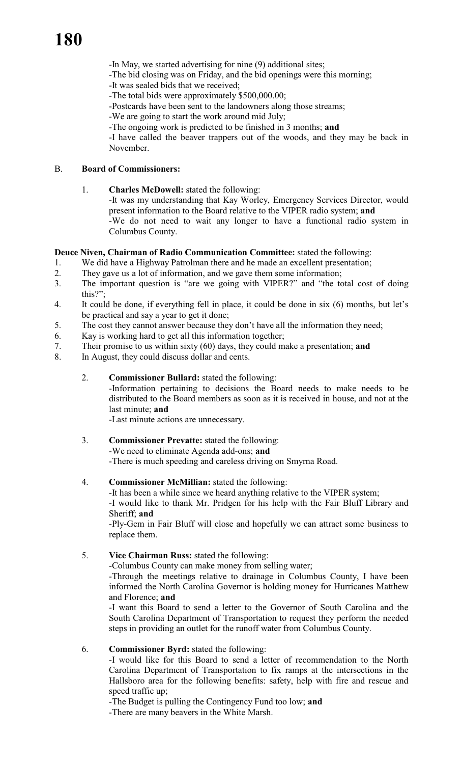-In May, we started advertising for nine (9) additional sites;
-The bid closing was on Friday, and the bid openings were this morning;
-It was sealed bids that we received;
-The total bids were approximately $500,000.00;
-Postcards have been sent to the landowners along those streams;
-We are going to start the work around mid July;
-The ongoing work is predicted to be finished in 3 months; **and**
-I have called the beaver trappers out of the woods, and they may be back in November.

B. **Board of Commissioners:**

1. **Charles McDowell:** stated the following:
   -It was my understanding that Kay Worley, Emergency Services Director, would present information to the Board relative to the VIPER radio system; **and**
   -We do not need to wait any longer to have a functional radio system in Columbus County.

**Deuce Niven, Chairman of Radio Communication Committee:** stated the following:

1. We did have a Highway Patrolman there and he made an excellent presentation;
2. They gave us a lot of information, and we gave them some information;
3. The important question is "are we going with VIPER?" and "the total cost of doing this?";
4. It could be done, if everything fell in place, it could be done in six (6) months, but let's be practical and say a year to get it done;
5. The cost they cannot answer because they don't have all the information they need;
6. Kay is working hard to get all this information together;
7. Their promise to us within sixty (60) days, they could make a presentation; **and**
8. In August, they could discuss dollar and cents.

2. **Commissioner Bullard:** stated the following:
   -Information pertaining to decisions the Board needs to make needs to be distributed to the Board members as soon as it is received in house, and not at the last minute; **and**
   -Last minute actions are unnecessary.

3. **Commissioner Prevatte:** stated the following:
   -We need to eliminate Agenda add-ons; **and**
   -There is much speeding and careless driving on Smyrna Road.

4. **Commissioner McMillian:** stated the following:
   -It has been a while since we heard anything relative to the VIPER system;
   -I would like to thank Mr. Pridgen for his help with the Fair Bluff Library and Sheriff; **and**
   -Ply-Gem in Fair Bluff will close and hopefully we can attract some business to replace them.

5. **Vice Chairman Russ:** stated the following:
   -Columbus County can make money from selling water;
   -Through the meetings relative to drainage in Columbus County, I have been informed the North Carolina Governor is holding money for Hurricanes Matthew and Florence; **and**
   -I want this Board to send a letter to the Governor of South Carolina and the South Carolina Department of Transportation to request they perform the needed steps in providing an outlet for the runoff water from Columbus County.

6. **Commissioner Byrd:** stated the following:
   -I would like for this Board to send a letter of recommendation to the North Carolina Department of Transportation to fix ramps at the intersections in the Hallsboro area for the following benefits: safety, help with fire and rescue and speed traffic up;
   -The Budget is pulling the Contingency Fund too low; **and**
   -There are many beavers in the White Marsh.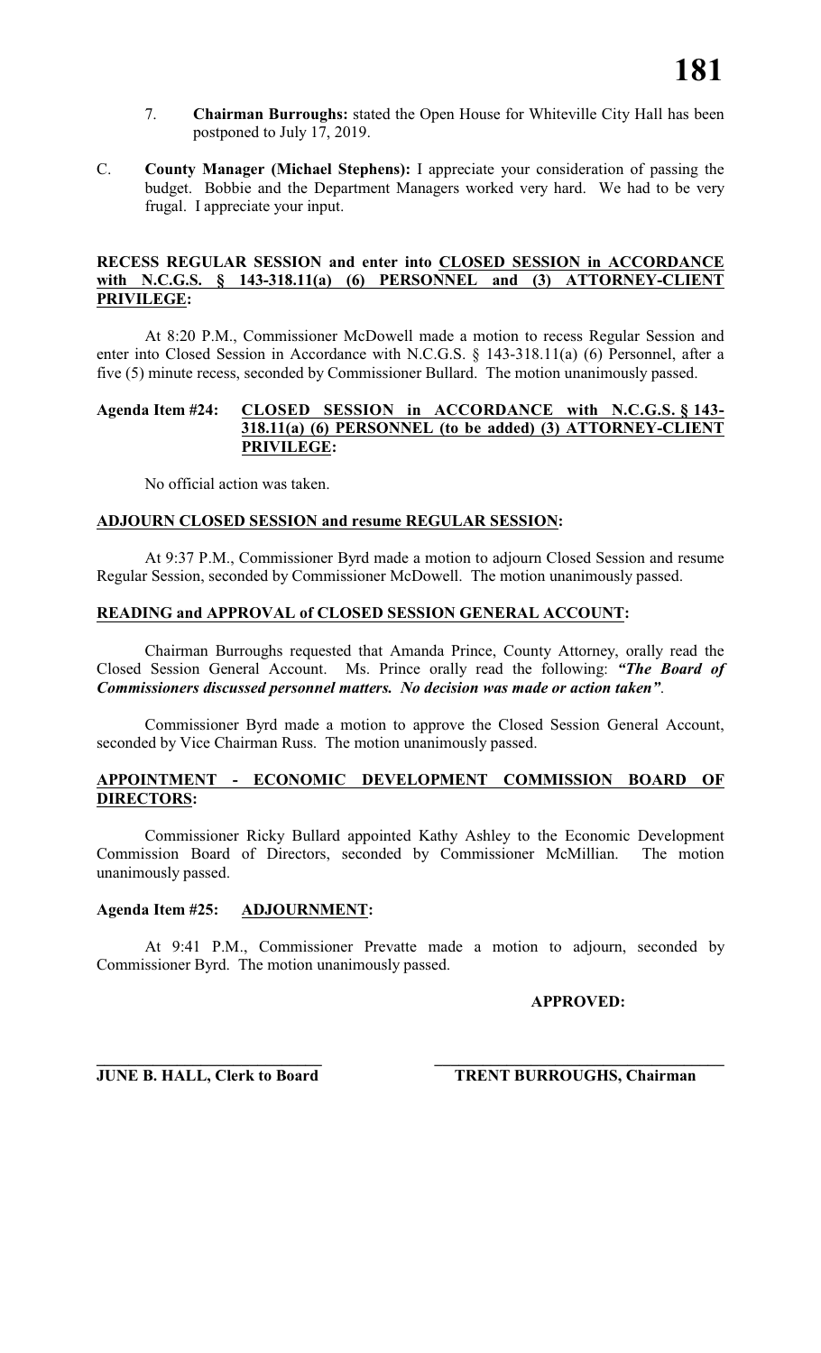7. **Chairman Burroughs:** stated the Open House for Whiteville City Hall has been postponed to July 17, 2019.

C. **County Manager (Michael Stephens):** I appreciate your consideration of passing the budget. Bobbie and the Department Managers worked very hard. We had to be very frugal. I appreciate your input.

**RECESS REGULAR SESSION and enter into <u>CLOSED SESSION in ACCORDANCE with N.C.G.S. § 143-318.11(a) (6) PERSONNEL and (3) ATTORNEY-CLIENT PRIVILEGE</u>:**

At 8:20 P.M., Commissioner McDowell made a motion to recess Regular Session and enter into Closed Session in Accordance with N.C.G.S. § 143-318.11(a) (6) Personnel, after a five (5) minute recess, seconded by Commissioner Bullard. The motion unanimously passed.

**Agenda Item #24: <u>CLOSED SESSION in ACCORDANCE with N.C.G.S. § 143-318.11(a) (6) PERSONNEL (to be added) (3) ATTORNEY-CLIENT PRIVILEGE</u>:**

No official action was taken.

**<u>ADJOURN CLOSED SESSION and resume REGULAR SESSION</u>:**

At 9:37 P.M., Commissioner Byrd made a motion to adjourn Closed Session and resume Regular Session, seconded by Commissioner McDowell. The motion unanimously passed.

**<u>READING and APPROVAL of CLOSED SESSION GENERAL ACCOUNT</u>:**

Chairman Burroughs requested that Amanda Prince, County Attorney, orally read the Closed Session General Account. Ms. Prince orally read the following: ***"The Board of Commissioners discussed personnel matters. No decision was made or action taken"***.

Commissioner Byrd made a motion to approve the Closed Session General Account, seconded by Vice Chairman Russ. The motion unanimously passed.

**<u>APPOINTMENT - ECONOMIC DEVELOPMENT COMMISSION BOARD OF DIRECTORS</u>:**

Commissioner Ricky Bullard appointed Kathy Ashley to the Economic Development Commission Board of Directors, seconded by Commissioner McMillian. The motion unanimously passed.

**Agenda Item #25: <u>ADJOURNMENT</u>:**

At 9:41 P.M., Commissioner Prevatte made a motion to adjourn, seconded by Commissioner Byrd. The motion unanimously passed.

**APPROVED:**

**JUNE B. HALL, Clerk to Board** **TRENT BURROUGHS, Chairman**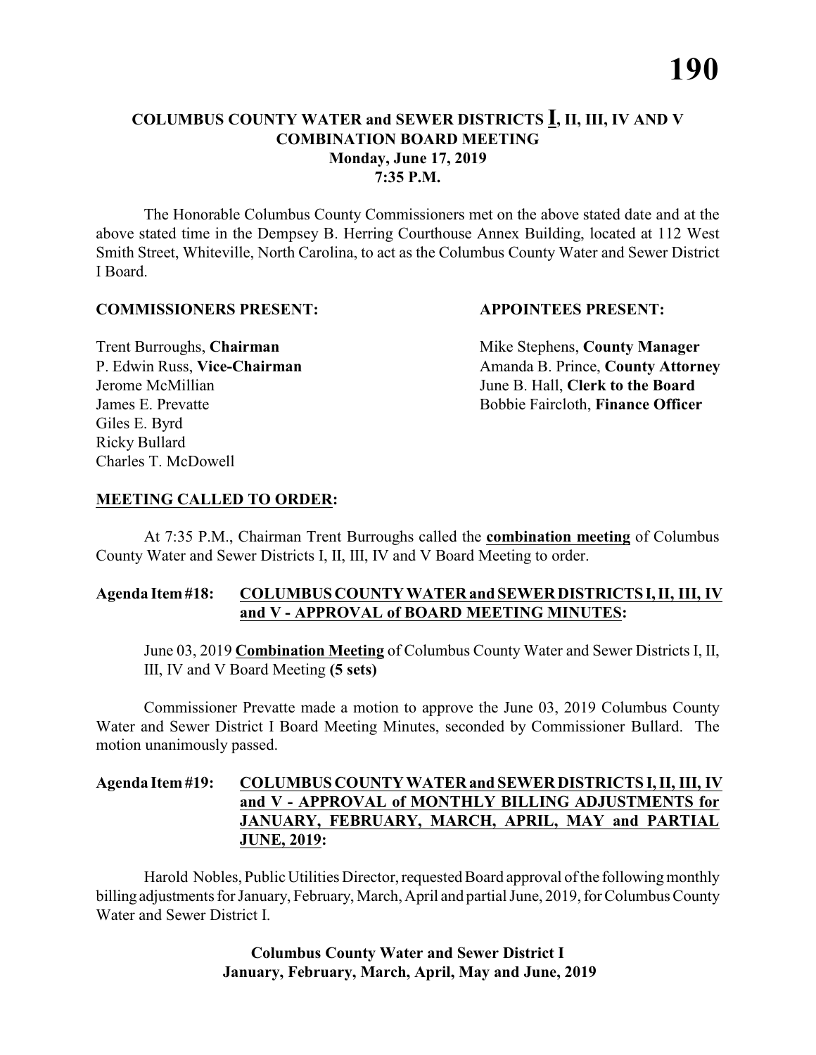# COLUMBUS COUNTY WATER and SEWER DISTRICTS I, II, III, IV AND V COMBINATION BOARD MEETING
## Monday, June 17, 2019
## 7:35 P.M.

The Honorable Columbus County Commissioners met on the above stated date and at the above stated time in the Dempsey B. Herring Courthouse Annex Building, located at 112 West Smith Street, Whiteville, North Carolina, to act as the Columbus County Water and Sewer District I Board.

**COMMISSIONERS PRESENT:**

Trent Burroughs, **Chairman**
P. Edwin Russ, **Vice-Chairman**
Jerome McMillian
James E. Prevatte
Giles E. Byrd
Ricky Bullard
Charles T. McDowell

**APPOINTEES PRESENT:**

Mike Stephens, **County Manager**
Amanda B. Prince, **County Attorney**
June B. Hall, **Clerk to the Board**
Bobbie Faircloth, **Finance Officer**

**MEETING CALLED TO ORDER:**

At 7:35 P.M., Chairman Trent Burroughs called the **combination meeting** of Columbus County Water and Sewer Districts I, II, III, IV and V Board Meeting to order.

**Agenda Item #18: COLUMBUS COUNTY WATER and SEWER DISTRICTS I, II, III, IV and V - APPROVAL of BOARD MEETING MINUTES:**

June 03, 2019 **Combination Meeting** of Columbus County Water and Sewer Districts I, II, III, IV and V Board Meeting **(5 sets)**

Commissioner Prevatte made a motion to approve the June 03, 2019 Columbus County Water and Sewer District I Board Meeting Minutes, seconded by Commissioner Bullard. The motion unanimously passed.

**Agenda Item #19: COLUMBUS COUNTY WATER and SEWER DISTRICTS I, II, III, IV and V - APPROVAL of MONTHLY BILLING ADJUSTMENTS for JANUARY, FEBRUARY, MARCH, APRIL, MAY and PARTIAL JUNE, 2019:**

Harold Nobles, Public Utilities Director, requested Board approval of the following monthly billing adjustments for January, February, March, April and partial June, 2019, for Columbus County Water and Sewer District I.

**Columbus County Water and Sewer District I**
**January, February, March, April, May and June, 2019**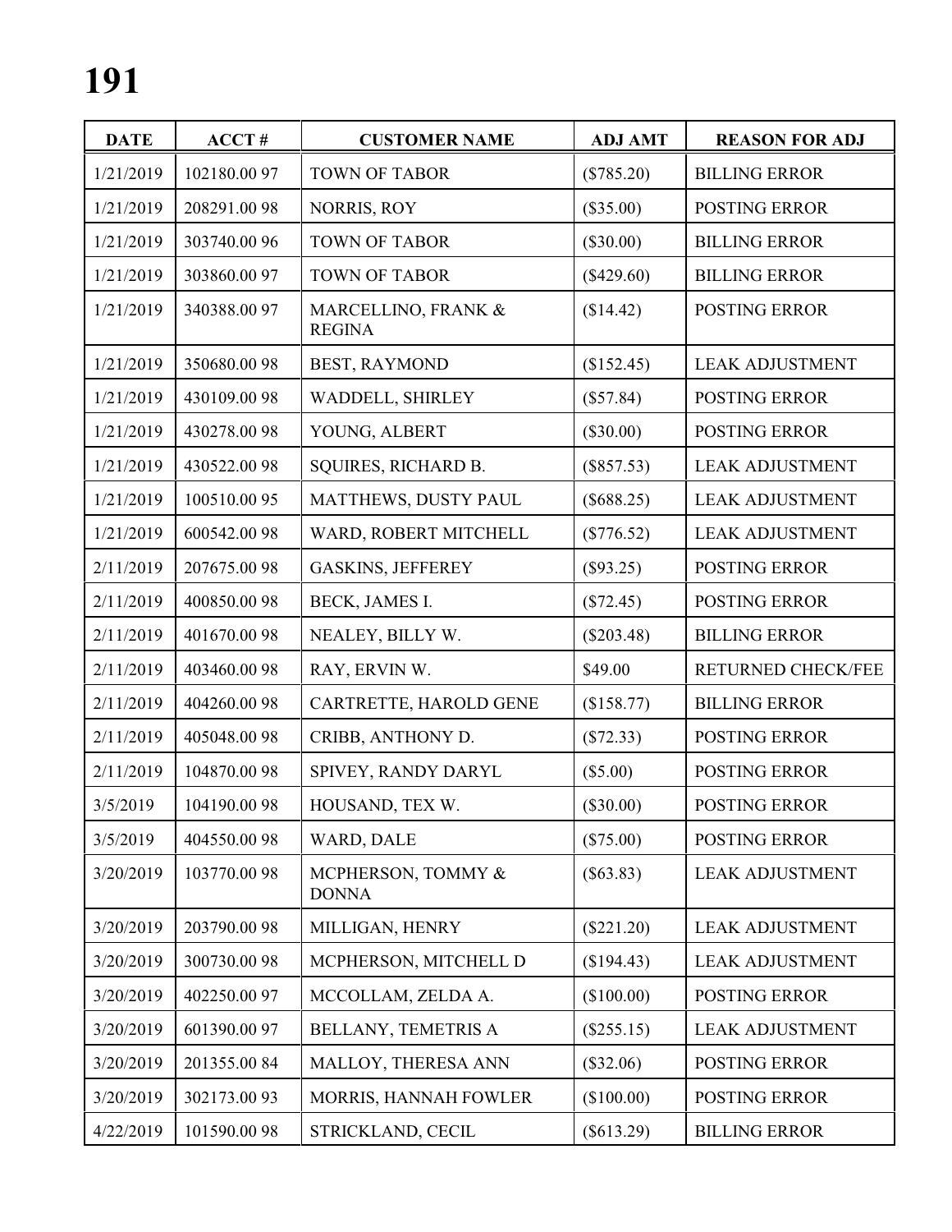# 191

| DATE | ACCT # | CUSTOMER NAME | ADJ AMT | REASON FOR ADJ |
|---|---|---|---|---|
| 1/21/2019 | 102180.00 97 | TOWN OF TABOR | ($785.20) | BILLING ERROR |
| 1/21/2019 | 208291.00 98 | NORRIS, ROY | ($35.00) | POSTING ERROR |
| 1/21/2019 | 303740.00 96 | TOWN OF TABOR | ($30.00) | BILLING ERROR |
| 1/21/2019 | 303860.00 97 | TOWN OF TABOR | ($429.60) | BILLING ERROR |
| 1/21/2019 | 340388.00 97 | MARCELLINO, FRANK & REGINA | ($14.42) | POSTING ERROR |
| 1/21/2019 | 350680.00 98 | BEST, RAYMOND | ($152.45) | LEAK ADJUSTMENT |
| 1/21/2019 | 430109.00 98 | WADDELL, SHIRLEY | ($57.84) | POSTING ERROR |
| 1/21/2019 | 430278.00 98 | YOUNG, ALBERT | ($30.00) | POSTING ERROR |
| 1/21/2019 | 430522.00 98 | SQUIRES, RICHARD B. | ($857.53) | LEAK ADJUSTMENT |
| 1/21/2019 | 100510.00 95 | MATTHEWS, DUSTY PAUL | ($688.25) | LEAK ADJUSTMENT |
| 1/21/2019 | 600542.00 98 | WARD, ROBERT MITCHELL | ($776.52) | LEAK ADJUSTMENT |
| 2/11/2019 | 207675.00 98 | GASKINS, JEFFEREY | ($93.25) | POSTING ERROR |
| 2/11/2019 | 400850.00 98 | BECK, JAMES I. | ($72.45) | POSTING ERROR |
| 2/11/2019 | 401670.00 98 | NEALEY, BILLY W. | ($203.48) | BILLING ERROR |
| 2/11/2019 | 403460.00 98 | RAY, ERVIN W. | $49.00 | RETURNED CHECK/FEE |
| 2/11/2019 | 404260.00 98 | CARTRETTE, HAROLD GENE | ($158.77) | BILLING ERROR |
| 2/11/2019 | 405048.00 98 | CRIBB, ANTHONY D. | ($72.33) | POSTING ERROR |
| 2/11/2019 | 104870.00 98 | SPIVEY, RANDY DARYL | ($5.00) | POSTING ERROR |
| 3/5/2019 | 104190.00 98 | HOUSAND, TEX W. | ($30.00) | POSTING ERROR |
| 3/5/2019 | 404550.00 98 | WARD, DALE | ($75.00) | POSTING ERROR |
| 3/20/2019 | 103770.00 98 | MCPHERSON, TOMMY & DONNA | ($63.83) | LEAK ADJUSTMENT |
| 3/20/2019 | 203790.00 98 | MILLIGAN, HENRY | ($221.20) | LEAK ADJUSTMENT |
| 3/20/2019 | 300730.00 98 | MCPHERSON, MITCHELL D | ($194.43) | LEAK ADJUSTMENT |
| 3/20/2019 | 402250.00 97 | MCCOLLAM, ZELDA A. | ($100.00) | POSTING ERROR |
| 3/20/2019 | 601390.00 97 | BELLANY, TEMETRIS A | ($255.15) | LEAK ADJUSTMENT |
| 3/20/2019 | 201355.00 84 | MALLOY, THERESA ANN | ($32.06) | POSTING ERROR |
| 3/20/2019 | 302173.00 93 | MORRIS, HANNAH FOWLER | ($100.00) | POSTING ERROR |
| 4/22/2019 | 101590.00 98 | STRICKLAND, CECIL | ($613.29) | BILLING ERROR |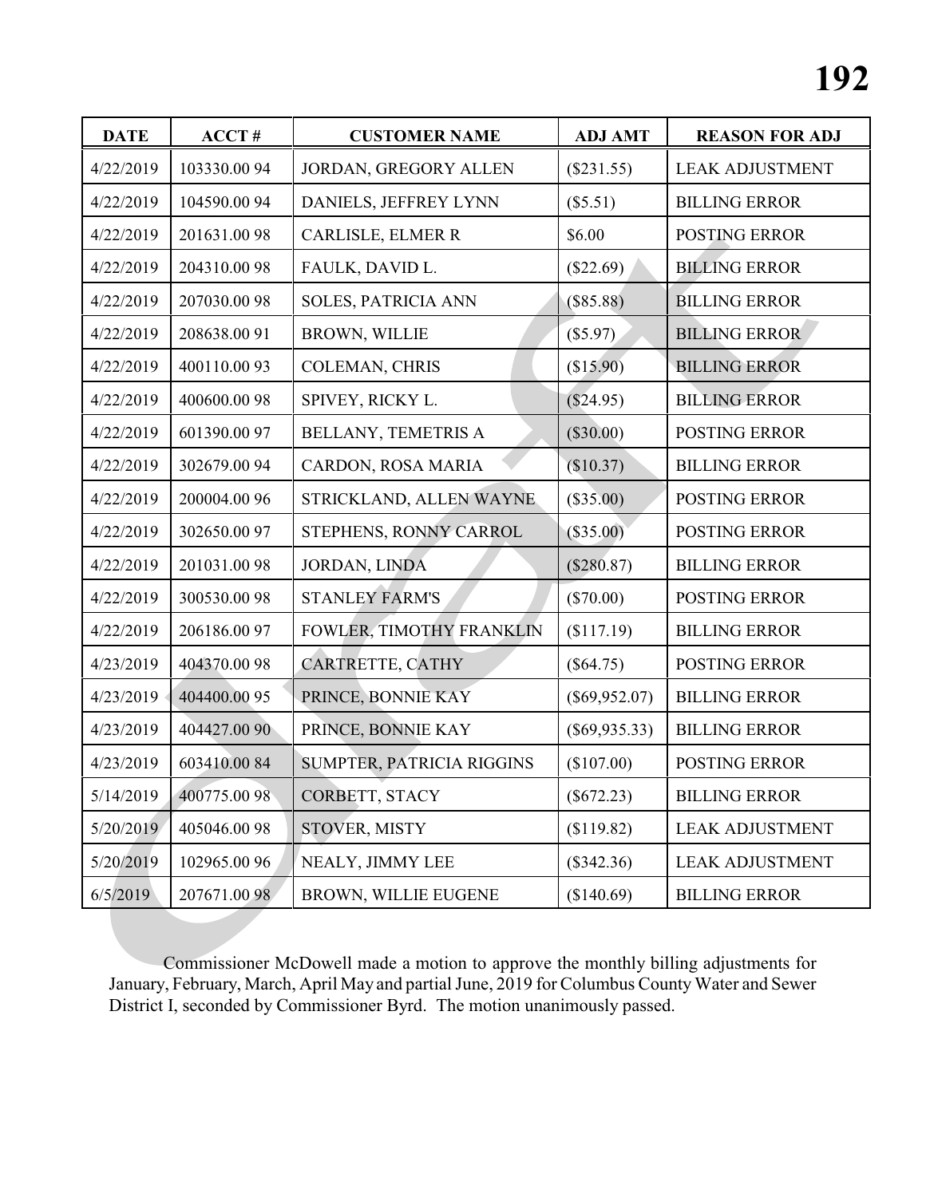| DATE | ACCT # | CUSTOMER NAME | ADJ AMT | REASON FOR ADJ |
|---|---|---|---|---|
| 4/22/2019 | 103330.00 94 | JORDAN, GREGORY ALLEN | ($231.55) | LEAK ADJUSTMENT |
| 4/22/2019 | 104590.00 94 | DANIELS, JEFFREY LYNN | ($5.51) | BILLING ERROR |
| 4/22/2019 | 201631.00 98 | CARLISLE, ELMER R | $6.00 | POSTING ERROR |
| 4/22/2019 | 204310.00 98 | FAULK, DAVID L. | ($22.69) | BILLING ERROR |
| 4/22/2019 | 207030.00 98 | SOLES, PATRICIA ANN | ($85.88) | BILLING ERROR |
| 4/22/2019 | 208638.00 91 | BROWN, WILLIE | ($5.97) | BILLING ERROR |
| 4/22/2019 | 400110.00 93 | COLEMAN, CHRIS | ($15.90) | BILLING ERROR |
| 4/22/2019 | 400600.00 98 | SPIVEY, RICKY L. | ($24.95) | BILLING ERROR |
| 4/22/2019 | 601390.00 97 | BELLANY, TEMETRIS A | ($30.00) | POSTING ERROR |
| 4/22/2019 | 302679.00 94 | CARDON, ROSA MARIA | ($10.37) | BILLING ERROR |
| 4/22/2019 | 200004.00 96 | STRICKLAND, ALLEN WAYNE | ($35.00) | POSTING ERROR |
| 4/22/2019 | 302650.00 97 | STEPHENS, RONNY CARROL | ($35.00) | POSTING ERROR |
| 4/22/2019 | 201031.00 98 | JORDAN, LINDA | ($280.87) | BILLING ERROR |
| 4/22/2019 | 300530.00 98 | STANLEY FARM'S | ($70.00) | POSTING ERROR |
| 4/22/2019 | 206186.00 97 | FOWLER, TIMOTHY FRANKLIN | ($117.19) | BILLING ERROR |
| 4/23/2019 | 404370.00 98 | CARTRETTE, CATHY | ($64.75) | POSTING ERROR |
| 4/23/2019 | 404400.00 95 | PRINCE, BONNIE KAY | ($69,952.07) | BILLING ERROR |
| 4/23/2019 | 404427.00 90 | PRINCE, BONNIE KAY | ($69,935.33) | BILLING ERROR |
| 4/23/2019 | 603410.00 84 | SUMPTER, PATRICIA RIGGINS | ($107.00) | POSTING ERROR |
| 5/14/2019 | 400775.00 98 | CORBETT, STACY | ($672.23) | BILLING ERROR |
| 5/20/2019 | 405046.00 98 | STOVER, MISTY | ($119.82) | LEAK ADJUSTMENT |
| 5/20/2019 | 102965.00 96 | NEALY, JIMMY LEE | ($342.36) | LEAK ADJUSTMENT |
| 6/5/2019 | 207671.00 98 | BROWN, WILLIE EUGENE | ($140.69) | BILLING ERROR |

Commissioner McDowell made a motion to approve the monthly billing adjustments for January, February, March, April May and partial June, 2019 for Columbus County Water and Sewer District I, seconded by Commissioner Byrd. The motion unanimously passed.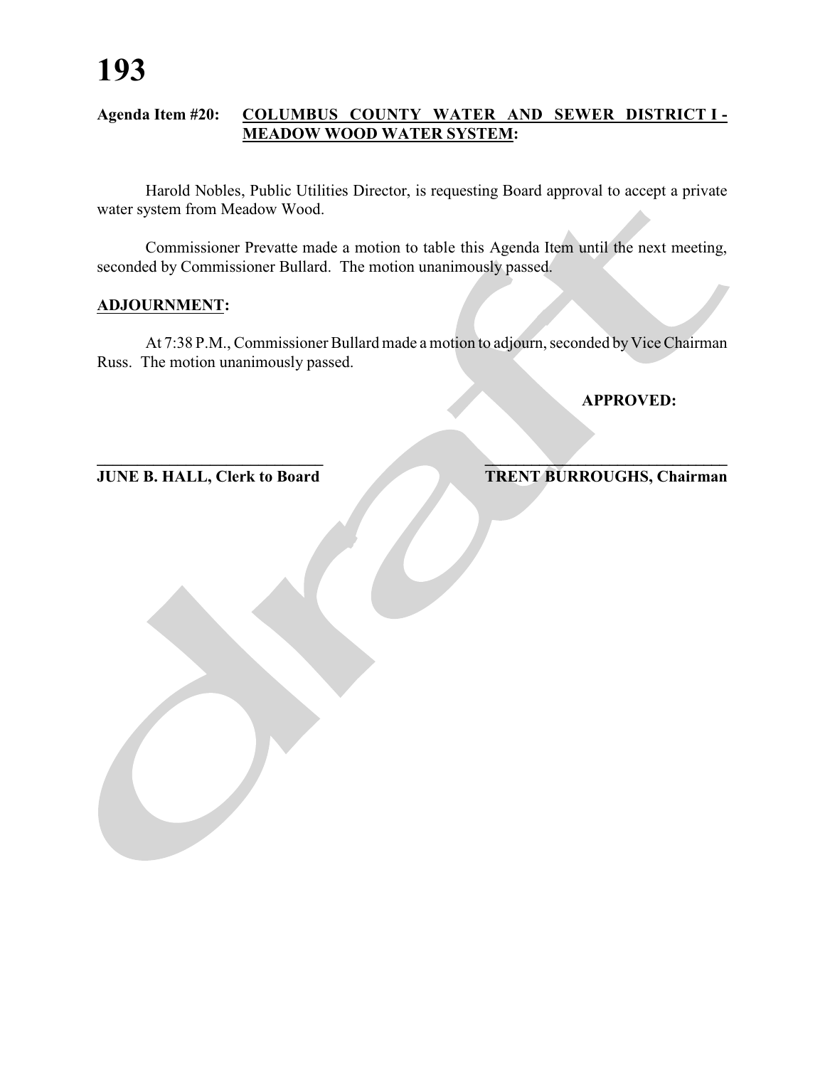**Agenda Item #20: COLUMBUS COUNTY WATER AND SEWER DISTRICT I - MEADOW WOOD WATER SYSTEM:**

Harold Nobles, Public Utilities Director, is requesting Board approval to accept a private water system from Meadow Wood.

Commissioner Prevatte made a motion to table this Agenda Item until the next meeting, seconded by Commissioner Bullard. The motion unanimously passed.

**ADJOURNMENT:**

At 7:38 P.M., Commissioner Bullard made a motion to adjourn, seconded by Vice Chairman Russ. The motion unanimously passed.

**APPROVED:**

\_\_\_\_\_\_\_\_\_\_\_\_\_\_\_\_\_\_\_\_\_\_\_\_\_\_\_\_\_\_ \_\_\_\_\_\_\_\_\_\_\_\_\_\_\_\_\_\_\_\_\_\_\_\_\_\_\_\_\_\_

**JUNE B. HALL, Clerk to Board** **TRENT BURROUGHS, Chairman**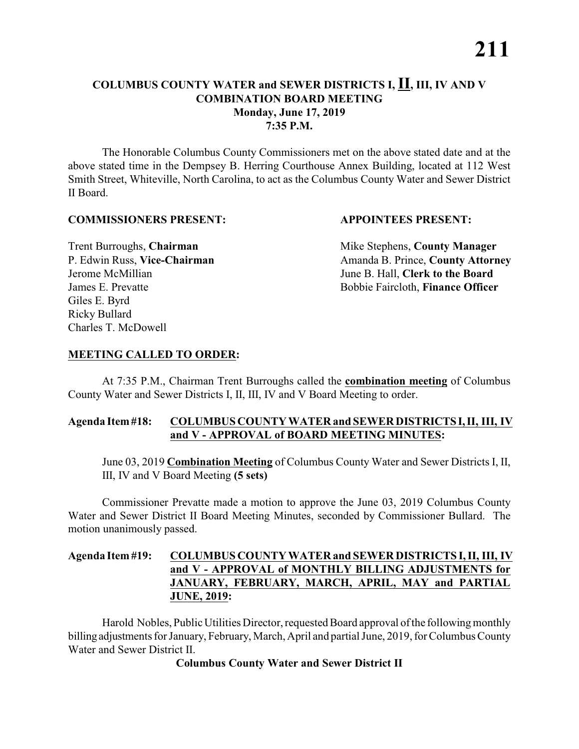# COLUMBUS COUNTY WATER and SEWER DISTRICTS I, II, III, IV AND V
## COMBINATION BOARD MEETING
**Monday, June 17, 2019**
**7:35 P.M.**

The Honorable Columbus County Commissioners met on the above stated date and at the above stated time in the Dempsey B. Herring Courthouse Annex Building, located at 112 West Smith Street, Whiteville, North Carolina, to act as the Columbus County Water and Sewer District II Board.

**COMMISSIONERS PRESENT:**

Trent Burroughs, **Chairman**
P. Edwin Russ, **Vice-Chairman**
Jerome McMillian
James E. Prevatte
Giles E. Byrd
Ricky Bullard
Charles T. McDowell

**APPOINTEES PRESENT:**

Mike Stephens, **County Manager**
Amanda B. Prince, **County Attorney**
June B. Hall, **Clerk to the Board**
Bobbie Faircloth, **Finance Officer**

**MEETING CALLED TO ORDER:**

At 7:35 P.M., Chairman Trent Burroughs called the **combination meeting** of Columbus County Water and Sewer Districts I, II, III, IV and V Board Meeting to order.

**Agenda Item #18: COLUMBUS COUNTY WATER and SEWER DISTRICTS I, II, III, IV and V - APPROVAL of BOARD MEETING MINUTES:**

June 03, 2019 **Combination Meeting** of Columbus County Water and Sewer Districts I, II, III, IV and V Board Meeting **(5 sets)**

Commissioner Prevatte made a motion to approve the June 03, 2019 Columbus County Water and Sewer District II Board Meeting Minutes, seconded by Commissioner Bullard. The motion unanimously passed.

**Agenda Item #19: COLUMBUS COUNTY WATER and SEWER DISTRICTS I, II, III, IV and V - APPROVAL of MONTHLY BILLING ADJUSTMENTS for JANUARY, FEBRUARY, MARCH, APRIL, MAY and PARTIAL JUNE, 2019:**

Harold Nobles, Public Utilities Director, requested Board approval of the following monthly billing adjustments for January, February, March, April and partial June, 2019, for Columbus County Water and Sewer District II.

**Columbus County Water and Sewer District II**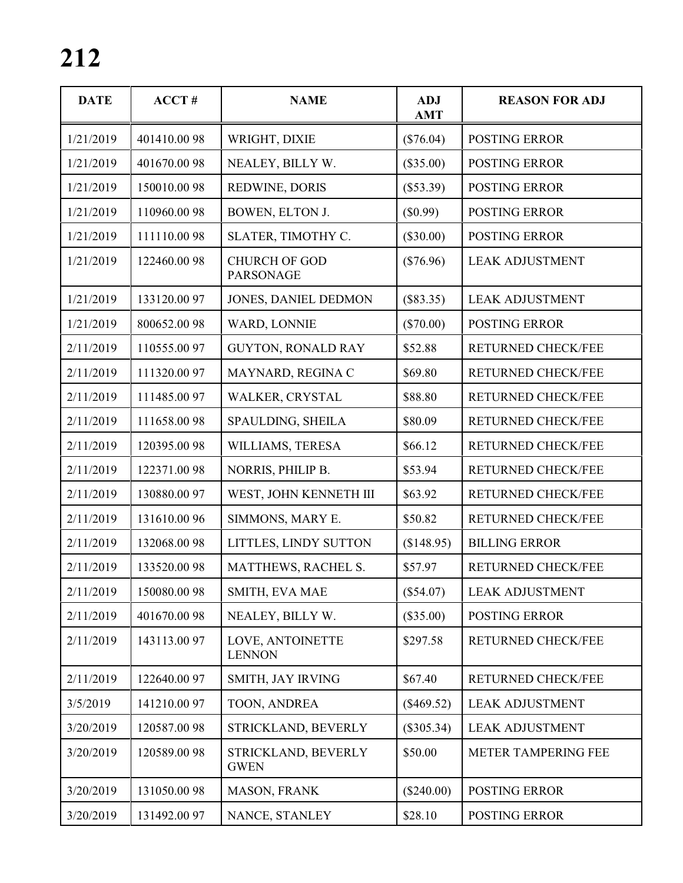# 212

| DATE | ACCT # | NAME | ADJ AMT | REASON FOR ADJ |
|---|---|---|---|---|
| 1/21/2019 | 401410.00 98 | WRIGHT, DIXIE | ($76.04) | POSTING ERROR |
| 1/21/2019 | 401670.00 98 | NEALEY, BILLY W. | ($35.00) | POSTING ERROR |
| 1/21/2019 | 150010.00 98 | REDWINE, DORIS | ($53.39) | POSTING ERROR |
| 1/21/2019 | 110960.00 98 | BOWEN, ELTON J. | ($0.99) | POSTING ERROR |
| 1/21/2019 | 111110.00 98 | SLATER, TIMOTHY C. | ($30.00) | POSTING ERROR |
| 1/21/2019 | 122460.00 98 | CHURCH OF GOD PARSONAGE | ($76.96) | LEAK ADJUSTMENT |
| 1/21/2019 | 133120.00 97 | JONES, DANIEL DEDMON | ($83.35) | LEAK ADJUSTMENT |
| 1/21/2019 | 800652.00 98 | WARD, LONNIE | ($70.00) | POSTING ERROR |
| 2/11/2019 | 110555.00 97 | GUYTON, RONALD RAY | $52.88 | RETURNED CHECK/FEE |
| 2/11/2019 | 111320.00 97 | MAYNARD, REGINA C | $69.80 | RETURNED CHECK/FEE |
| 2/11/2019 | 111485.00 97 | WALKER, CRYSTAL | $88.80 | RETURNED CHECK/FEE |
| 2/11/2019 | 111658.00 98 | SPAULDING, SHEILA | $80.09 | RETURNED CHECK/FEE |
| 2/11/2019 | 120395.00 98 | WILLIAMS, TERESA | $66.12 | RETURNED CHECK/FEE |
| 2/11/2019 | 122371.00 98 | NORRIS, PHILIP B. | $53.94 | RETURNED CHECK/FEE |
| 2/11/2019 | 130880.00 97 | WEST, JOHN KENNETH III | $63.92 | RETURNED CHECK/FEE |
| 2/11/2019 | 131610.00 96 | SIMMONS, MARY E. | $50.82 | RETURNED CHECK/FEE |
| 2/11/2019 | 132068.00 98 | LITTLES, LINDY SUTTON | ($148.95) | BILLING ERROR |
| 2/11/2019 | 133520.00 98 | MATTHEWS, RACHEL S. | $57.97 | RETURNED CHECK/FEE |
| 2/11/2019 | 150080.00 98 | SMITH, EVA MAE | ($54.07) | LEAK ADJUSTMENT |
| 2/11/2019 | 401670.00 98 | NEALEY, BILLY W. | ($35.00) | POSTING ERROR |
| 2/11/2019 | 143113.00 97 | LOVE, ANTOINETTE LENNON | $297.58 | RETURNED CHECK/FEE |
| 2/11/2019 | 122640.00 97 | SMITH, JAY IRVING | $67.40 | RETURNED CHECK/FEE |
| 3/5/2019 | 141210.00 97 | TOON, ANDREA | ($469.52) | LEAK ADJUSTMENT |
| 3/20/2019 | 120587.00 98 | STRICKLAND, BEVERLY | ($305.34) | LEAK ADJUSTMENT |
| 3/20/2019 | 120589.00 98 | STRICKLAND, BEVERLY GWEN | $50.00 | METER TAMPERING FEE |
| 3/20/2019 | 131050.00 98 | MASON, FRANK | ($240.00) | POSTING ERROR |
| 3/20/2019 | 131492.00 97 | NANCE, STANLEY | $28.10 | POSTING ERROR |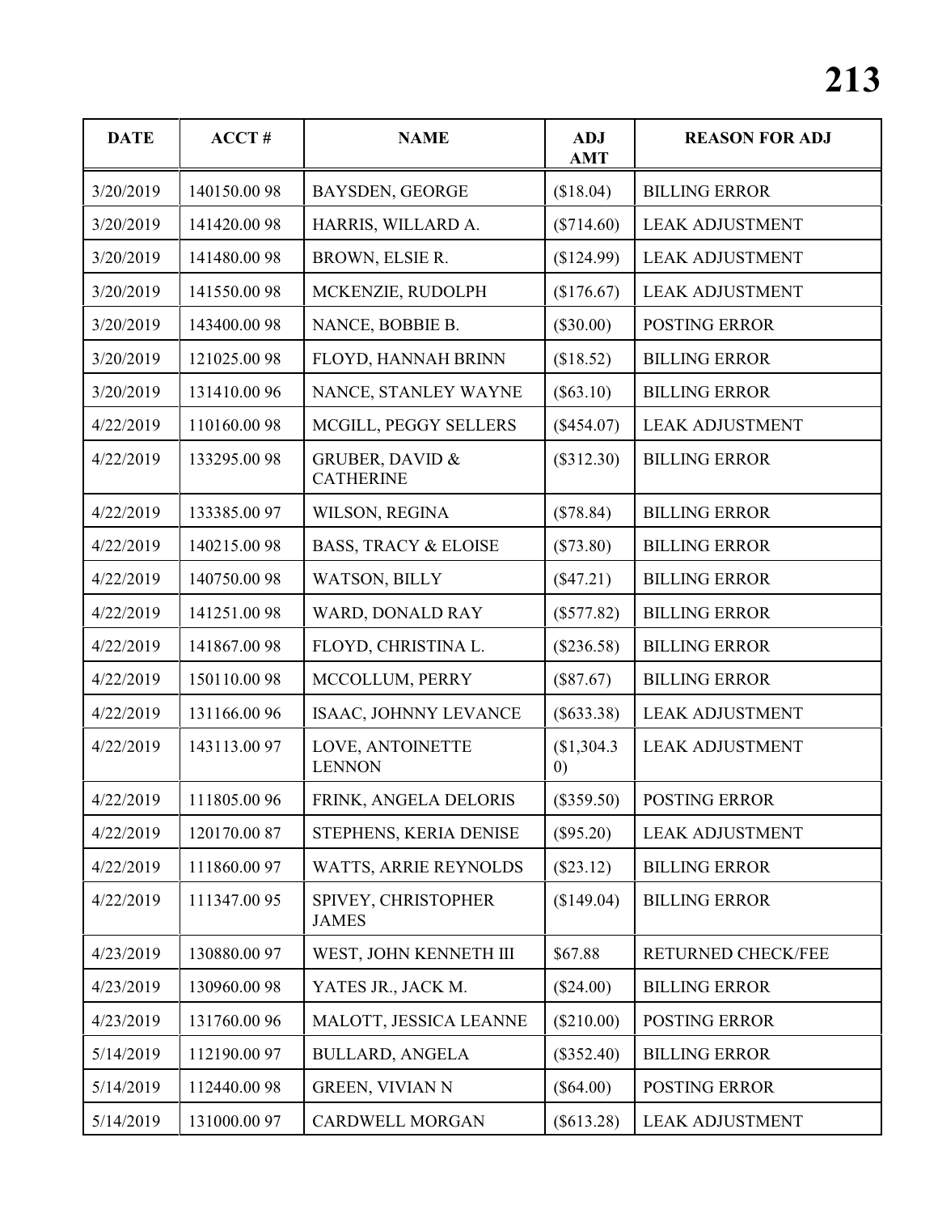| DATE | ACCT # | NAME | ADJ AMT | REASON FOR ADJ |
|---|---|---|---|---|
| 3/20/2019 | 140150.00 98 | BAYSDEN, GEORGE | ($18.04) | BILLING ERROR |
| 3/20/2019 | 141420.00 98 | HARRIS, WILLARD A. | ($714.60) | LEAK ADJUSTMENT |
| 3/20/2019 | 141480.00 98 | BROWN, ELSIE R. | ($124.99) | LEAK ADJUSTMENT |
| 3/20/2019 | 141550.00 98 | MCKENZIE, RUDOLPH | ($176.67) | LEAK ADJUSTMENT |
| 3/20/2019 | 143400.00 98 | NANCE, BOBBIE B. | ($30.00) | POSTING ERROR |
| 3/20/2019 | 121025.00 98 | FLOYD, HANNAH BRINN | ($18.52) | BILLING ERROR |
| 3/20/2019 | 131410.00 96 | NANCE, STANLEY WAYNE | ($63.10) | BILLING ERROR |
| 4/22/2019 | 110160.00 98 | MCGILL, PEGGY SELLERS | ($454.07) | LEAK ADJUSTMENT |
| 4/22/2019 | 133295.00 98 | GRUBER, DAVID & CATHERINE | ($312.30) | BILLING ERROR |
| 4/22/2019 | 133385.00 97 | WILSON, REGINA | ($78.84) | BILLING ERROR |
| 4/22/2019 | 140215.00 98 | BASS, TRACY & ELOISE | ($73.80) | BILLING ERROR |
| 4/22/2019 | 140750.00 98 | WATSON, BILLY | ($47.21) | BILLING ERROR |
| 4/22/2019 | 141251.00 98 | WARD, DONALD RAY | ($577.82) | BILLING ERROR |
| 4/22/2019 | 141867.00 98 | FLOYD, CHRISTINA L. | ($236.58) | BILLING ERROR |
| 4/22/2019 | 150110.00 98 | MCCOLLUM, PERRY | ($87.67) | BILLING ERROR |
| 4/22/2019 | 131166.00 96 | ISAAC, JOHNNY LEVANCE | ($633.38) | LEAK ADJUSTMENT |
| 4/22/2019 | 143113.00 97 | LOVE, ANTOINETTE LENNON | ($1,304.30) | LEAK ADJUSTMENT |
| 4/22/2019 | 111805.00 96 | FRINK, ANGELA DELORIS | ($359.50) | POSTING ERROR |
| 4/22/2019 | 120170.00 87 | STEPHENS, KERIA DENISE | ($95.20) | LEAK ADJUSTMENT |
| 4/22/2019 | 111860.00 97 | WATTS, ARRIE REYNOLDS | ($23.12) | BILLING ERROR |
| 4/22/2019 | 111347.00 95 | SPIVEY, CHRISTOPHER JAMES | ($149.04) | BILLING ERROR |
| 4/23/2019 | 130880.00 97 | WEST, JOHN KENNETH III | $67.88 | RETURNED CHECK/FEE |
| 4/23/2019 | 130960.00 98 | YATES JR., JACK M. | ($24.00) | BILLING ERROR |
| 4/23/2019 | 131760.00 96 | MALOTT, JESSICA LEANNE | ($210.00) | POSTING ERROR |
| 5/14/2019 | 112190.00 97 | BULLARD, ANGELA | ($352.40) | BILLING ERROR |
| 5/14/2019 | 112440.00 98 | GREEN, VIVIAN N | ($64.00) | POSTING ERROR |
| 5/14/2019 | 131000.00 97 | CARDWELL MORGAN | ($613.28) | LEAK ADJUSTMENT |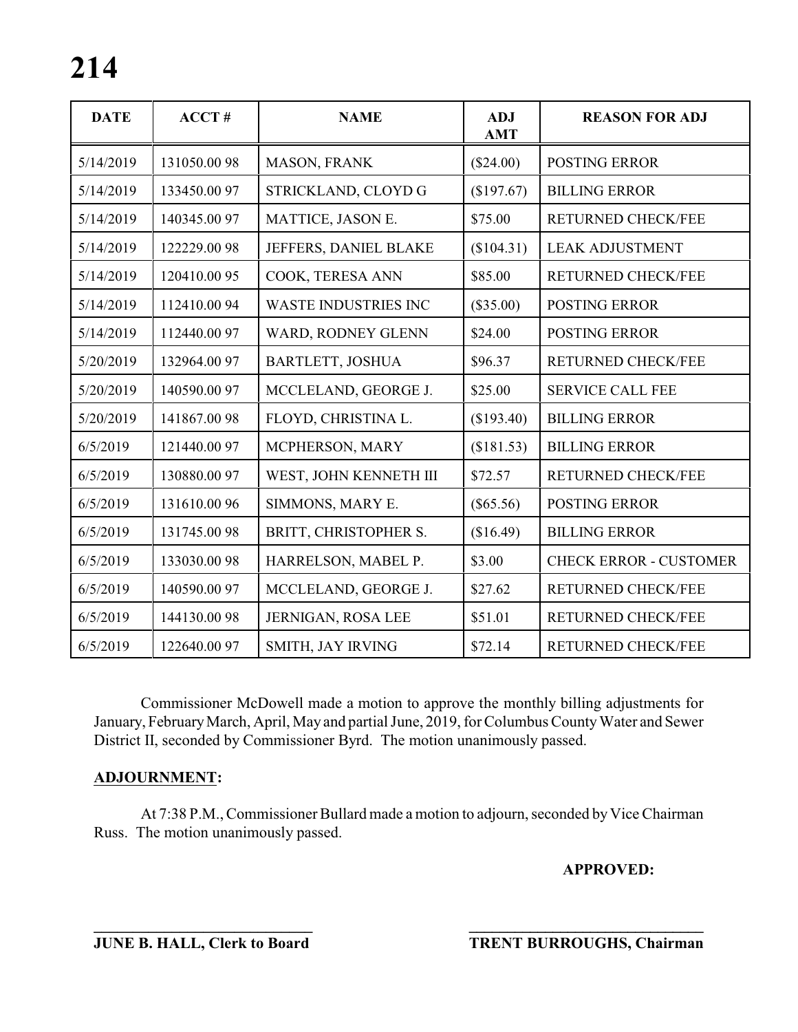| DATE | ACCT # | NAME | ADJ AMT | REASON FOR ADJ |
|---|---|---|---|---|
| 5/14/2019 | 131050.00 98 | MASON, FRANK | ($24.00) | POSTING ERROR |
| 5/14/2019 | 133450.00 97 | STRICKLAND, CLOYD G | ($197.67) | BILLING ERROR |
| 5/14/2019 | 140345.00 97 | MATTICE, JASON E. | $75.00 | RETURNED CHECK/FEE |
| 5/14/2019 | 122229.00 98 | JEFFERS, DANIEL BLAKE | ($104.31) | LEAK ADJUSTMENT |
| 5/14/2019 | 120410.00 95 | COOK, TERESA ANN | $85.00 | RETURNED CHECK/FEE |
| 5/14/2019 | 112410.00 94 | WASTE INDUSTRIES INC | ($35.00) | POSTING ERROR |
| 5/14/2019 | 112440.00 97 | WARD, RODNEY GLENN | $24.00 | POSTING ERROR |
| 5/20/2019 | 132964.00 97 | BARTLETT, JOSHUA | $96.37 | RETURNED CHECK/FEE |
| 5/20/2019 | 140590.00 97 | MCCLELAND, GEORGE J. | $25.00 | SERVICE CALL FEE |
| 5/20/2019 | 141867.00 98 | FLOYD, CHRISTINA L. | ($193.40) | BILLING ERROR |
| 6/5/2019 | 121440.00 97 | MCPHERSON, MARY | ($181.53) | BILLING ERROR |
| 6/5/2019 | 130880.00 97 | WEST, JOHN KENNETH III | $72.57 | RETURNED CHECK/FEE |
| 6/5/2019 | 131610.00 96 | SIMMONS, MARY E. | ($65.56) | POSTING ERROR |
| 6/5/2019 | 131745.00 98 | BRITT, CHRISTOPHER S. | ($16.49) | BILLING ERROR |
| 6/5/2019 | 133030.00 98 | HARRELSON, MABEL P. | $3.00 | CHECK ERROR - CUSTOMER |
| 6/5/2019 | 140590.00 97 | MCCLELAND, GEORGE J. | $27.62 | RETURNED CHECK/FEE |
| 6/5/2019 | 144130.00 98 | JERNIGAN, ROSA LEE | $51.01 | RETURNED CHECK/FEE |
| 6/5/2019 | 122640.00 97 | SMITH, JAY IRVING | $72.14 | RETURNED CHECK/FEE |

Commissioner McDowell made a motion to approve the monthly billing adjustments for January, February March, April, May and partial June, 2019, for Columbus County Water and Sewer District II, seconded by Commissioner Byrd. The motion unanimously passed.

**ADJOURNMENT:**

At 7:38 P.M., Commissioner Bullard made a motion to adjourn, seconded by Vice Chairman Russ. The motion unanimously passed.

**APPROVED:**

\_\_\_\_\_\_\_\_\_\_\_\_\_\_\_\_\_\_\_\_\_\_\_\_\_\_\_\_ \_\_\_\_\_\_\_\_\_\_\_\_\_\_\_\_\_\_\_\_\_\_\_\_\_\_\_\_\_\_\_\_

**JUNE B. HALL, Clerk to Board** **TRENT BURROUGHS, Chairman**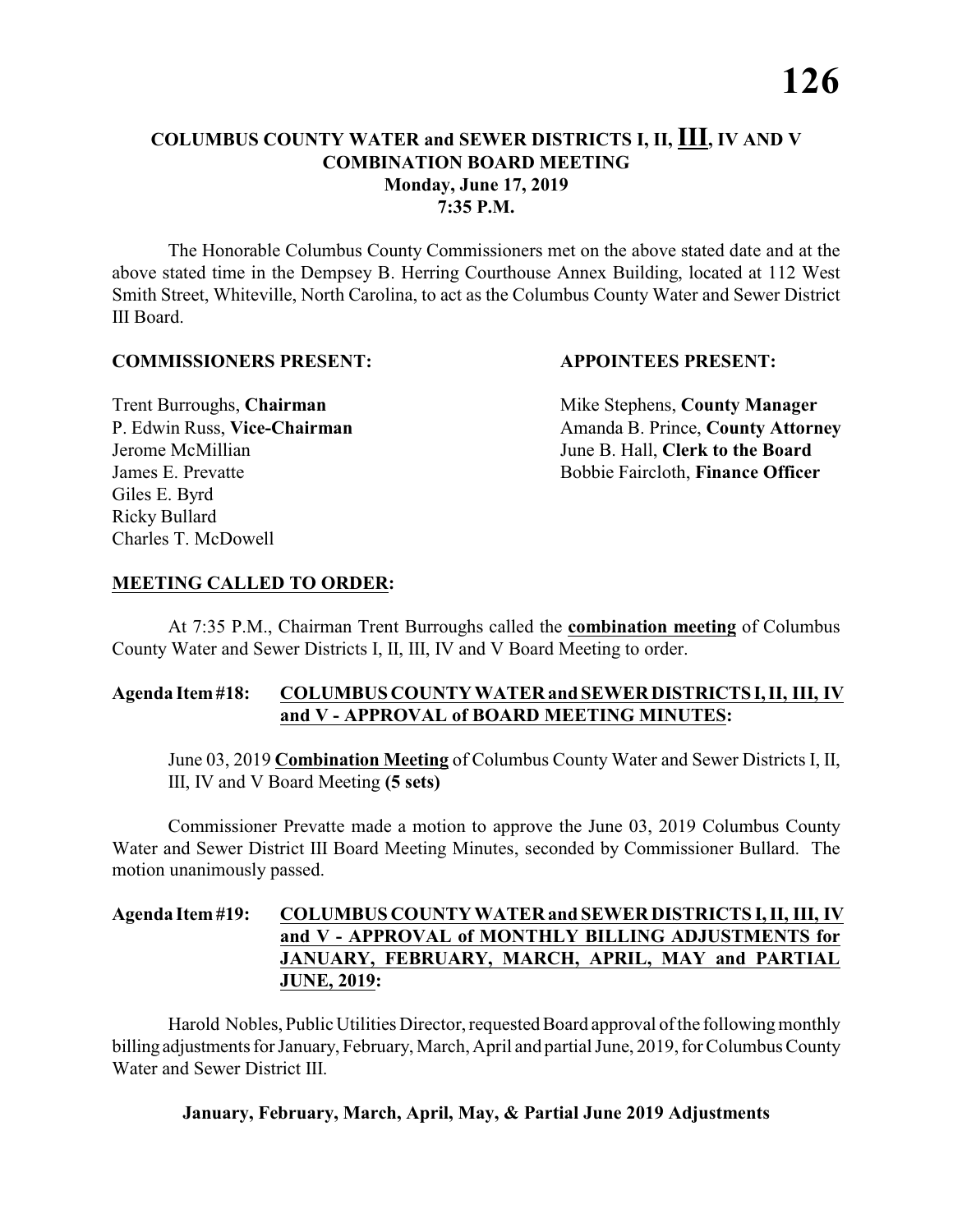# COLUMBUS COUNTY WATER and SEWER DISTRICTS I, II, III, IV AND V COMBINATION BOARD MEETING
**Monday, June 17, 2019**
**7:35 P.M.**

The Honorable Columbus County Commissioners met on the above stated date and at the above stated time in the Dempsey B. Herring Courthouse Annex Building, located at 112 West Smith Street, Whiteville, North Carolina, to act as the Columbus County Water and Sewer District III Board.

| **COMMISSIONERS PRESENT:** | **APPOINTEES PRESENT:** |
|---|---|
| Trent Burroughs, **Chairman** | Mike Stephens, **County Manager** |
| P. Edwin Russ, **Vice-Chairman** | Amanda B. Prince, **County Attorney** |
| Jerome McMillian | June B. Hall, **Clerk to the Board** |
| James E. Prevatte | Bobbie Faircloth, **Finance Officer** |
| Giles E. Byrd | |
| Ricky Bullard | |
| Charles T. McDowell | |

## MEETING CALLED TO ORDER:

At 7:35 P.M., Chairman Trent Burroughs called the **combination meeting** of Columbus County Water and Sewer Districts I, II, III, IV and V Board Meeting to order.

## Agenda Item #18: COLUMBUS COUNTY WATER and SEWER DISTRICTS I, II, III, IV and V - APPROVAL of BOARD MEETING MINUTES:

June 03, 2019 **Combination Meeting** of Columbus County Water and Sewer Districts I, II, III, IV and V Board Meeting **(5 sets)**

Commissioner Prevatte made a motion to approve the June 03, 2019 Columbus County Water and Sewer District III Board Meeting Minutes, seconded by Commissioner Bullard. The motion unanimously passed.

## Agenda Item #19: COLUMBUS COUNTY WATER and SEWER DISTRICTS I, II, III, IV and V - APPROVAL of MONTHLY BILLING ADJUSTMENTS for JANUARY, FEBRUARY, MARCH, APRIL, MAY and PARTIAL JUNE, 2019:

Harold Nobles, Public Utilities Director, requested Board approval of the following monthly billing adjustments for January, February, March, April and partial June, 2019, for Columbus County Water and Sewer District III.

**January, February, March, April, May, & Partial June 2019 Adjustments**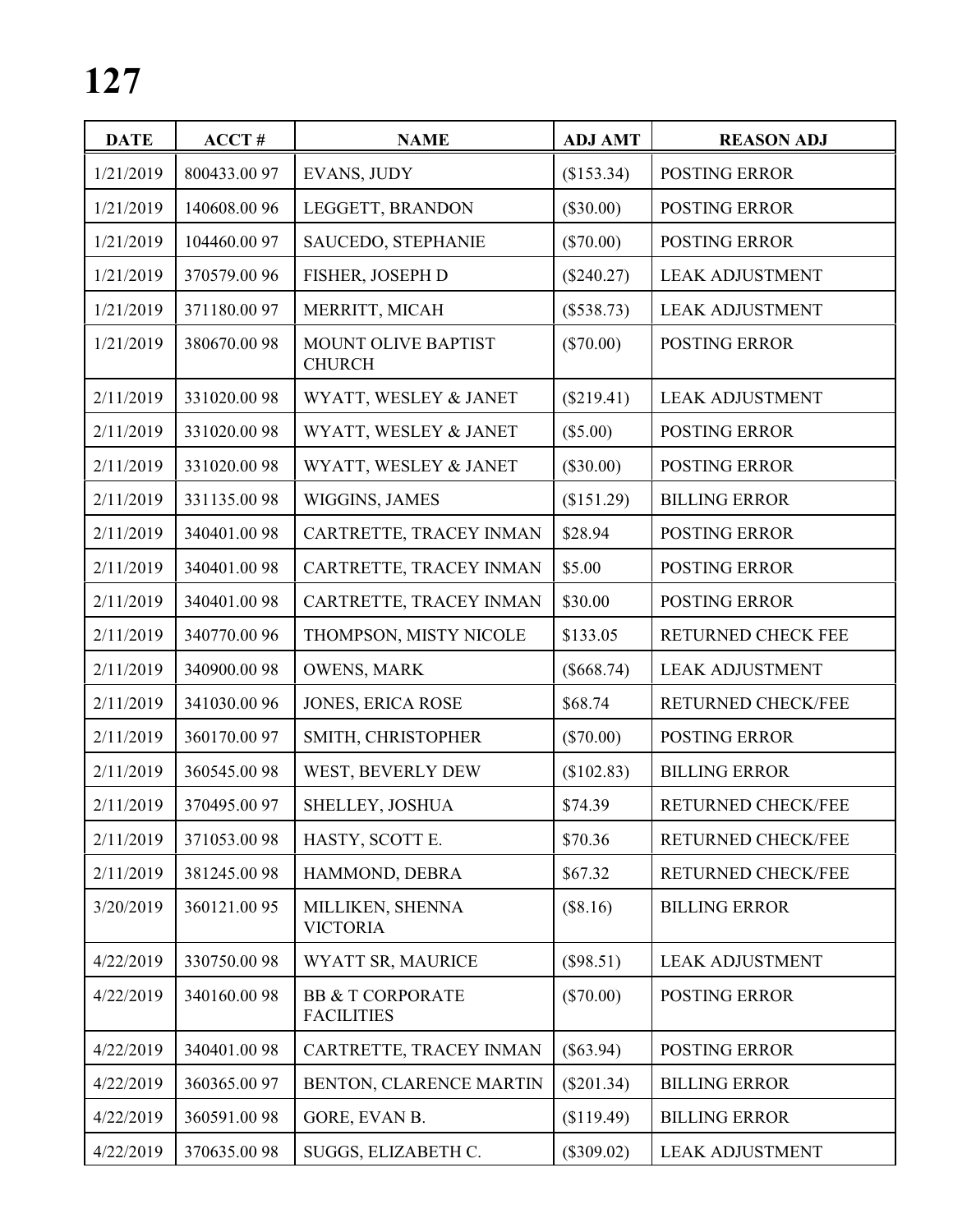# 127

| DATE | ACCT # | NAME | ADJ AMT | REASON ADJ |
|---|---|---|---|---|
| 1/21/2019 | 800433.00 97 | EVANS, JUDY | ($153.34) | POSTING ERROR |
| 1/21/2019 | 140608.00 96 | LEGGETT, BRANDON | ($30.00) | POSTING ERROR |
| 1/21/2019 | 104460.00 97 | SAUCEDO, STEPHANIE | ($70.00) | POSTING ERROR |
| 1/21/2019 | 370579.00 96 | FISHER, JOSEPH D | ($240.27) | LEAK ADJUSTMENT |
| 1/21/2019 | 371180.00 97 | MERRITT, MICAH | ($538.73) | LEAK ADJUSTMENT |
| 1/21/2019 | 380670.00 98 | MOUNT OLIVE BAPTIST CHURCH | ($70.00) | POSTING ERROR |
| 2/11/2019 | 331020.00 98 | WYATT, WESLEY & JANET | ($219.41) | LEAK ADJUSTMENT |
| 2/11/2019 | 331020.00 98 | WYATT, WESLEY & JANET | ($5.00) | POSTING ERROR |
| 2/11/2019 | 331020.00 98 | WYATT, WESLEY & JANET | ($30.00) | POSTING ERROR |
| 2/11/2019 | 331135.00 98 | WIGGINS, JAMES | ($151.29) | BILLING ERROR |
| 2/11/2019 | 340401.00 98 | CARTRETTE, TRACEY INMAN | $28.94 | POSTING ERROR |
| 2/11/2019 | 340401.00 98 | CARTRETTE, TRACEY INMAN | $5.00 | POSTING ERROR |
| 2/11/2019 | 340401.00 98 | CARTRETTE, TRACEY INMAN | $30.00 | POSTING ERROR |
| 2/11/2019 | 340770.00 96 | THOMPSON, MISTY NICOLE | $133.05 | RETURNED CHECK FEE |
| 2/11/2019 | 340900.00 98 | OWENS, MARK | ($668.74) | LEAK ADJUSTMENT |
| 2/11/2019 | 341030.00 96 | JONES, ERICA ROSE | $68.74 | RETURNED CHECK/FEE |
| 2/11/2019 | 360170.00 97 | SMITH, CHRISTOPHER | ($70.00) | POSTING ERROR |
| 2/11/2019 | 360545.00 98 | WEST, BEVERLY DEW | ($102.83) | BILLING ERROR |
| 2/11/2019 | 370495.00 97 | SHELLEY, JOSHUA | $74.39 | RETURNED CHECK/FEE |
| 2/11/2019 | 371053.00 98 | HASTY, SCOTT E. | $70.36 | RETURNED CHECK/FEE |
| 2/11/2019 | 381245.00 98 | HAMMOND, DEBRA | $67.32 | RETURNED CHECK/FEE |
| 3/20/2019 | 360121.00 95 | MILLIKEN, SHENNA VICTORIA | ($8.16) | BILLING ERROR |
| 4/22/2019 | 330750.00 98 | WYATT SR, MAURICE | ($98.51) | LEAK ADJUSTMENT |
| 4/22/2019 | 340160.00 98 | BB & T CORPORATE FACILITIES | ($70.00) | POSTING ERROR |
| 4/22/2019 | 340401.00 98 | CARTRETTE, TRACEY INMAN | ($63.94) | POSTING ERROR |
| 4/22/2019 | 360365.00 97 | BENTON, CLARENCE MARTIN | ($201.34) | BILLING ERROR |
| 4/22/2019 | 360591.00 98 | GORE, EVAN B. | ($119.49) | BILLING ERROR |
| 4/22/2019 | 370635.00 98 | SUGGS, ELIZABETH C. | ($309.02) | LEAK ADJUSTMENT |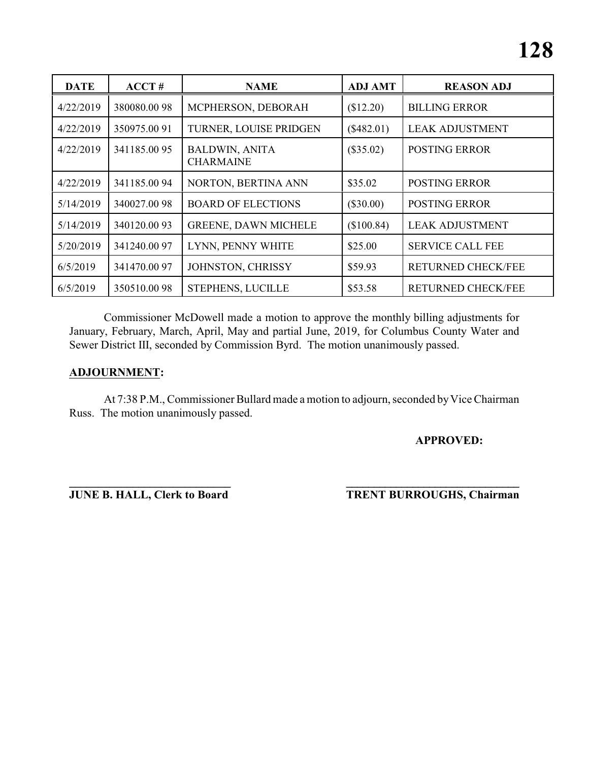| DATE | ACCT # | NAME | ADJ AMT | REASON ADJ |
|---|---|---|---|---|
| 4/22/2019 | 380080.00 98 | MCPHERSON, DEBORAH | ($12.20) | BILLING ERROR |
| 4/22/2019 | 350975.00 91 | TURNER, LOUISE PRIDGEN | ($482.01) | LEAK ADJUSTMENT |
| 4/22/2019 | 341185.00 95 | BALDWIN, ANITA CHARMAINE | ($35.02) | POSTING ERROR |
| 4/22/2019 | 341185.00 94 | NORTON, BERTINA ANN | $35.02 | POSTING ERROR |
| 5/14/2019 | 340027.00 98 | BOARD OF ELECTIONS | ($30.00) | POSTING ERROR |
| 5/14/2019 | 340120.00 93 | GREENE, DAWN MICHELE | ($100.84) | LEAK ADJUSTMENT |
| 5/20/2019 | 341240.00 97 | LYNN, PENNY WHITE | $25.00 | SERVICE CALL FEE |
| 6/5/2019 | 341470.00 97 | JOHNSTON, CHRISSY | $59.93 | RETURNED CHECK/FEE |
| 6/5/2019 | 350510.00 98 | STEPHENS, LUCILLE | $53.58 | RETURNED CHECK/FEE |

Commissioner McDowell made a motion to approve the monthly billing adjustments for January, February, March, April, May and partial June, 2019, for Columbus County Water and Sewer District III, seconded by Commission Byrd. The motion unanimously passed.

**ADJOURNMENT:**

At 7:38 P.M., Commissioner Bullard made a motion to adjourn, seconded by Vice Chairman Russ. The motion unanimously passed.

**APPROVED:**

**\_\_\_\_\_\_\_\_\_\_\_\_\_\_\_\_\_\_\_\_\_\_\_\_\_\_\_\_\_\_**
**JUNE B. HALL, Clerk to Board**

**\_\_\_\_\_\_\_\_\_\_\_\_\_\_\_\_\_\_\_\_\_\_\_\_\_\_\_\_\_\_\_\_**
**TRENT BURROUGHS, Chairman**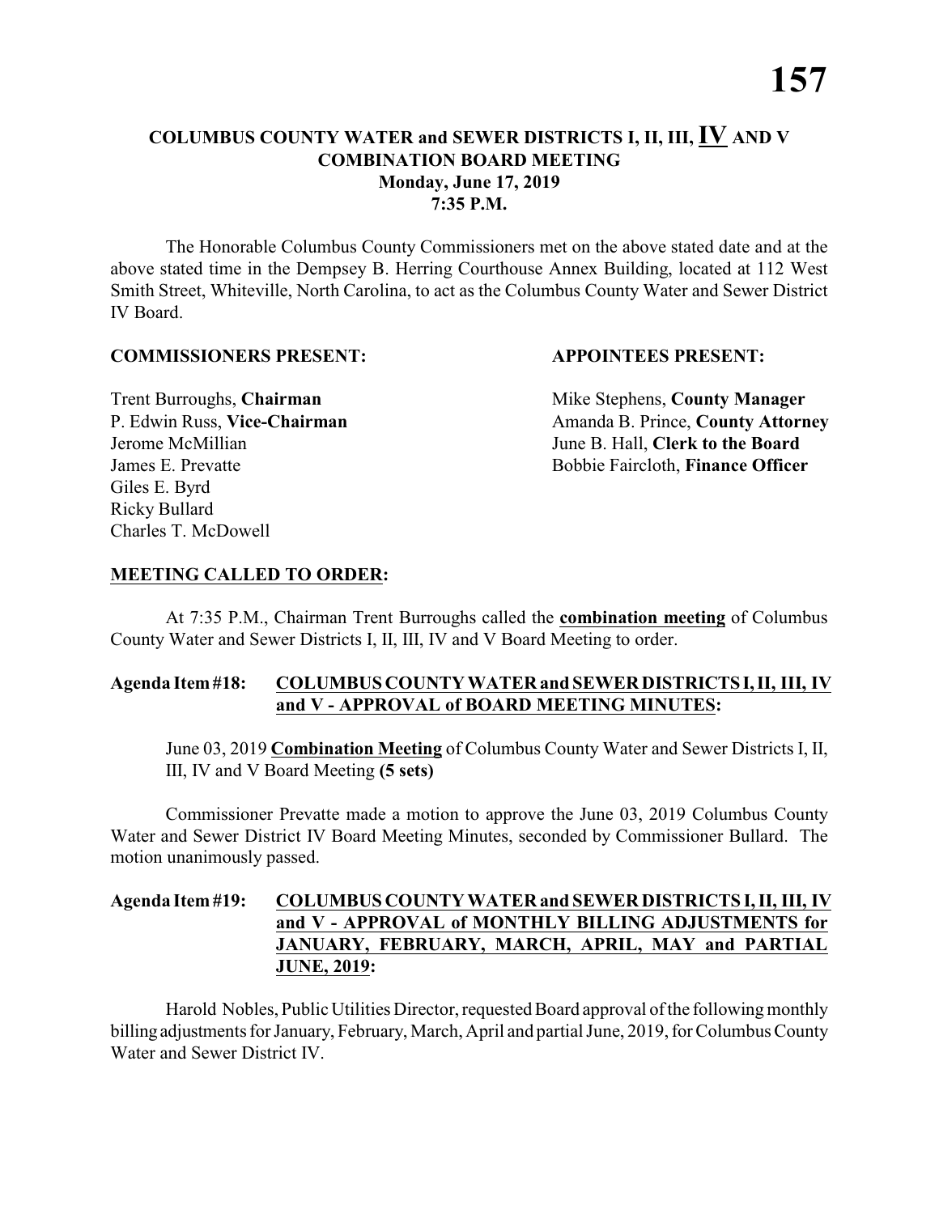**COLUMBUS COUNTY WATER and SEWER DISTRICTS I, II, III, IV AND V COMBINATION BOARD MEETING**
**Monday, June 17, 2019**
**7:35 P.M.**

The Honorable Columbus County Commissioners met on the above stated date and at the above stated time in the Dempsey B. Herring Courthouse Annex Building, located at 112 West Smith Street, Whiteville, North Carolina, to act as the Columbus County Water and Sewer District IV Board.

**COMMISSIONERS PRESENT:**

Trent Burroughs, **Chairman**
P. Edwin Russ, **Vice-Chairman**
Jerome McMillian
James E. Prevatte
Giles E. Byrd
Ricky Bullard
Charles T. McDowell

**APPOINTEES PRESENT:**

Mike Stephens, **County Manager**
Amanda B. Prince, **County Attorney**
June B. Hall, **Clerk to the Board**
Bobbie Faircloth, **Finance Officer**

**MEETING CALLED TO ORDER:**

At 7:35 P.M., Chairman Trent Burroughs called the **combination meeting** of Columbus County Water and Sewer Districts I, II, III, IV and V Board Meeting to order.

**Agenda Item #18: COLUMBUS COUNTY WATER and SEWER DISTRICTS I, II, III, IV and V - APPROVAL of BOARD MEETING MINUTES:**

June 03, 2019 **Combination Meeting** of Columbus County Water and Sewer Districts I, II, III, IV and V Board Meeting **(5 sets)**

Commissioner Prevatte made a motion to approve the June 03, 2019 Columbus County Water and Sewer District IV Board Meeting Minutes, seconded by Commissioner Bullard. The motion unanimously passed.

**Agenda Item #19: COLUMBUS COUNTY WATER and SEWER DISTRICTS I, II, III, IV and V - APPROVAL of MONTHLY BILLING ADJUSTMENTS for JANUARY, FEBRUARY, MARCH, APRIL, MAY and PARTIAL JUNE, 2019:**

Harold Nobles, Public Utilities Director, requested Board approval of the following monthly billing adjustments for January, February, March, April and partial June, 2019, for Columbus County Water and Sewer District IV.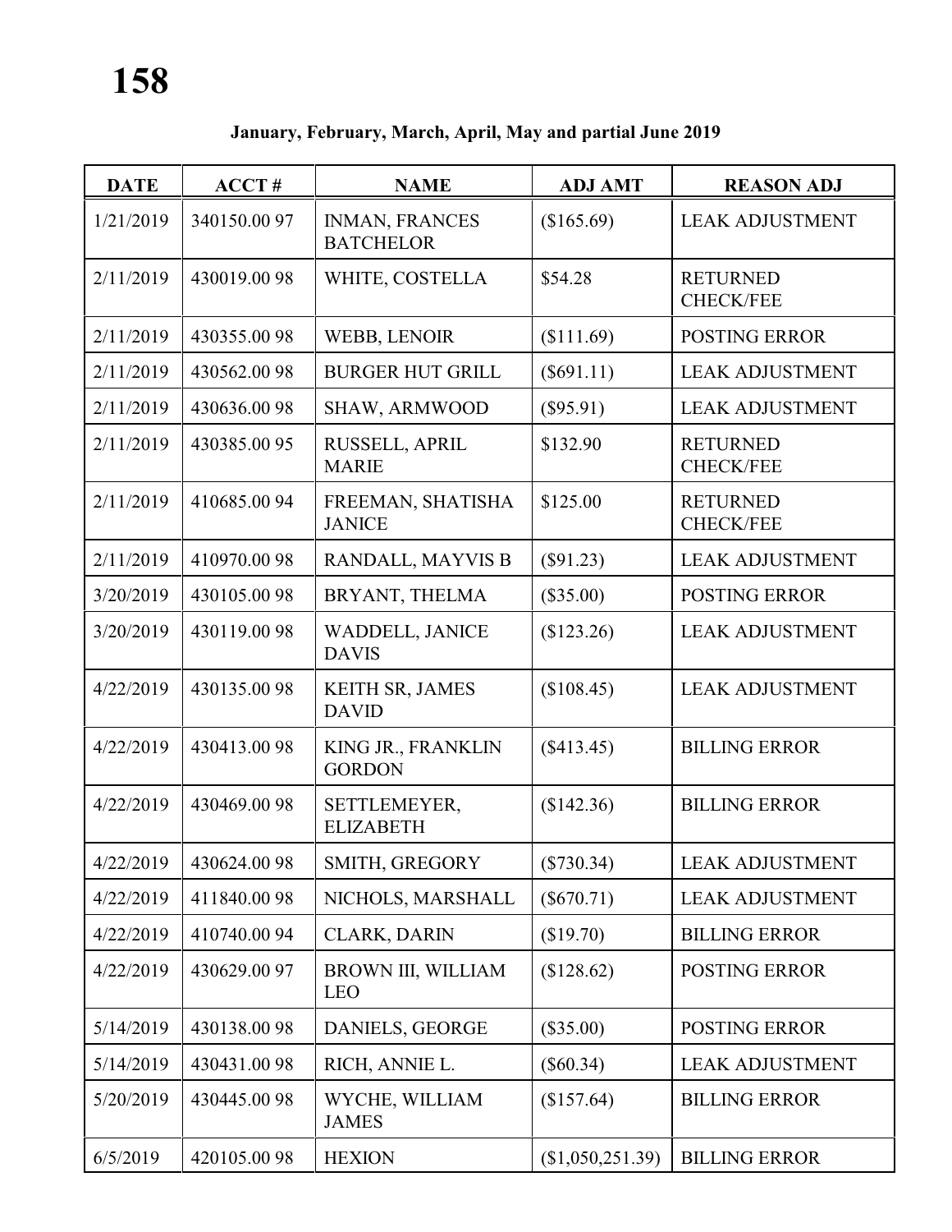# 158

**January, February, March, April, May and partial June 2019**

| DATE | ACCT # | NAME | ADJ AMT | REASON ADJ |
|---|---|---|---|---|
| 1/21/2019 | 340150.00 97 | INMAN, FRANCES BATCHELOR | ($165.69) | LEAK ADJUSTMENT |
| 2/11/2019 | 430019.00 98 | WHITE, COSTELLA | $54.28 | RETURNED CHECK/FEE |
| 2/11/2019 | 430355.00 98 | WEBB, LENOIR | ($111.69) | POSTING ERROR |
| 2/11/2019 | 430562.00 98 | BURGER HUT GRILL | ($691.11) | LEAK ADJUSTMENT |
| 2/11/2019 | 430636.00 98 | SHAW, ARMWOOD | ($95.91) | LEAK ADJUSTMENT |
| 2/11/2019 | 430385.00 95 | RUSSELL, APRIL MARIE | $132.90 | RETURNED CHECK/FEE |
| 2/11/2019 | 410685.00 94 | FREEMAN, SHATISHA JANICE | $125.00 | RETURNED CHECK/FEE |
| 2/11/2019 | 410970.00 98 | RANDALL, MAYVIS B | ($91.23) | LEAK ADJUSTMENT |
| 3/20/2019 | 430105.00 98 | BRYANT, THELMA | ($35.00) | POSTING ERROR |
| 3/20/2019 | 430119.00 98 | WADDELL, JANICE DAVIS | ($123.26) | LEAK ADJUSTMENT |
| 4/22/2019 | 430135.00 98 | KEITH SR, JAMES DAVID | ($108.45) | LEAK ADJUSTMENT |
| 4/22/2019 | 430413.00 98 | KING JR., FRANKLIN GORDON | ($413.45) | BILLING ERROR |
| 4/22/2019 | 430469.00 98 | SETTLEMEYER, ELIZABETH | ($142.36) | BILLING ERROR |
| 4/22/2019 | 430624.00 98 | SMITH, GREGORY | ($730.34) | LEAK ADJUSTMENT |
| 4/22/2019 | 411840.00 98 | NICHOLS, MARSHALL | ($670.71) | LEAK ADJUSTMENT |
| 4/22/2019 | 410740.00 94 | CLARK, DARIN | ($19.70) | BILLING ERROR |
| 4/22/2019 | 430629.00 97 | BROWN III, WILLIAM LEO | ($128.62) | POSTING ERROR |
| 5/14/2019 | 430138.00 98 | DANIELS, GEORGE | ($35.00) | POSTING ERROR |
| 5/14/2019 | 430431.00 98 | RICH, ANNIE L. | ($60.34) | LEAK ADJUSTMENT |
| 5/20/2019 | 430445.00 98 | WYCHE, WILLIAM JAMES | ($157.64) | BILLING ERROR |
| 6/5/2019 | 420105.00 98 | HEXION | ($1,050,251.39) | BILLING ERROR |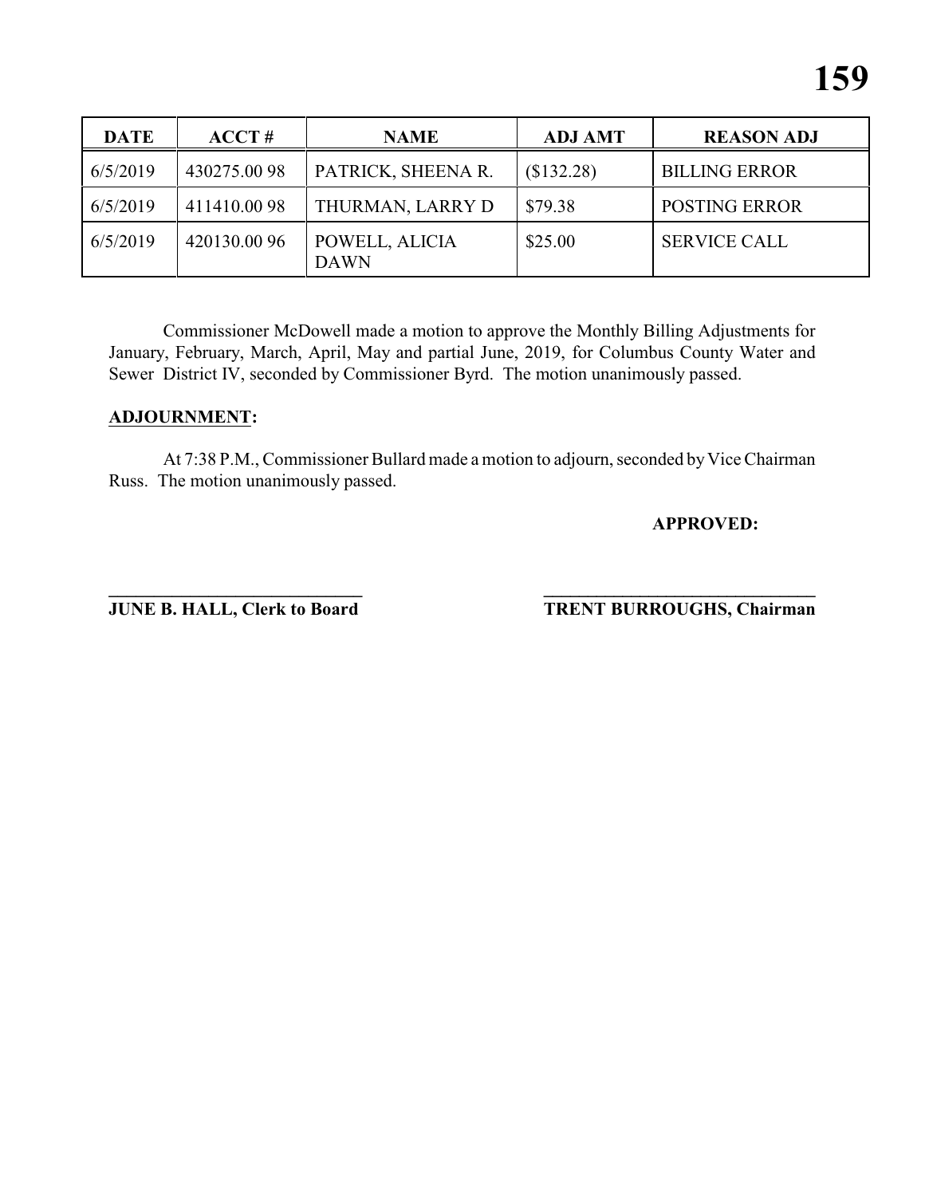| DATE | ACCT # | NAME | ADJ AMT | REASON ADJ |
|---|---|---|---|---|
| 6/5/2019 | 430275.00 98 | PATRICK, SHEENA R. | ($132.28) | BILLING ERROR |
| 6/5/2019 | 411410.00 98 | THURMAN, LARRY D | $79.38 | POSTING ERROR |
| 6/5/2019 | 420130.00 96 | POWELL, ALICIA DAWN | $25.00 | SERVICE CALL |

Commissioner McDowell made a motion to approve the Monthly Billing Adjustments for January, February, March, April, May and partial June, 2019, for Columbus County Water and Sewer District IV, seconded by Commissioner Byrd. The motion unanimously passed.

**ADJOURNMENT:**

At 7:38 P.M., Commissioner Bullard made a motion to adjourn, seconded by Vice Chairman Russ. The motion unanimously passed.

**APPROVED:**

**\_\_\_\_\_\_\_\_\_\_\_\_\_\_\_\_\_\_\_\_\_\_\_\_\_\_\_\_\_\_**
**JUNE B. HALL, Clerk to Board**

**\_\_\_\_\_\_\_\_\_\_\_\_\_\_\_\_\_\_\_\_\_\_\_\_\_\_\_\_\_\_**
**TRENT BURROUGHS, Chairman**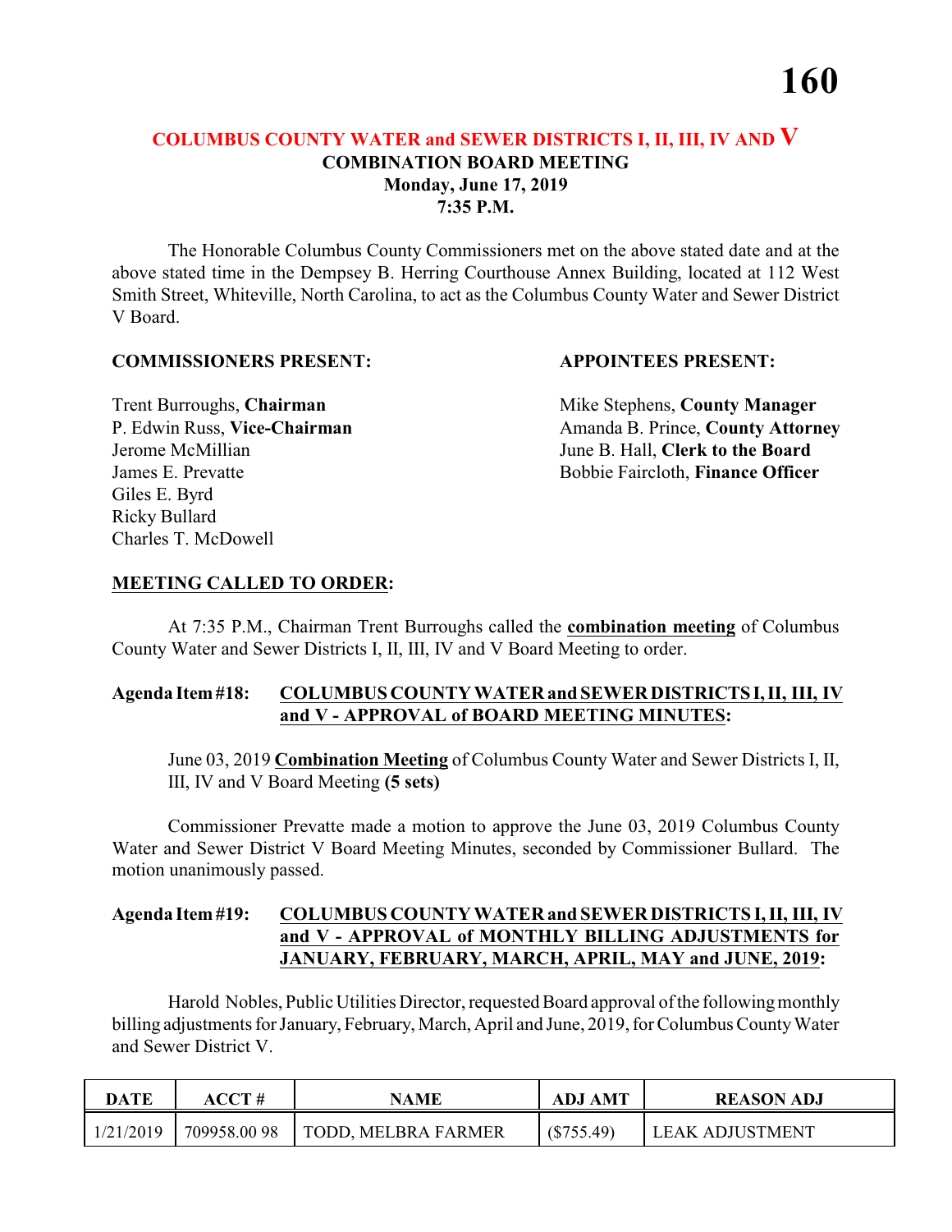## COLUMBUS COUNTY WATER and SEWER DISTRICTS I, II, III, IV AND V
### COMBINATION BOARD MEETING
### Monday, June 17, 2019
### 7:35 P.M.

The Honorable Columbus County Commissioners met on the above stated date and at the above stated time in the Dempsey B. Herring Courthouse Annex Building, located at 112 West Smith Street, Whiteville, North Carolina, to act as the Columbus County Water and Sewer District V Board.

**COMMISSIONERS PRESENT:**

Trent Burroughs, **Chairman**
P. Edwin Russ, **Vice-Chairman**
Jerome McMillian
James E. Prevatte
Giles E. Byrd
Ricky Bullard
Charles T. McDowell

**APPOINTEES PRESENT:**

Mike Stephens, **County Manager**
Amanda B. Prince, **County Attorney**
June B. Hall, **Clerk to the Board**
Bobbie Faircloth, **Finance Officer**

**MEETING CALLED TO ORDER:**

At 7:35 P.M., Chairman Trent Burroughs called the **combination meeting** of Columbus County Water and Sewer Districts I, II, III, IV and V Board Meeting to order.

**Agenda Item #18: COLUMBUS COUNTY WATER and SEWER DISTRICTS I, II, III, IV and V - APPROVAL of BOARD MEETING MINUTES:**

June 03, 2019 **Combination Meeting** of Columbus County Water and Sewer Districts I, II, III, IV and V Board Meeting **(5 sets)**

Commissioner Prevatte made a motion to approve the June 03, 2019 Columbus County Water and Sewer District V Board Meeting Minutes, seconded by Commissioner Bullard. The motion unanimously passed.

**Agenda Item #19: COLUMBUS COUNTY WATER and SEWER DISTRICTS I, II, III, IV and V - APPROVAL of MONTHLY BILLING ADJUSTMENTS for JANUARY, FEBRUARY, MARCH, APRIL, MAY and JUNE, 2019:**

Harold Nobles, Public Utilities Director, requested Board approval of the following monthly billing adjustments for January, February, March, April and June, 2019, for Columbus County Water and Sewer District V.

| DATE | ACCT # | NAME | ADJ AMT | REASON ADJ |
|---|---|---|---|---|
| 1/21/2019 | 709958.00 98 | TODD, MELBRA FARMER | ($755.49) | LEAK ADJUSTMENT |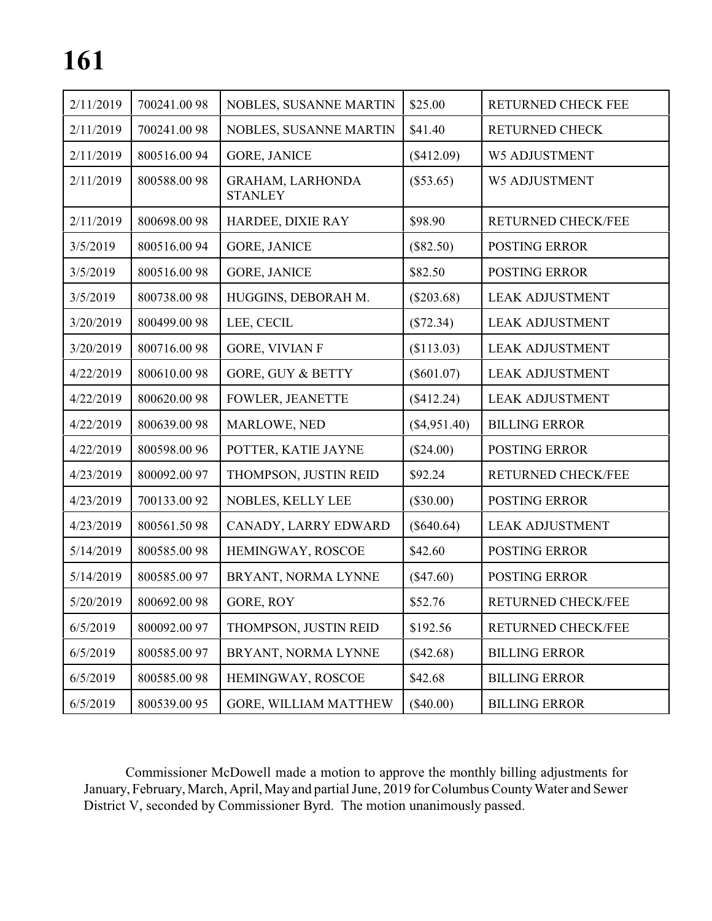| 2/11/2019 | 700241.00 98 | NOBLES, SUSANNE MARTIN | $25.00 | RETURNED CHECK FEE |
|---|---|---|---|---|
| 2/11/2019 | 700241.00 98 | NOBLES, SUSANNE MARTIN | $41.40 | RETURNED CHECK |
| 2/11/2019 | 800516.00 94 | GORE, JANICE | ($412.09) | W5 ADJUSTMENT |
| 2/11/2019 | 800588.00 98 | GRAHAM, LARHONDA STANLEY | ($53.65) | W5 ADJUSTMENT |
| 2/11/2019 | 800698.00 98 | HARDEE, DIXIE RAY | $98.90 | RETURNED CHECK/FEE |
| 3/5/2019 | 800516.00 94 | GORE, JANICE | ($82.50) | POSTING ERROR |
| 3/5/2019 | 800516.00 98 | GORE, JANICE | $82.50 | POSTING ERROR |
| 3/5/2019 | 800738.00 98 | HUGGINS, DEBORAH M. | ($203.68) | LEAK ADJUSTMENT |
| 3/20/2019 | 800499.00 98 | LEE, CECIL | ($72.34) | LEAK ADJUSTMENT |
| 3/20/2019 | 800716.00 98 | GORE, VIVIAN F | ($113.03) | LEAK ADJUSTMENT |
| 4/22/2019 | 800610.00 98 | GORE, GUY & BETTY | ($601.07) | LEAK ADJUSTMENT |
| 4/22/2019 | 800620.00 98 | FOWLER, JEANETTE | ($412.24) | LEAK ADJUSTMENT |
| 4/22/2019 | 800639.00 98 | MARLOWE, NED | ($4,951.40) | BILLING ERROR |
| 4/22/2019 | 800598.00 96 | POTTER, KATIE JAYNE | ($24.00) | POSTING ERROR |
| 4/23/2019 | 800092.00 97 | THOMPSON, JUSTIN REID | $92.24 | RETURNED CHECK/FEE |
| 4/23/2019 | 700133.00 92 | NOBLES, KELLY LEE | ($30.00) | POSTING ERROR |
| 4/23/2019 | 800561.50 98 | CANADY, LARRY EDWARD | ($640.64) | LEAK ADJUSTMENT |
| 5/14/2019 | 800585.00 98 | HEMINGWAY, ROSCOE | $42.60 | POSTING ERROR |
| 5/14/2019 | 800585.00 97 | BRYANT, NORMA LYNNE | ($47.60) | POSTING ERROR |
| 5/20/2019 | 800692.00 98 | GORE, ROY | $52.76 | RETURNED CHECK/FEE |
| 6/5/2019 | 800092.00 97 | THOMPSON, JUSTIN REID | $192.56 | RETURNED CHECK/FEE |
| 6/5/2019 | 800585.00 97 | BRYANT, NORMA LYNNE | ($42.68) | BILLING ERROR |
| 6/5/2019 | 800585.00 98 | HEMINGWAY, ROSCOE | $42.68 | BILLING ERROR |
| 6/5/2019 | 800539.00 95 | GORE, WILLIAM MATTHEW | ($40.00) | BILLING ERROR |

Commissioner McDowell made a motion to approve the monthly billing adjustments for January, February, March, April, May and partial June, 2019 for Columbus County Water and Sewer District V, seconded by Commissioner Byrd. The motion unanimously passed.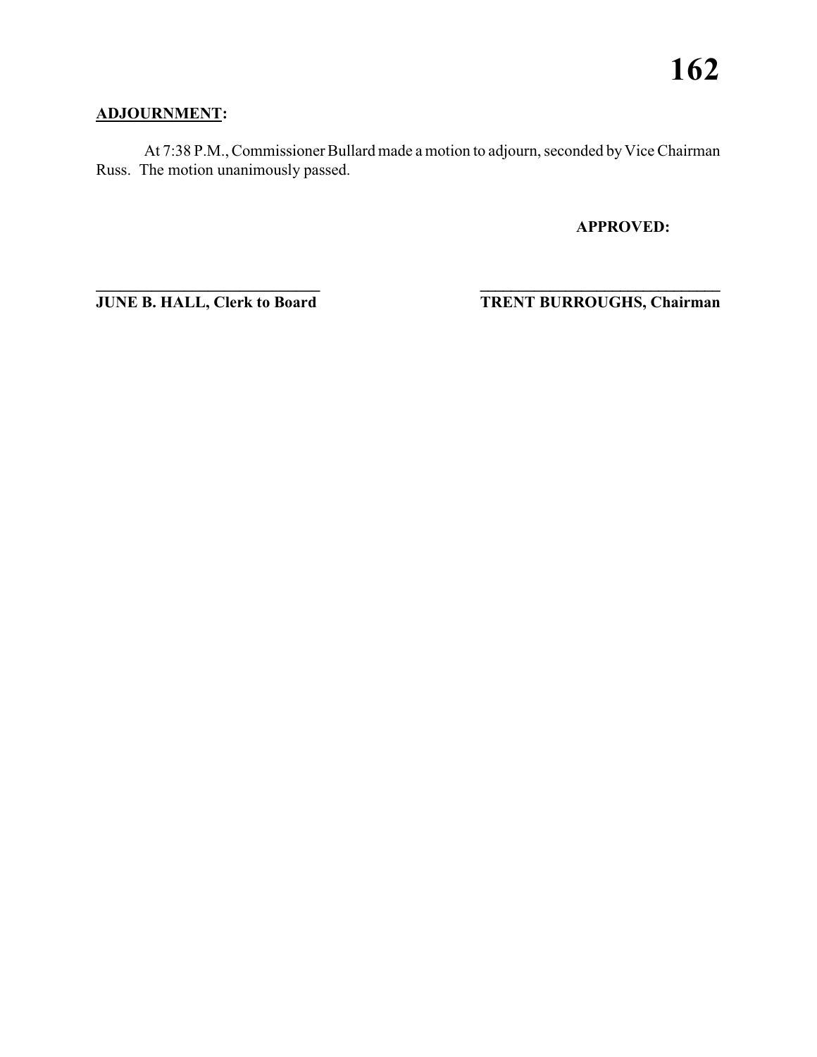**ADJOURNMENT:**

At 7:38 P.M., Commissioner Bullard made a motion to adjourn, seconded by Vice Chairman Russ. The motion unanimously passed.

**APPROVED:**

\_\_\_\_\_\_\_\_\_\_\_\_\_\_\_\_\_\_\_\_\_\_\_\_\_\_\_\_\_\_ \_\_\_\_\_\_\_\_\_\_\_\_\_\_\_\_\_\_\_\_\_\_\_\_\_\_\_\_\_\_\_\_

**JUNE B. HALL, Clerk to Board** **TRENT BURROUGHS, Chairman**